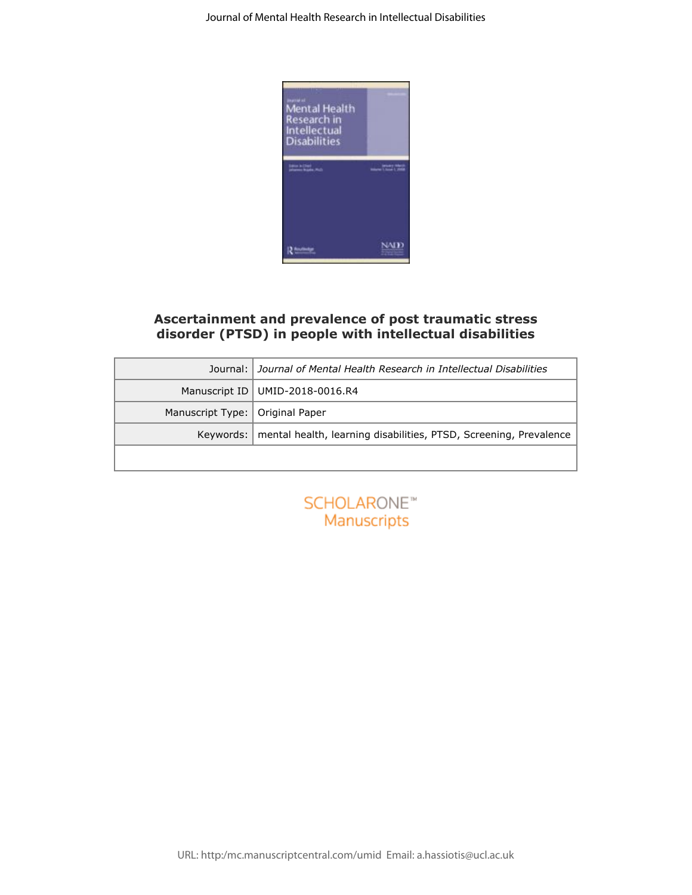# Ascertainment and prevalence of post traumatic stress disorder (PTSD) in people with intellectual disabilities

| | |
|---|---|
| Journal: | *Journal of Mental Health Research in Intellectual Disabilities* |
| Manuscript ID | UMID-2018-0016.R4 |
| Manuscript Type: | Original Paper |
| Keywords: | mental health, learning disabilities, PTSD, Screening, Prevalence |

URL: http:/mc.manuscriptcentral.com/umid Email: a.hassiotis@ucl.ac.uk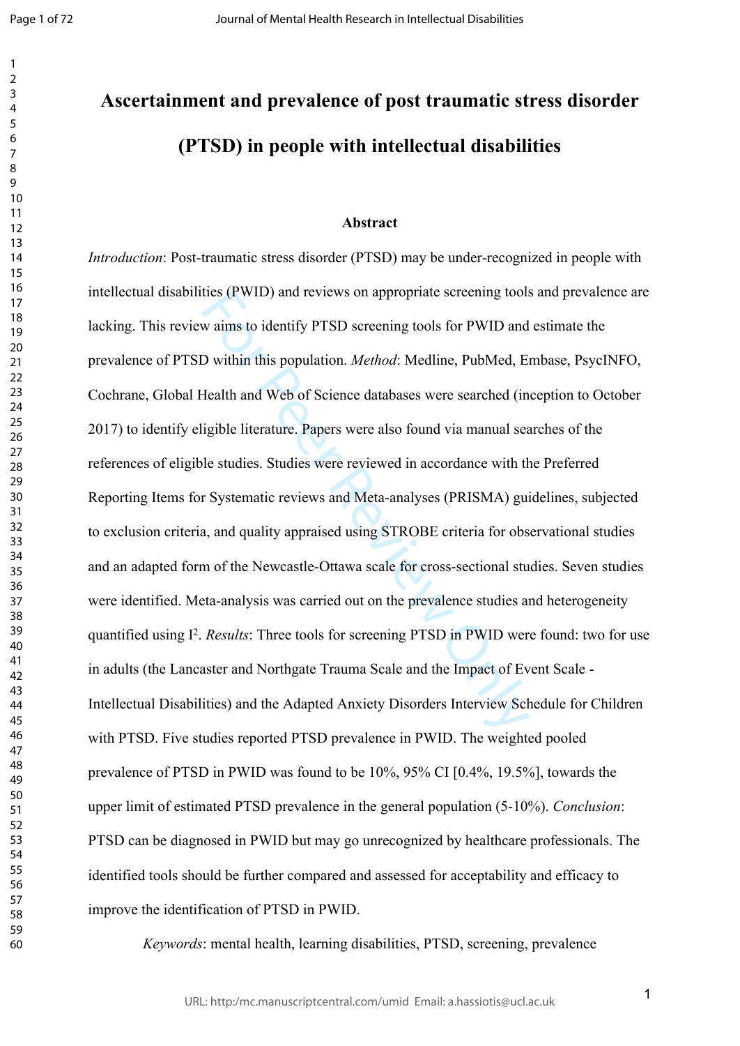# Ascertainment and prevalence of post traumatic stress disorder (PTSD) in people with intellectual disabilities

## Abstract

*Introduction*: Post-traumatic stress disorder (PTSD) may be under-recognized in people with intellectual disabilities (PWID) and reviews on appropriate screening tools and prevalence are lacking. This review aims to identify PTSD screening tools for PWID and estimate the prevalence of PTSD within this population. *Method*: Medline, PubMed, Embase, PsycINFO, Cochrane, Global Health and Web of Science databases were searched (inception to October 2017) to identify eligible literature. Papers were also found via manual searches of the references of eligible studies. Studies were reviewed in accordance with the Preferred Reporting Items for Systematic reviews and Meta-analyses (PRISMA) guidelines, subjected to exclusion criteria, and quality appraised using STROBE criteria for observational studies and an adapted form of the Newcastle-Ottawa scale for cross-sectional studies. Seven studies were identified. Meta-analysis was carried out on the prevalence studies and heterogeneity quantified using $I^2$. *Results*: Three tools for screening PTSD in PWID were found: two for use in adults (the Lancaster and Northgate Trauma Scale and the Impact of Event Scale - Intellectual Disabilities) and the Adapted Anxiety Disorders Interview Schedule for Children with PTSD. Five studies reported PTSD prevalence in PWID. The weighted pooled prevalence of PTSD in PWID was found to be 10%, 95% CI [0.4%, 19.5%], towards the upper limit of estimated PTSD prevalence in the general population (5-10%). *Conclusion*: PTSD can be diagnosed in PWID but may go unrecognized by healthcare professionals. The identified tools should be further compared and assessed for acceptability and efficacy to improve the identification of PTSD in PWID.

*Keywords*: mental health, learning disabilities, PTSD, screening, prevalence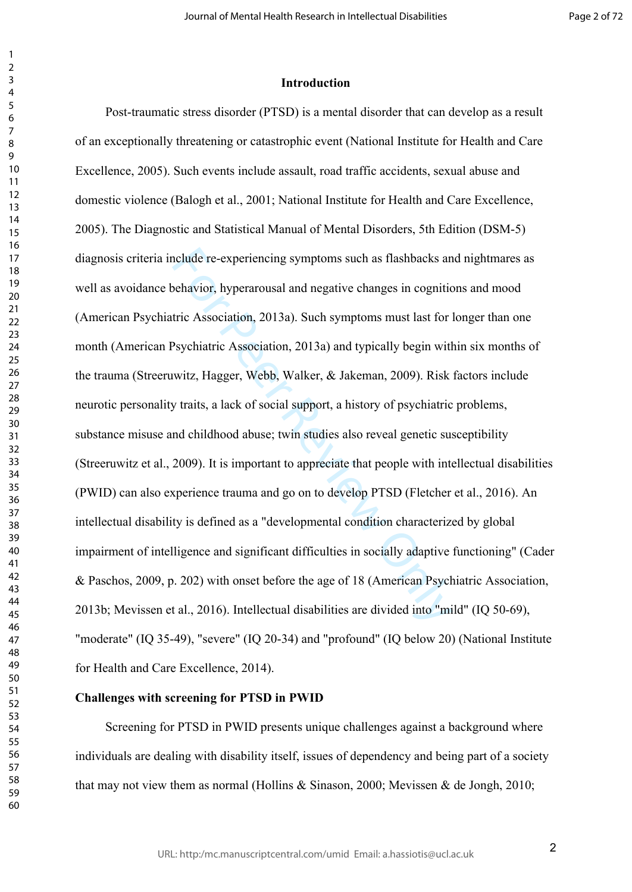## Introduction

Post-traumatic stress disorder (PTSD) is a mental disorder that can develop as a result of an exceptionally threatening or catastrophic event (National Institute for Health and Care Excellence, 2005). Such events include assault, road traffic accidents, sexual abuse and domestic violence (Balogh et al., 2001; National Institute for Health and Care Excellence, 2005). The Diagnostic and Statistical Manual of Mental Disorders, 5th Edition (DSM-5) diagnosis criteria include re-experiencing symptoms such as flashbacks and nightmares as well as avoidance behavior, hyperarousal and negative changes in cognitions and mood (American Psychiatric Association, 2013a). Such symptoms must last for longer than one month (American Psychiatric Association, 2013a) and typically begin within six months of the trauma (Streeruwitz, Hagger, Webb, Walker, & Jakeman, 2009). Risk factors include neurotic personality traits, a lack of social support, a history of psychiatric problems, substance misuse and childhood abuse; twin studies also reveal genetic susceptibility (Streeruwitz et al., 2009). It is important to appreciate that people with intellectual disabilities (PWID) can also experience trauma and go on to develop PTSD (Fletcher et al., 2016). An intellectual disability is defined as a "developmental condition characterized by global impairment of intelligence and significant difficulties in socially adaptive functioning" (Cader & Paschos, 2009, p. 202) with onset before the age of 18 (American Psychiatric Association, 2013b; Mevissen et al., 2016). Intellectual disabilities are divided into "mild" (IQ 50-69), "moderate" (IQ 35-49), "severe" (IQ 20-34) and "profound" (IQ below 20) (National Institute for Health and Care Excellence, 2014).

### Challenges with screening for PTSD in PWID

Screening for PTSD in PWID presents unique challenges against a background where individuals are dealing with disability itself, issues of dependency and being part of a society that may not view them as normal (Hollins & Sinason, 2000; Mevissen & de Jongh, 2010;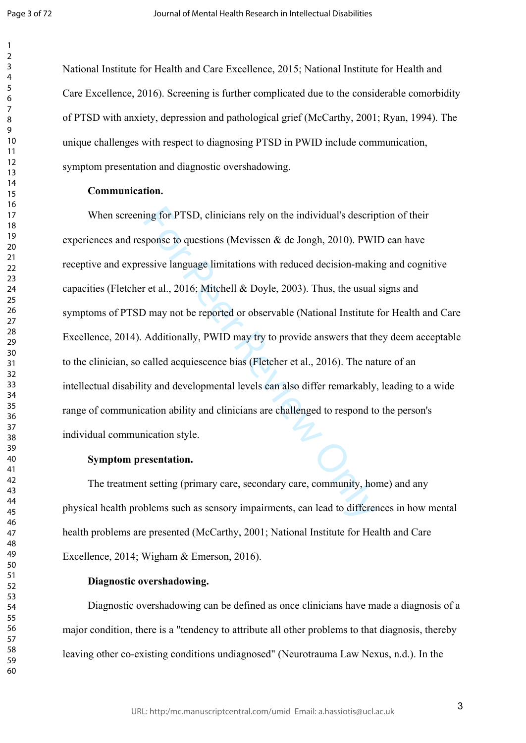National Institute for Health and Care Excellence, 2015; National Institute for Health and Care Excellence, 2016). Screening is further complicated due to the considerable comorbidity of PTSD with anxiety, depression and pathological grief (McCarthy, 2001; Ryan, 1994). The unique challenges with respect to diagnosing PTSD in PWID include communication, symptom presentation and diagnostic overshadowing.

**Communication.**

When screening for PTSD, clinicians rely on the individual's description of their experiences and response to questions (Mevissen & de Jongh, 2010). PWID can have receptive and expressive language limitations with reduced decision-making and cognitive capacities (Fletcher et al., 2016; Mitchell & Doyle, 2003). Thus, the usual signs and symptoms of PTSD may not be reported or observable (National Institute for Health and Care Excellence, 2014). Additionally, PWID may try to provide answers that they deem acceptable to the clinician, so called acquiescence bias (Fletcher et al., 2016). The nature of an intellectual disability and developmental levels can also differ remarkably, leading to a wide range of communication ability and clinicians are challenged to respond to the person's individual communication style.

**Symptom presentation.**

The treatment setting (primary care, secondary care, community, home) and any physical health problems such as sensory impairments, can lead to differences in how mental health problems are presented (McCarthy, 2001; National Institute for Health and Care Excellence, 2014; Wigham & Emerson, 2016).

**Diagnostic overshadowing.**

Diagnostic overshadowing can be defined as once clinicians have made a diagnosis of a major condition, there is a "tendency to attribute all other problems to that diagnosis, thereby leaving other co-existing conditions undiagnosed" (Neurotrauma Law Nexus, n.d.). In the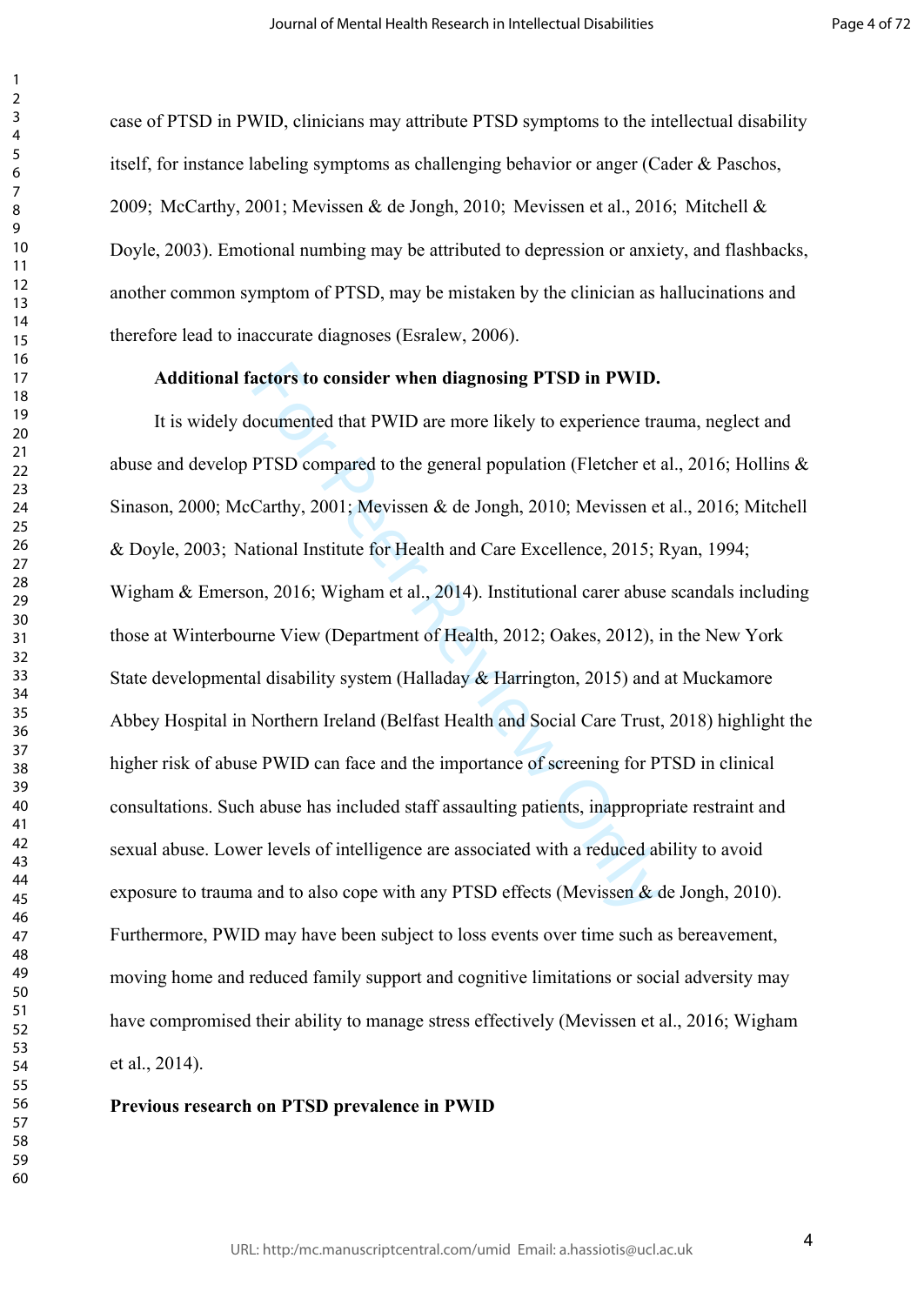case of PTSD in PWID, clinicians may attribute PTSD symptoms to the intellectual disability itself, for instance labeling symptoms as challenging behavior or anger (Cader & Paschos, 2009; McCarthy, 2001; Mevissen & de Jongh, 2010; Mevissen et al., 2016; Mitchell & Doyle, 2003). Emotional numbing may be attributed to depression or anxiety, and flashbacks, another common symptom of PTSD, may be mistaken by the clinician as hallucinations and therefore lead to inaccurate diagnoses (Esralew, 2006).

**Additional factors to consider when diagnosing PTSD in PWID.**

It is widely documented that PWID are more likely to experience trauma, neglect and abuse and develop PTSD compared to the general population (Fletcher et al., 2016; Hollins & Sinason, 2000; McCarthy, 2001; Mevissen & de Jongh, 2010; Mevissen et al., 2016; Mitchell & Doyle, 2003; National Institute for Health and Care Excellence, 2015; Ryan, 1994; Wigham & Emerson, 2016; Wigham et al., 2014). Institutional carer abuse scandals including those at Winterbourne View (Department of Health, 2012; Oakes, 2012), in the New York State developmental disability system (Halladay & Harrington, 2015) and at Muckamore Abbey Hospital in Northern Ireland (Belfast Health and Social Care Trust, 2018) highlight the higher risk of abuse PWID can face and the importance of screening for PTSD in clinical consultations. Such abuse has included staff assaulting patients, inappropriate restraint and sexual abuse. Lower levels of intelligence are associated with a reduced ability to avoid exposure to trauma and to also cope with any PTSD effects (Mevissen & de Jongh, 2010). Furthermore, PWID may have been subject to loss events over time such as bereavement, moving home and reduced family support and cognitive limitations or social adversity may have compromised their ability to manage stress effectively (Mevissen et al., 2016; Wigham et al., 2014).

## Previous research on PTSD prevalence in PWID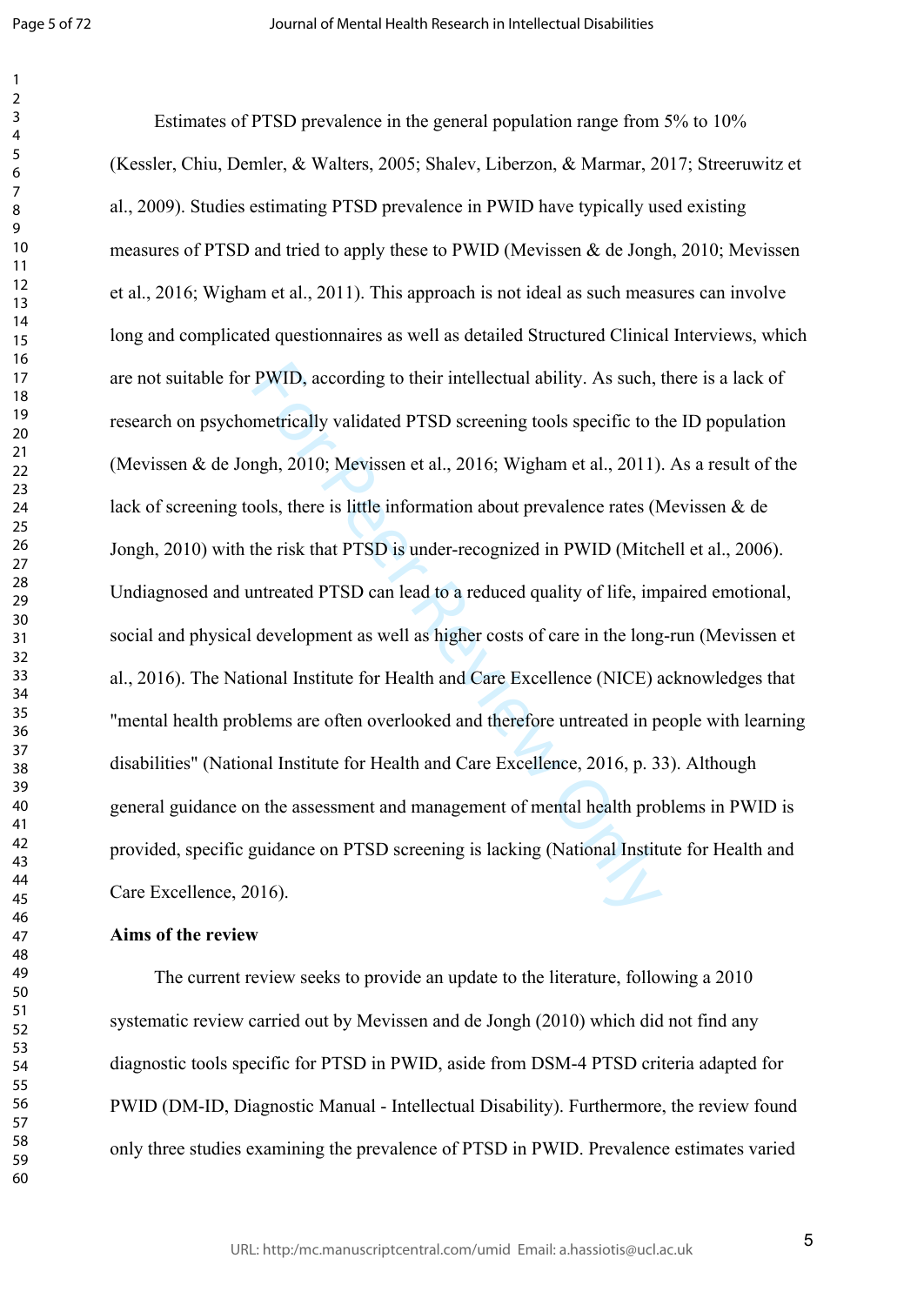Estimates of PTSD prevalence in the general population range from 5% to 10% (Kessler, Chiu, Demler, & Walters, 2005; Shalev, Liberzon, & Marmar, 2017; Streeruwitz et al., 2009). Studies estimating PTSD prevalence in PWID have typically used existing measures of PTSD and tried to apply these to PWID (Mevissen & de Jongh, 2010; Mevissen et al., 2016; Wigham et al., 2011). This approach is not ideal as such measures can involve long and complicated questionnaires as well as detailed Structured Clinical Interviews, which are not suitable for PWID, according to their intellectual ability. As such, there is a lack of research on psychometrically validated PTSD screening tools specific to the ID population (Mevissen & de Jongh, 2010; Mevissen et al., 2016; Wigham et al., 2011). As a result of the lack of screening tools, there is little information about prevalence rates (Mevissen & de Jongh, 2010) with the risk that PTSD is under-recognized in PWID (Mitchell et al., 2006). Undiagnosed and untreated PTSD can lead to a reduced quality of life, impaired emotional, social and physical development as well as higher costs of care in the long-run (Mevissen et al., 2016). The National Institute for Health and Care Excellence (NICE) acknowledges that "mental health problems are often overlooked and therefore untreated in people with learning disabilities" (National Institute for Health and Care Excellence, 2016, p. 33). Although general guidance on the assessment and management of mental health problems in PWID is provided, specific guidance on PTSD screening is lacking (National Institute for Health and Care Excellence, 2016).

**Aims of the review**

The current review seeks to provide an update to the literature, following a 2010 systematic review carried out by Mevissen and de Jongh (2010) which did not find any diagnostic tools specific for PTSD in PWID, aside from DSM-4 PTSD criteria adapted for PWID (DM-ID, Diagnostic Manual - Intellectual Disability). Furthermore, the review found only three studies examining the prevalence of PTSD in PWID. Prevalence estimates varied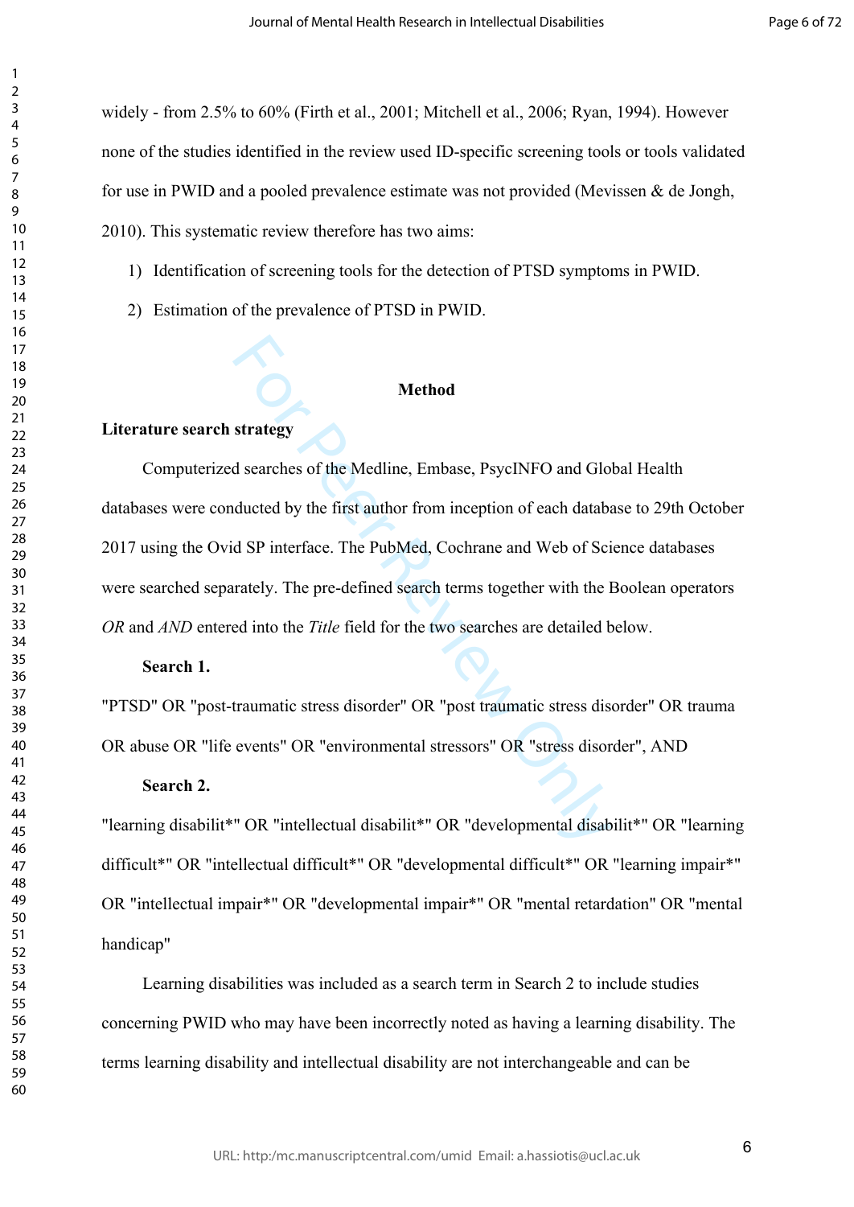widely - from 2.5% to 60% (Firth et al., 2001; Mitchell et al., 2006; Ryan, 1994). However none of the studies identified in the review used ID-specific screening tools or tools validated for use in PWID and a pooled prevalence estimate was not provided (Mevissen & de Jongh, 2010). This systematic review therefore has two aims:

1) Identification of screening tools for the detection of PTSD symptoms in PWID.
2) Estimation of the prevalence of PTSD in PWID.

## Method

### Literature search strategy

Computerized searches of the Medline, Embase, PsycINFO and Global Health databases were conducted by the first author from inception of each database to 29th October 2017 using the Ovid SP interface. The PubMed, Cochrane and Web of Science databases were searched separately. The pre-defined search terms together with the Boolean operators *OR* and *AND* entered into the *Title* field for the two searches are detailed below.

#### Search 1.

"PTSD" OR "post-traumatic stress disorder" OR "post traumatic stress disorder" OR trauma OR abuse OR "life events" OR "environmental stressors" OR "stress disorder", AND

#### Search 2.

"learning disabilit*" OR "intellectual disabilit*" OR "developmental disabilit*" OR "learning difficult*" OR "intellectual difficult*" OR "developmental difficult*" OR "learning impair*" OR "intellectual impair*" OR "developmental impair*" OR "mental retardation" OR "mental handicap"

Learning disabilities was included as a search term in Search 2 to include studies concerning PWID who may have been incorrectly noted as having a learning disability. The terms learning disability and intellectual disability are not interchangeable and can be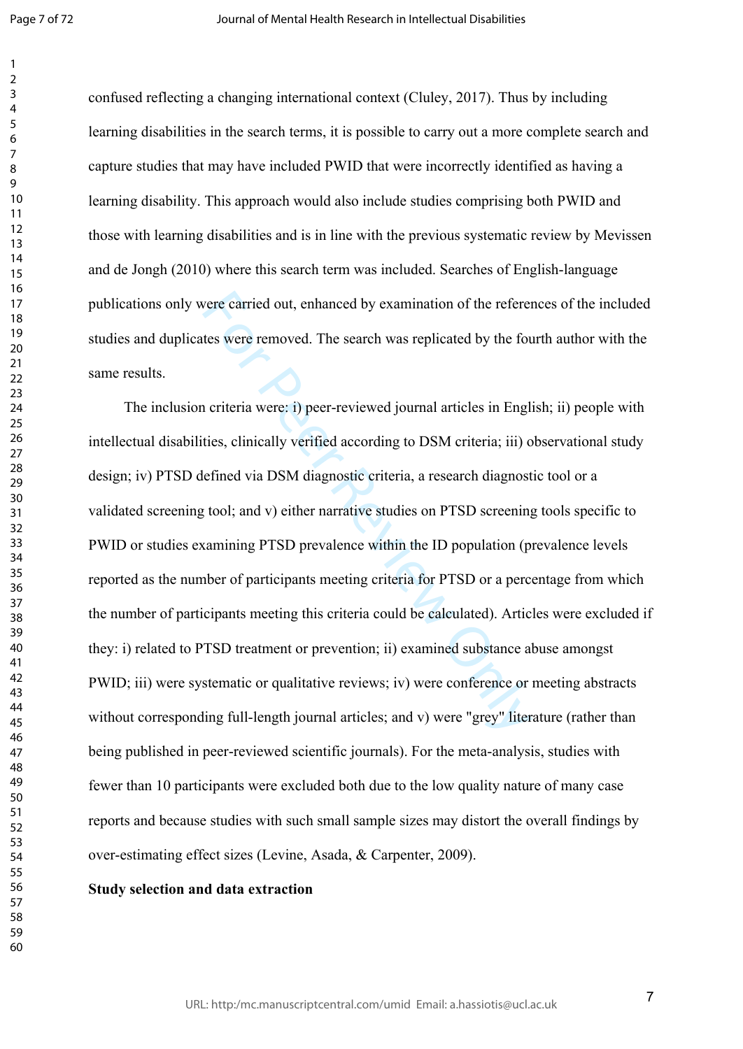confused reflecting a changing international context (Cluley, 2017). Thus by including learning disabilities in the search terms, it is possible to carry out a more complete search and capture studies that may have included PWID that were incorrectly identified as having a learning disability. This approach would also include studies comprising both PWID and those with learning disabilities and is in line with the previous systematic review by Mevissen and de Jongh (2010) where this search term was included. Searches of English-language publications only were carried out, enhanced by examination of the references of the included studies and duplicates were removed. The search was replicated by the fourth author with the same results.

The inclusion criteria were: i) peer-reviewed journal articles in English; ii) people with intellectual disabilities, clinically verified according to DSM criteria; iii) observational study design; iv) PTSD defined via DSM diagnostic criteria, a research diagnostic tool or a validated screening tool; and v) either narrative studies on PTSD screening tools specific to PWID or studies examining PTSD prevalence within the ID population (prevalence levels reported as the number of participants meeting criteria for PTSD or a percentage from which the number of participants meeting this criteria could be calculated). Articles were excluded if they: i) related to PTSD treatment or prevention; ii) examined substance abuse amongst PWID; iii) were systematic or qualitative reviews; iv) were conference or meeting abstracts without corresponding full-length journal articles; and v) were "grey" literature (rather than being published in peer-reviewed scientific journals). For the meta-analysis, studies with fewer than 10 participants were excluded both due to the low quality nature of many case reports and because studies with such small sample sizes may distort the overall findings by over-estimating effect sizes (Levine, Asada, & Carpenter, 2009).

**Study selection and data extraction**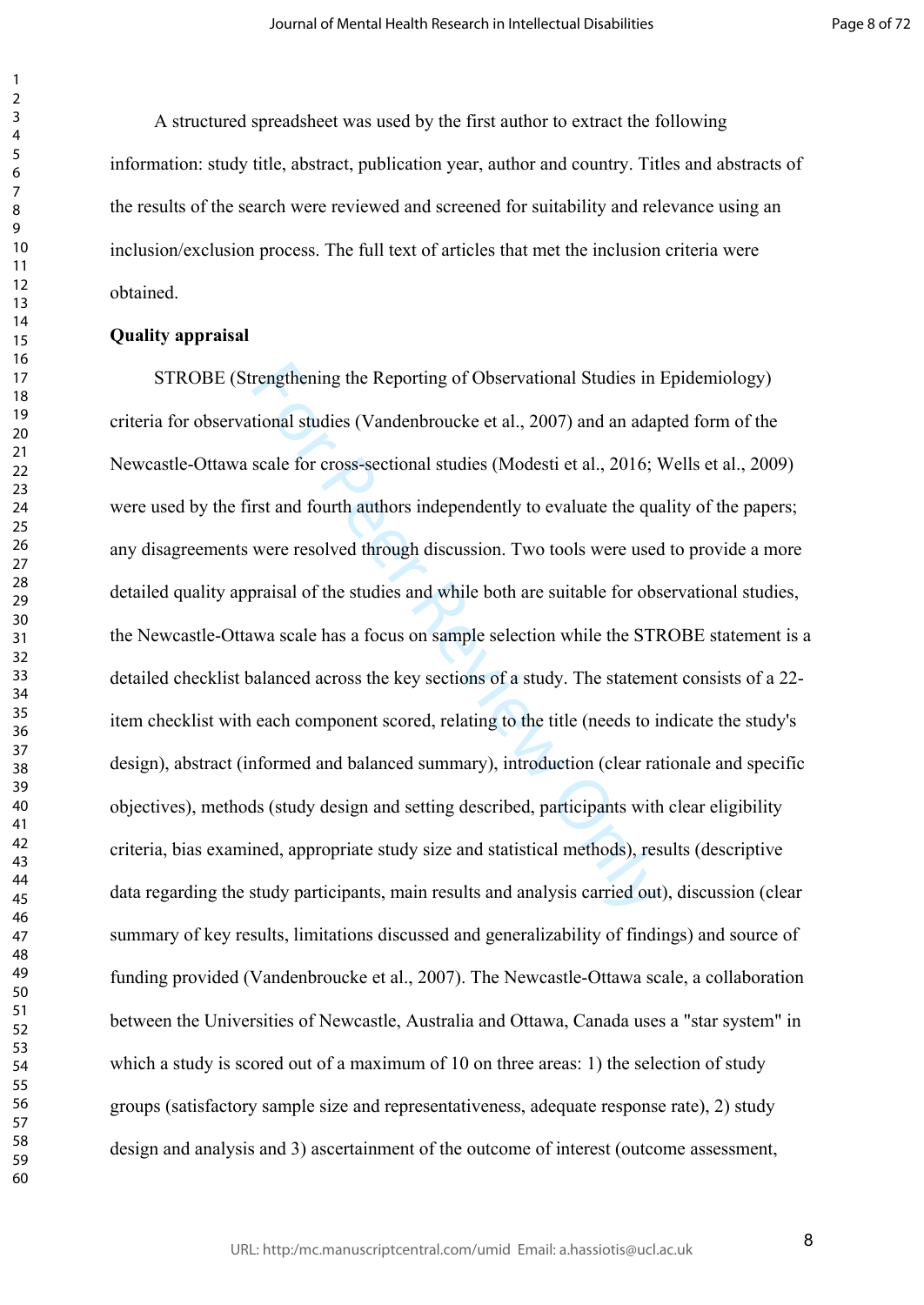A structured spreadsheet was used by the first author to extract the following information: study title, abstract, publication year, author and country. Titles and abstracts of the results of the search were reviewed and screened for suitability and relevance using an inclusion/exclusion process. The full text of articles that met the inclusion criteria were obtained.

**Quality appraisal**

STROBE (Strengthening the Reporting of Observational Studies in Epidemiology) criteria for observational studies (Vandenbroucke et al., 2007) and an adapted form of the Newcastle-Ottawa scale for cross-sectional studies (Modesti et al., 2016; Wells et al., 2009) were used by the first and fourth authors independently to evaluate the quality of the papers; any disagreements were resolved through discussion. Two tools were used to provide a more detailed quality appraisal of the studies and while both are suitable for observational studies, the Newcastle-Ottawa scale has a focus on sample selection while the STROBE statement is a detailed checklist balanced across the key sections of a study. The statement consists of a 22-item checklist with each component scored, relating to the title (needs to indicate the study's design), abstract (informed and balanced summary), introduction (clear rationale and specific objectives), methods (study design and setting described, participants with clear eligibility criteria, bias examined, appropriate study size and statistical methods), results (descriptive data regarding the study participants, main results and analysis carried out), discussion (clear summary of key results, limitations discussed and generalizability of findings) and source of funding provided (Vandenbroucke et al., 2007). The Newcastle-Ottawa scale, a collaboration between the Universities of Newcastle, Australia and Ottawa, Canada uses a "star system" in which a study is scored out of a maximum of 10 on three areas: 1) the selection of study groups (satisfactory sample size and representativeness, adequate response rate), 2) study design and analysis and 3) ascertainment of the outcome of interest (outcome assessment,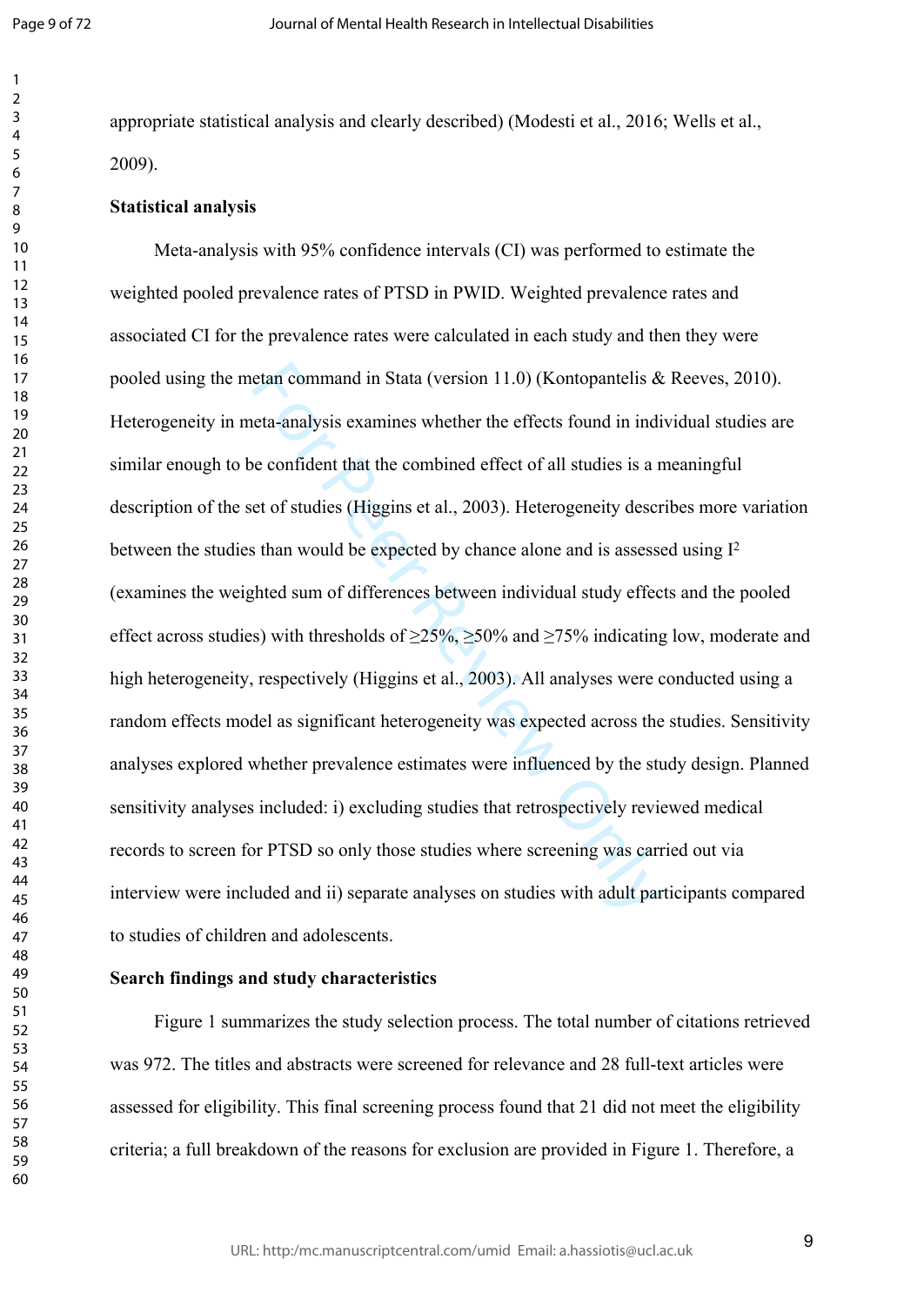appropriate statistical analysis and clearly described) (Modesti et al., 2016; Wells et al., 2009).

**Statistical analysis**

Meta-analysis with 95% confidence intervals (CI) was performed to estimate the weighted pooled prevalence rates of PTSD in PWID. Weighted prevalence rates and associated CI for the prevalence rates were calculated in each study and then they were pooled using the metan command in Stata (version 11.0) (Kontopantelis & Reeves, 2010). Heterogeneity in meta-analysis examines whether the effects found in individual studies are similar enough to be confident that the combined effect of all studies is a meaningful description of the set of studies (Higgins et al., 2003). Heterogeneity describes more variation between the studies than would be expected by chance alone and is assessed using $I^2$ (examines the weighted sum of differences between individual study effects and the pooled effect across studies) with thresholds of ≥25%, ≥50% and ≥75% indicating low, moderate and high heterogeneity, respectively (Higgins et al., 2003). All analyses were conducted using a random effects model as significant heterogeneity was expected across the studies. Sensitivity analyses explored whether prevalence estimates were influenced by the study design. Planned sensitivity analyses included: i) excluding studies that retrospectively reviewed medical records to screen for PTSD so only those studies where screening was carried out via interview were included and ii) separate analyses on studies with adult participants compared to studies of children and adolescents.

**Search findings and study characteristics**

Figure 1 summarizes the study selection process. The total number of citations retrieved was 972. The titles and abstracts were screened for relevance and 28 full-text articles were assessed for eligibility. This final screening process found that 21 did not meet the eligibility criteria; a full breakdown of the reasons for exclusion are provided in Figure 1. Therefore, a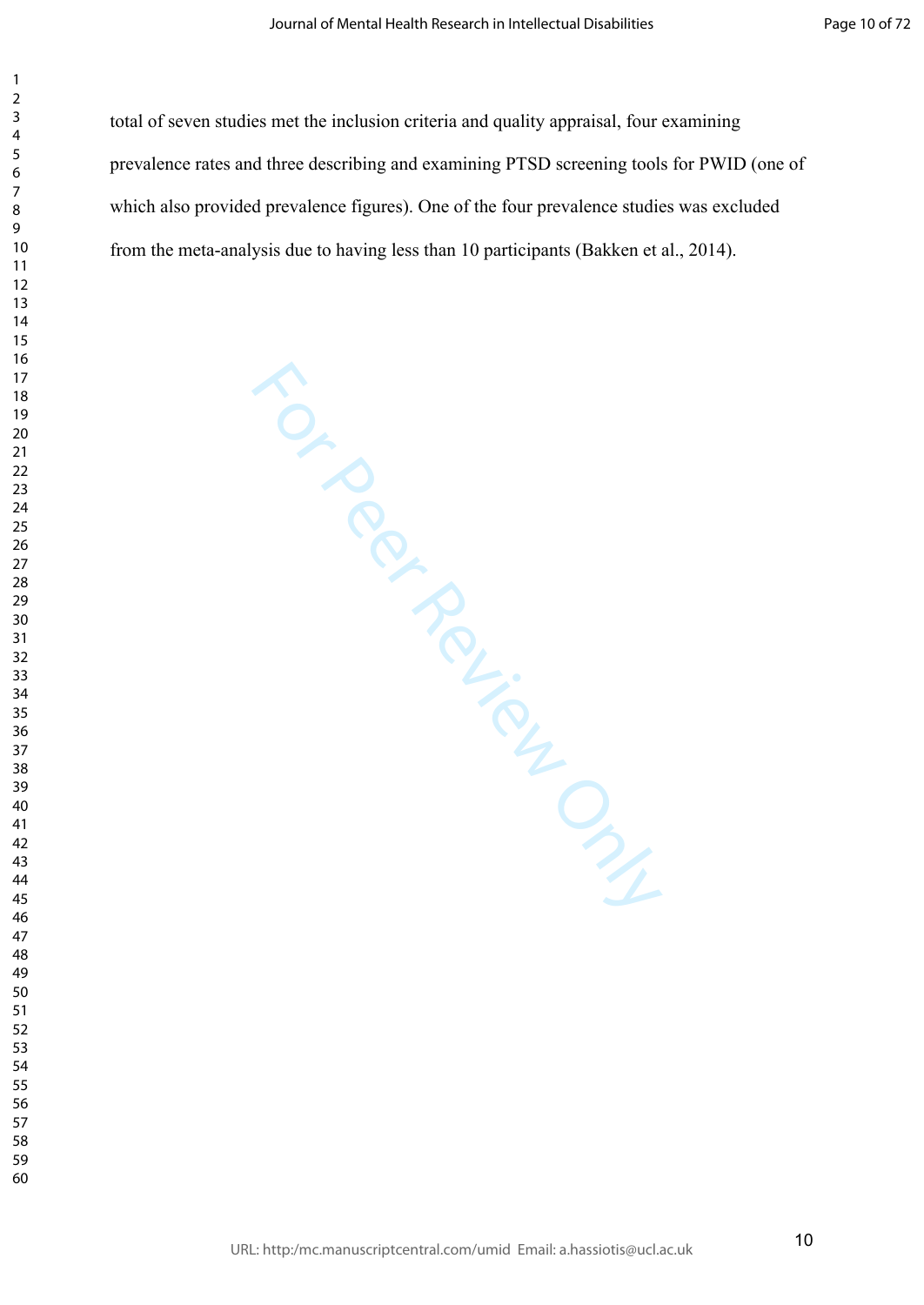total of seven studies met the inclusion criteria and quality appraisal, four examining prevalence rates and three describing and examining PTSD screening tools for PWID (one of which also provided prevalence figures). One of the four prevalence studies was excluded from the meta-analysis due to having less than 10 participants (Bakken et al., 2014).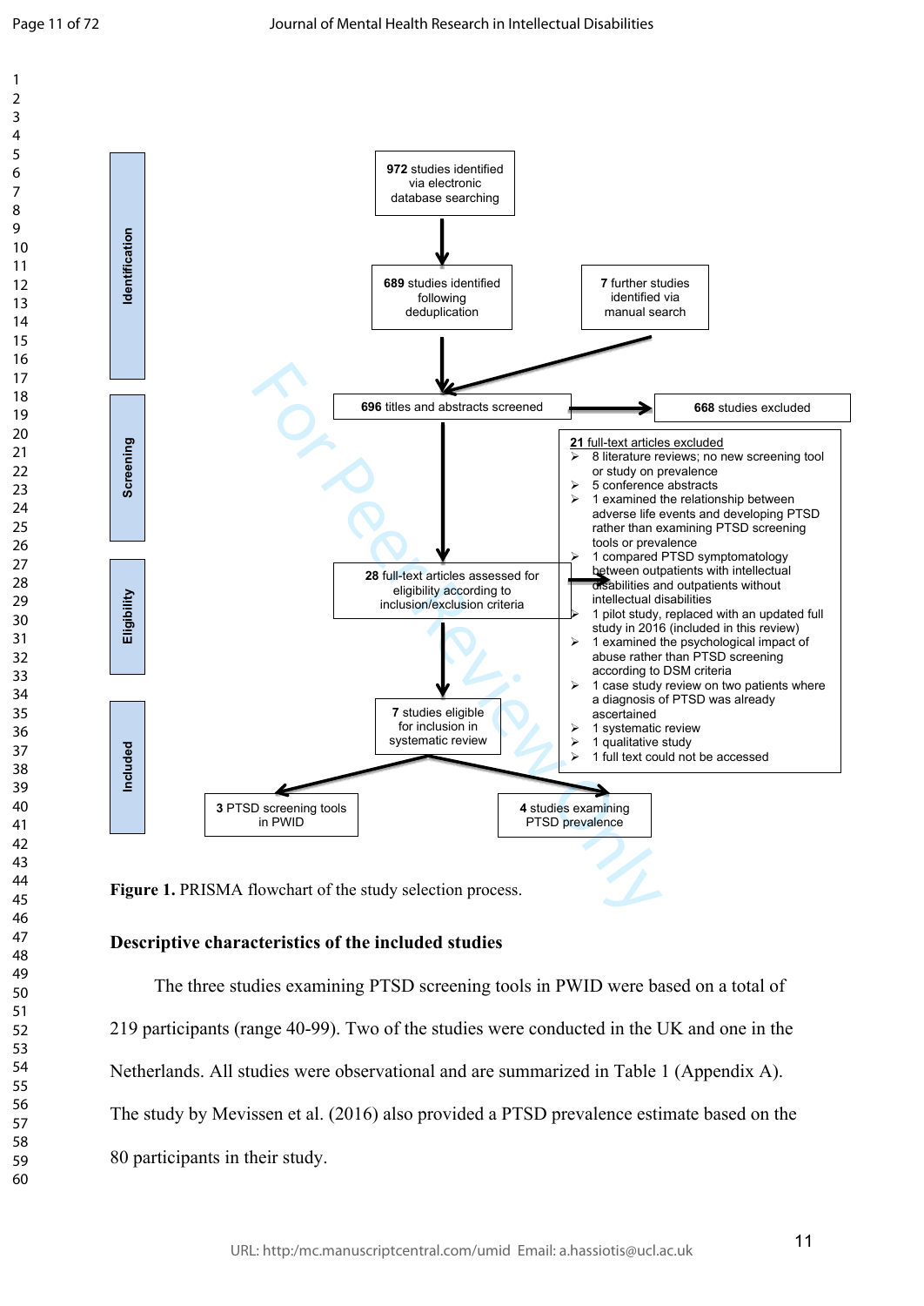Identification

972 studies identified via electronic database searching

689 studies identified following deduplication

7 further studies identified via manual search

Screening

696 titles and abstracts screened

668 studies excluded

21 full-text articles excluded
- 8 literature reviews; no new screening tool or study on prevalence
- 5 conference abstracts
- 1 examined the relationship between adverse life events and developing PTSD rather than examining PTSD screening tools or prevalence
- 1 compared PTSD symptomatology between outpatients with intellectual disabilities and outpatients without intellectual disabilities
- 1 pilot study, replaced with an updated full study in 2016 (included in this review)
- 1 examined the psychological impact of abuse rather than PTSD screening according to DSM criteria
- 1 case study review on two patients where a diagnosis of PTSD was already ascertained
- 1 systematic review
- 1 qualitative study
- 1 full text could not be accessed

Eligibility

28 full-text articles assessed for eligibility according to inclusion/exclusion criteria

Included

7 studies eligible for inclusion in systematic review

3 PTSD screening tools in PWID

4 studies examining PTSD prevalence

**Figure 1.** PRISMA flowchart of the study selection process.

## Descriptive characteristics of the included studies

The three studies examining PTSD screening tools in PWID were based on a total of 219 participants (range 40-99). Two of the studies were conducted in the UK and one in the Netherlands. All studies were observational and are summarized in Table 1 (Appendix A). The study by Mevissen et al. (2016) also provided a PTSD prevalence estimate based on the 80 participants in their study.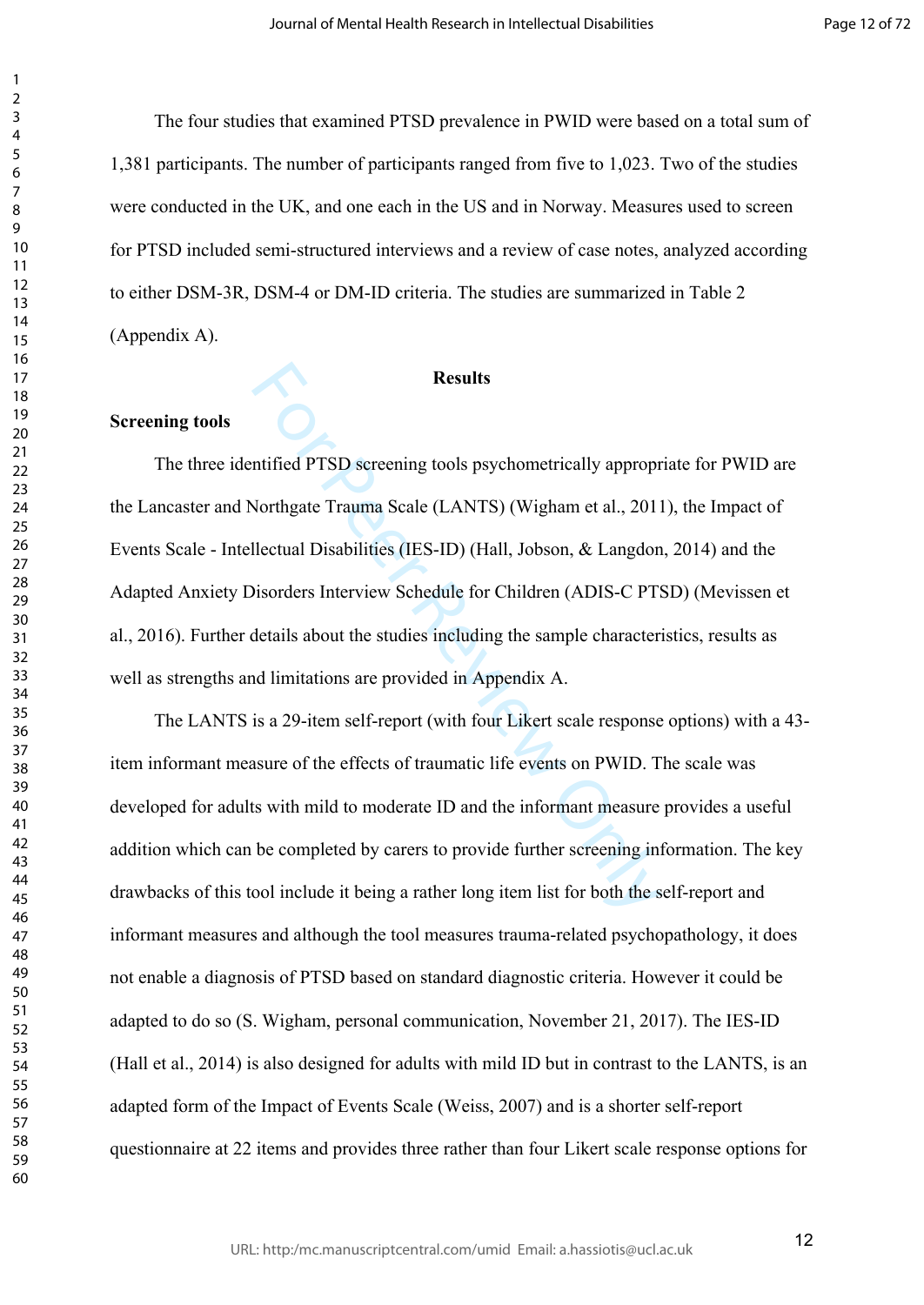The four studies that examined PTSD prevalence in PWID were based on a total sum of 1,381 participants. The number of participants ranged from five to 1,023. Two of the studies were conducted in the UK, and one each in the US and in Norway. Measures used to screen for PTSD included semi-structured interviews and a review of case notes, analyzed according to either DSM-3R, DSM-4 or DM-ID criteria. The studies are summarized in Table 2 (Appendix A).

## Results

### Screening tools

The three identified PTSD screening tools psychometrically appropriate for PWID are the Lancaster and Northgate Trauma Scale (LANTS) (Wigham et al., 2011), the Impact of Events Scale - Intellectual Disabilities (IES-ID) (Hall, Jobson, & Langdon, 2014) and the Adapted Anxiety Disorders Interview Schedule for Children (ADIS-C PTSD) (Mevissen et al., 2016). Further details about the studies including the sample characteristics, results as well as strengths and limitations are provided in Appendix A.

The LANTS is a 29-item self-report (with four Likert scale response options) with a 43-item informant measure of the effects of traumatic life events on PWID. The scale was developed for adults with mild to moderate ID and the informant measure provides a useful addition which can be completed by carers to provide further screening information. The key drawbacks of this tool include it being a rather long item list for both the self-report and informant measures and although the tool measures trauma-related psychopathology, it does not enable a diagnosis of PTSD based on standard diagnostic criteria. However it could be adapted to do so (S. Wigham, personal communication, November 21, 2017). The IES-ID (Hall et al., 2014) is also designed for adults with mild ID but in contrast to the LANTS, is an adapted form of the Impact of Events Scale (Weiss, 2007) and is a shorter self-report questionnaire at 22 items and provides three rather than four Likert scale response options for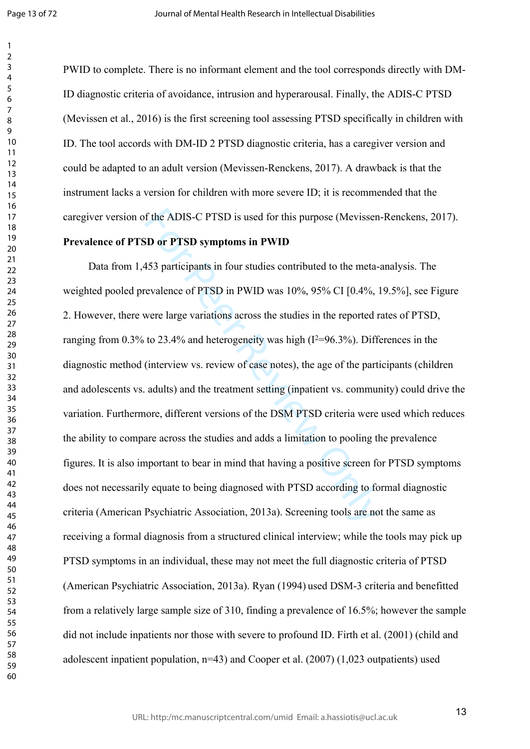PWID to complete. There is no informant element and the tool corresponds directly with DM-ID diagnostic criteria of avoidance, intrusion and hyperarousal. Finally, the ADIS-C PTSD (Mevissen et al., 2016) is the first screening tool assessing PTSD specifically in children with ID. The tool accords with DM-ID 2 PTSD diagnostic criteria, has a caregiver version and could be adapted to an adult version (Mevissen-Renckens, 2017). A drawback is that the instrument lacks a version for children with more severe ID; it is recommended that the caregiver version of the ADIS-C PTSD is used for this purpose (Mevissen-Renckens, 2017).

**Prevalence of PTSD or PTSD symptoms in PWID**

Data from 1,453 participants in four studies contributed to the meta-analysis. The weighted pooled prevalence of PTSD in PWID was 10%, 95% CI [0.4%, 19.5%], see Figure 2. However, there were large variations across the studies in the reported rates of PTSD, ranging from 0.3% to 23.4% and heterogeneity was high ($I^2$=96.3%). Differences in the diagnostic method (interview vs. review of case notes), the age of the participants (children and adolescents vs. adults) and the treatment setting (inpatient vs. community) could drive the variation. Furthermore, different versions of the DSM PTSD criteria were used which reduces the ability to compare across the studies and adds a limitation to pooling the prevalence figures. It is also important to bear in mind that having a positive screen for PTSD symptoms does not necessarily equate to being diagnosed with PTSD according to formal diagnostic criteria (American Psychiatric Association, 2013a). Screening tools are not the same as receiving a formal diagnosis from a structured clinical interview; while the tools may pick up PTSD symptoms in an individual, these may not meet the full diagnostic criteria of PTSD (American Psychiatric Association, 2013a). Ryan (1994) used DSM-3 criteria and benefitted from a relatively large sample size of 310, finding a prevalence of 16.5%; however the sample did not include inpatients nor those with severe to profound ID. Firth et al. (2001) (child and adolescent inpatient population, n=43) and Cooper et al. (2007) (1,023 outpatients) used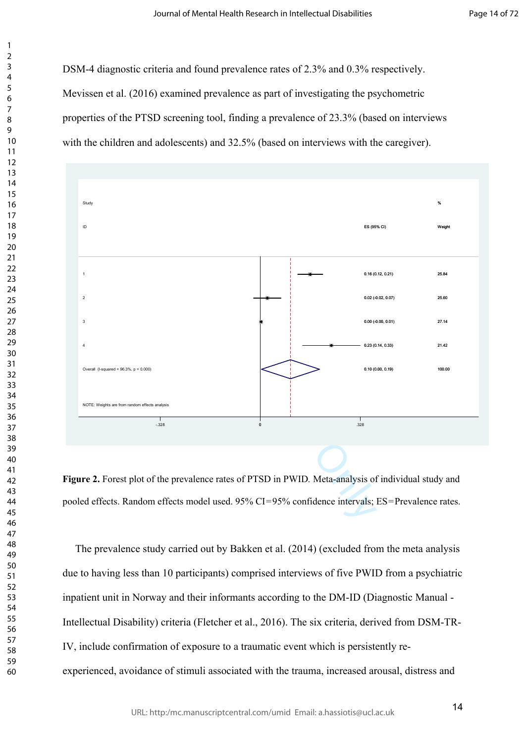DSM-4 diagnostic criteria and found prevalence rates of 2.3% and 0.3% respectively. Mevissen et al. (2016) examined prevalence as part of investigating the psychometric properties of the PTSD screening tool, finding a prevalence of 23.3% (based on interviews with the children and adolescents) and 32.5% (based on interviews with the caregiver).

| Study ID | ES (95% CI) | % Weight |
|---|---|---|
| 1 | 0.16 (0.12, 0.21) | 25.84 |
| 2 | 0.02 (-0.02, 0.07) | 25.60 |
| 3 | 0.00 (-0.00, 0.01) | 27.14 |
| 4 | 0.23 (0.14, 0.33) | 21.42 |
| Overall (I-squared = 96.3%, p = 0.000) | 0.10 (0.00, 0.19) | 100.00 |

NOTE: Weights are from random effects analysis

-.328 0 .328

**Figure 2.** Forest plot of the prevalence rates of PTSD in PWID. Meta-analysis of individual study and pooled effects. Random effects model used. 95% CI=95% confidence intervals; ES=Prevalence rates.

The prevalence study carried out by Bakken et al. (2014) (excluded from the meta analysis due to having less than 10 participants) comprised interviews of five PWID from a psychiatric inpatient unit in Norway and their informants according to the DM-ID (Diagnostic Manual - Intellectual Disability) criteria (Fletcher et al., 2016). The six criteria, derived from DSM-TR-IV, include confirmation of exposure to a traumatic event which is persistently re-experienced, avoidance of stimuli associated with the trauma, increased arousal, distress and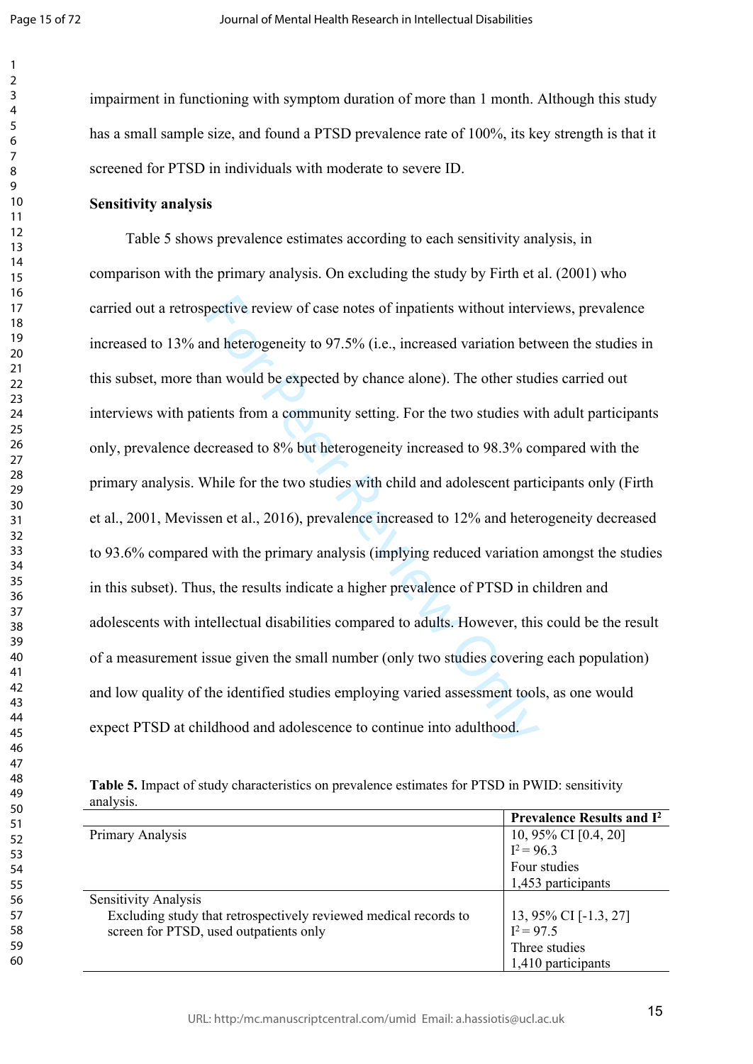impairment in functioning with symptom duration of more than 1 month. Although this study has a small sample size, and found a PTSD prevalence rate of 100%, its key strength is that it screened for PTSD in individuals with moderate to severe ID.

**Sensitivity analysis**

Table 5 shows prevalence estimates according to each sensitivity analysis, in comparison with the primary analysis. On excluding the study by Firth et al. (2001) who carried out a retrospective review of case notes of inpatients without interviews, prevalence increased to 13% and heterogeneity to 97.5% (i.e., increased variation between the studies in this subset, more than would be expected by chance alone). The other studies carried out interviews with patients from a community setting. For the two studies with adult participants only, prevalence decreased to 8% but heterogeneity increased to 98.3% compared with the primary analysis. While for the two studies with child and adolescent participants only (Firth et al., 2001, Mevissen et al., 2016), prevalence increased to 12% and heterogeneity decreased to 93.6% compared with the primary analysis (implying reduced variation amongst the studies in this subset). Thus, the results indicate a higher prevalence of PTSD in children and adolescents with intellectual disabilities compared to adults. However, this could be the result of a measurement issue given the small number (only two studies covering each population) and low quality of the identified studies employing varied assessment tools, as one would expect PTSD at childhood and adolescence to continue into adulthood.

**Table 5.** Impact of study characteristics on prevalence estimates for PTSD in PWID: sensitivity analysis.

| | **Prevalence Results and $I^2$** |
|---|---|
| Primary Analysis | 10, 95% CI [0.4, 20]<br>$I^2 = 96.3$<br>Four studies<br>1,453 participants |
| Sensitivity Analysis<br>Excluding study that retrospectively reviewed medical records to screen for PTSD, used outpatients only | 13, 95% CI [-1.3, 27]<br>$I^2 = 97.5$<br>Three studies<br>1,410 participants |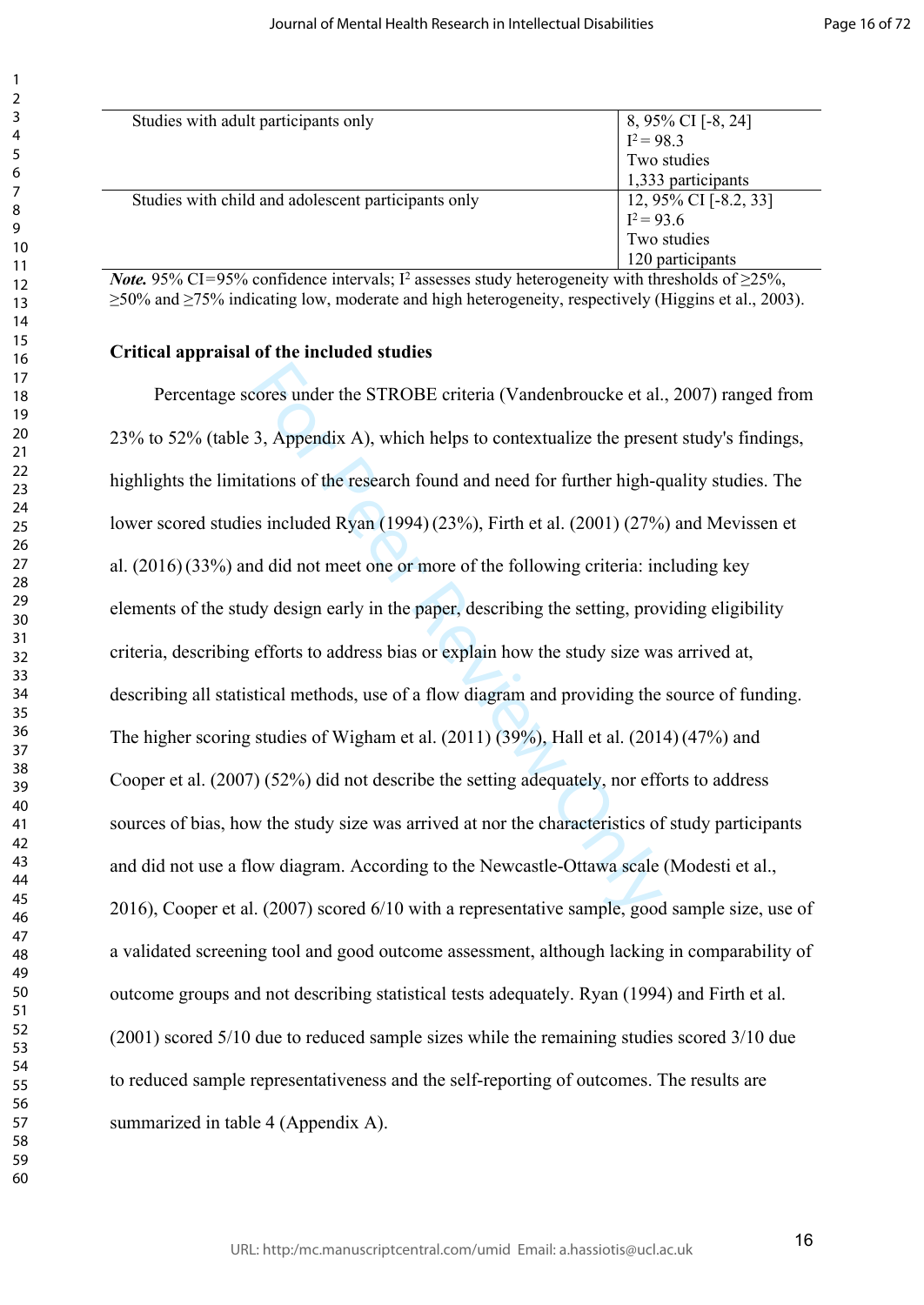| | |
|---|---|
| Studies with adult participants only | 8, 95% CI [-8, 24]<br>$I^2 = 98.3$<br>Two studies<br>1,333 participants |
| Studies with child and adolescent participants only | 12, 95% CI [-8.2, 33]<br>$I^2 = 93.6$<br>Two studies<br>120 participants |

***Note.*** 95% CI=95% confidence intervals; $I^2$ assesses study heterogeneity with thresholds of ≥25%, ≥50% and ≥75% indicating low, moderate and high heterogeneity, respectively (Higgins et al., 2003).

**Critical appraisal of the included studies**

Percentage scores under the STROBE criteria (Vandenbroucke et al., 2007) ranged from 23% to 52% (table 3, Appendix A), which helps to contextualize the present study's findings, highlights the limitations of the research found and need for further high-quality studies. The lower scored studies included Ryan (1994) (23%), Firth et al. (2001) (27%) and Mevissen et al. (2016) (33%) and did not meet one or more of the following criteria: including key elements of the study design early in the paper, describing the setting, providing eligibility criteria, describing efforts to address bias or explain how the study size was arrived at, describing all statistical methods, use of a flow diagram and providing the source of funding. The higher scoring studies of Wigham et al. (2011) (39%), Hall et al. (2014) (47%) and Cooper et al. (2007) (52%) did not describe the setting adequately, nor efforts to address sources of bias, how the study size was arrived at nor the characteristics of study participants and did not use a flow diagram. According to the Newcastle-Ottawa scale (Modesti et al., 2016), Cooper et al. (2007) scored 6/10 with a representative sample, good sample size, use of a validated screening tool and good outcome assessment, although lacking in comparability of outcome groups and not describing statistical tests adequately. Ryan (1994) and Firth et al. (2001) scored 5/10 due to reduced sample sizes while the remaining studies scored 3/10 due to reduced sample representativeness and the self-reporting of outcomes. The results are summarized in table 4 (Appendix A).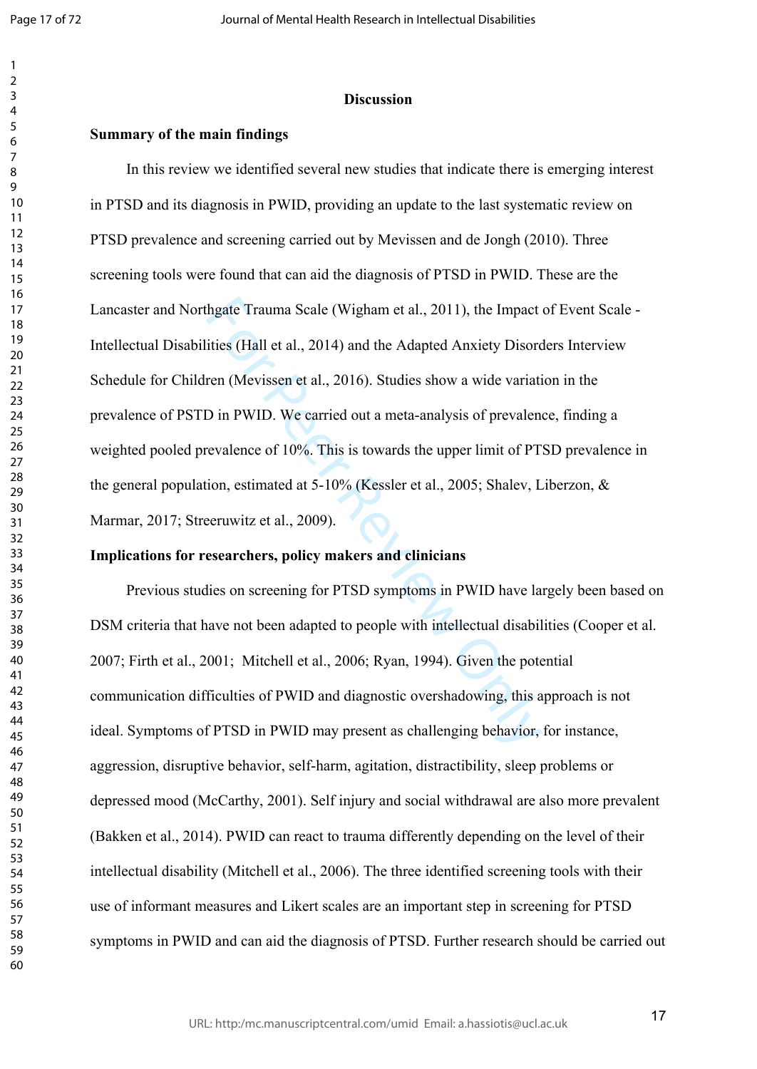# Discussion

## Summary of the main findings

In this review we identified several new studies that indicate there is emerging interest in PTSD and its diagnosis in PWID, providing an update to the last systematic review on PTSD prevalence and screening carried out by Mevissen and de Jongh (2010). Three screening tools were found that can aid the diagnosis of PTSD in PWID. These are the Lancaster and Northgate Trauma Scale (Wigham et al., 2011), the Impact of Event Scale - Intellectual Disabilities (Hall et al., 2014) and the Adapted Anxiety Disorders Interview Schedule for Children (Mevissen et al., 2016). Studies show a wide variation in the prevalence of PSTD in PWID. We carried out a meta-analysis of prevalence, finding a weighted pooled prevalence of 10%. This is towards the upper limit of PTSD prevalence in the general population, estimated at 5-10% (Kessler et al., 2005; Shalev, Liberzon, & Marmar, 2017; Streeruwitz et al., 2009).

## Implications for researchers, policy makers and clinicians

Previous studies on screening for PTSD symptoms in PWID have largely been based on DSM criteria that have not been adapted to people with intellectual disabilities (Cooper et al. 2007; Firth et al., 2001; Mitchell et al., 2006; Ryan, 1994). Given the potential communication difficulties of PWID and diagnostic overshadowing, this approach is not ideal. Symptoms of PTSD in PWID may present as challenging behavior, for instance, aggression, disruptive behavior, self-harm, agitation, distractibility, sleep problems or depressed mood (McCarthy, 2001). Self injury and social withdrawal are also more prevalent (Bakken et al., 2014). PWID can react to trauma differently depending on the level of their intellectual disability (Mitchell et al., 2006). The three identified screening tools with their use of informant measures and Likert scales are an important step in screening for PTSD symptoms in PWID and can aid the diagnosis of PTSD. Further research should be carried out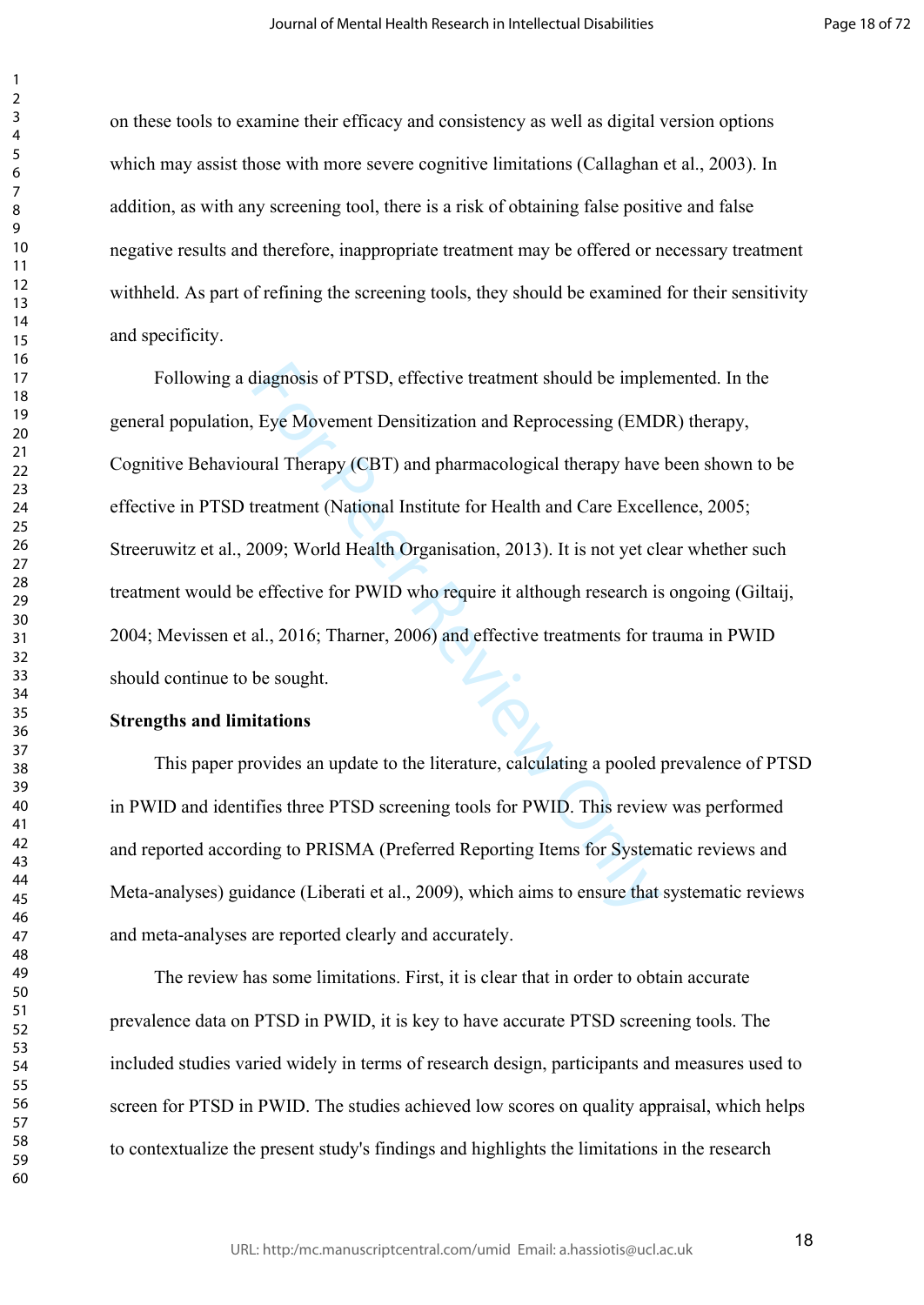on these tools to examine their efficacy and consistency as well as digital version options which may assist those with more severe cognitive limitations (Callaghan et al., 2003). In addition, as with any screening tool, there is a risk of obtaining false positive and false negative results and therefore, inappropriate treatment may be offered or necessary treatment withheld. As part of refining the screening tools, they should be examined for their sensitivity and specificity.

Following a diagnosis of PTSD, effective treatment should be implemented. In the general population, Eye Movement Densitization and Reprocessing (EMDR) therapy, Cognitive Behavioural Therapy (CBT) and pharmacological therapy have been shown to be effective in PTSD treatment (National Institute for Health and Care Excellence, 2005; Streeruwitz et al., 2009; World Health Organisation, 2013). It is not yet clear whether such treatment would be effective for PWID who require it although research is ongoing (Giltaij, 2004; Mevissen et al., 2016; Tharner, 2006) and effective treatments for trauma in PWID should continue to be sought.

**Strengths and limitations**

This paper provides an update to the literature, calculating a pooled prevalence of PTSD in PWID and identifies three PTSD screening tools for PWID. This review was performed and reported according to PRISMA (Preferred Reporting Items for Systematic reviews and Meta-analyses) guidance (Liberati et al., 2009), which aims to ensure that systematic reviews and meta-analyses are reported clearly and accurately.

The review has some limitations. First, it is clear that in order to obtain accurate prevalence data on PTSD in PWID, it is key to have accurate PTSD screening tools. The included studies varied widely in terms of research design, participants and measures used to screen for PTSD in PWID. The studies achieved low scores on quality appraisal, which helps to contextualize the present study's findings and highlights the limitations in the research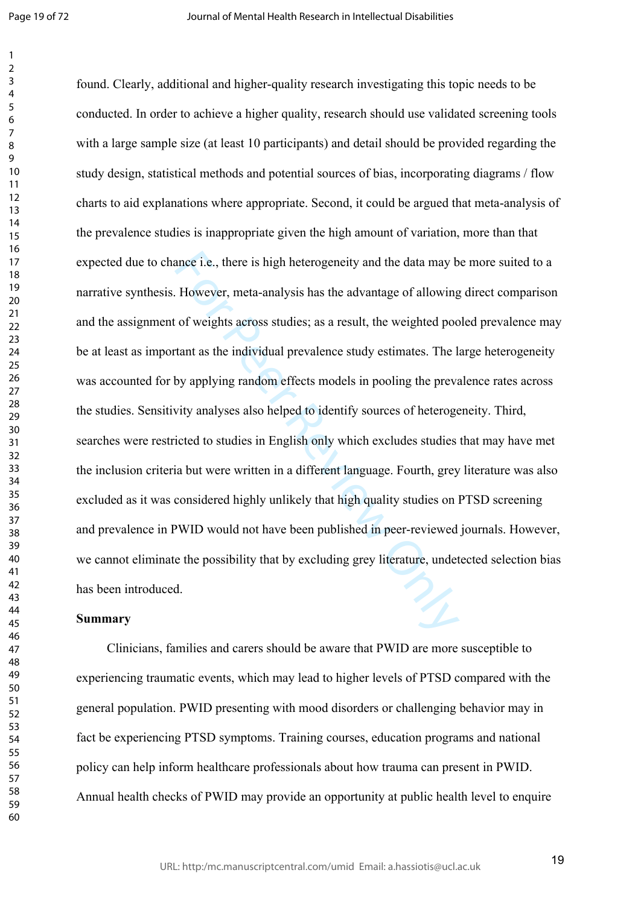found. Clearly, additional and higher-quality research investigating this topic needs to be conducted. In order to achieve a higher quality, research should use validated screening tools with a large sample size (at least 10 participants) and detail should be provided regarding the study design, statistical methods and potential sources of bias, incorporating diagrams / flow charts to aid explanations where appropriate. Second, it could be argued that meta-analysis of the prevalence studies is inappropriate given the high amount of variation, more than that expected due to chance i.e., there is high heterogeneity and the data may be more suited to a narrative synthesis. However, meta-analysis has the advantage of allowing direct comparison and the assignment of weights across studies; as a result, the weighted pooled prevalence may be at least as important as the individual prevalence study estimates. The large heterogeneity was accounted for by applying random effects models in pooling the prevalence rates across the studies. Sensitivity analyses also helped to identify sources of heterogeneity. Third, searches were restricted to studies in English only which excludes studies that may have met the inclusion criteria but were written in a different language. Fourth, grey literature was also excluded as it was considered highly unlikely that high quality studies on PTSD screening and prevalence in PWID would not have been published in peer-reviewed journals. However, we cannot eliminate the possibility that by excluding grey literature, undetected selection bias has been introduced.

**Summary**

Clinicians, families and carers should be aware that PWID are more susceptible to experiencing traumatic events, which may lead to higher levels of PTSD compared with the general population. PWID presenting with mood disorders or challenging behavior may in fact be experiencing PTSD symptoms. Training courses, education programs and national policy can help inform healthcare professionals about how trauma can present in PWID. Annual health checks of PWID may provide an opportunity at public health level to enquire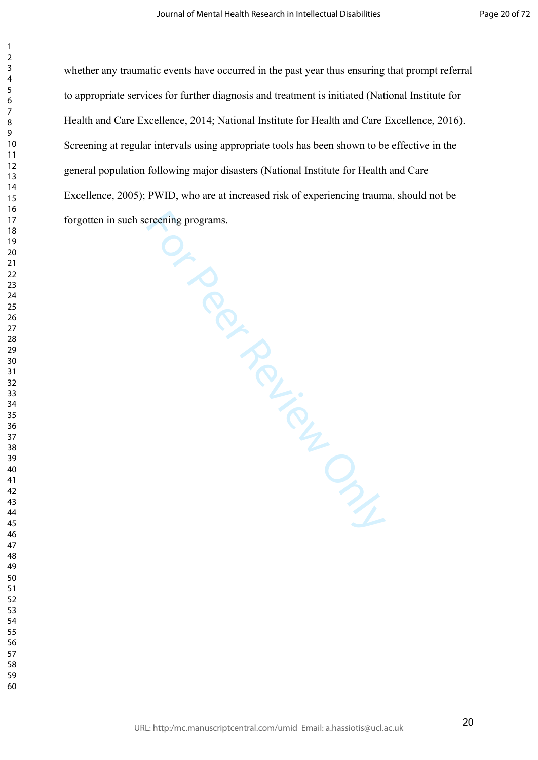whether any traumatic events have occurred in the past year thus ensuring that prompt referral to appropriate services for further diagnosis and treatment is initiated (National Institute for Health and Care Excellence, 2014; National Institute for Health and Care Excellence, 2016). Screening at regular intervals using appropriate tools has been shown to be effective in the general population following major disasters (National Institute for Health and Care Excellence, 2005); PWID, who are at increased risk of experiencing trauma, should not be forgotten in such screening programs.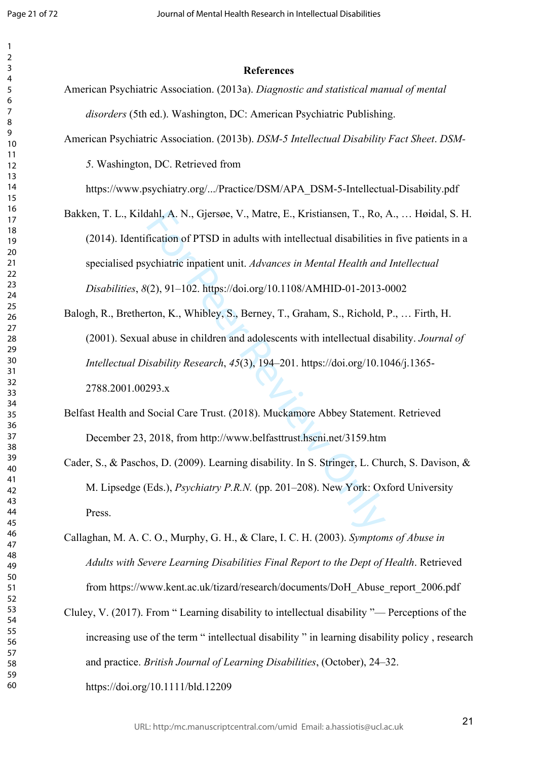## References

American Psychiatric Association. (2013a). *Diagnostic and statistical manual of mental disorders* (5th ed.). Washington, DC: American Psychiatric Publishing.

American Psychiatric Association. (2013b). *DSM-5 Intellectual Disability Fact Sheet*. *DSM-5*. Washington, DC. Retrieved from https://www.psychiatry.org/.../Practice/DSM/APA_DSM-5-Intellectual-Disability.pdf

Bakken, T. L., Kildahl, A. N., Gjersøe, V., Matre, E., Kristiansen, T., Ro, A., … Høidal, S. H. (2014). Identification of PTSD in adults with intellectual disabilities in five patients in a specialised psychiatric inpatient unit. *Advances in Mental Health and Intellectual Disabilities*, *8*(2), 91–102. https://doi.org/10.1108/AMHID-01-2013-0002

Balogh, R., Bretherton, K., Whibley, S., Berney, T., Graham, S., Richold, P., … Firth, H. (2001). Sexual abuse in children and adolescents with intellectual disability. *Journal of Intellectual Disability Research*, *45*(3), 194–201. https://doi.org/10.1046/j.1365-2788.2001.00293.x

Belfast Health and Social Care Trust. (2018). Muckamore Abbey Statement. Retrieved December 23, 2018, from http://www.belfasttrust.hscni.net/3159.htm

Cader, S., & Paschos, D. (2009). Learning disability. In S. Stringer, L. Church, S. Davison, & M. Lipsedge (Eds.), *Psychiatry P.R.N.* (pp. 201–208). New York: Oxford University Press.

Callaghan, M. A. C. O., Murphy, G. H., & Clare, I. C. H. (2003). *Symptoms of Abuse in Adults with Severe Learning Disabilities Final Report to the Dept of Health*. Retrieved from https://www.kent.ac.uk/tizard/research/documents/DoH_Abuse_report_2006.pdf

Cluley, V. (2017). From " Learning disability to intellectual disability "— Perceptions of the increasing use of the term " intellectual disability " in learning disability policy , research and practice. *British Journal of Learning Disabilities*, (October), 24–32. https://doi.org/10.1111/bld.12209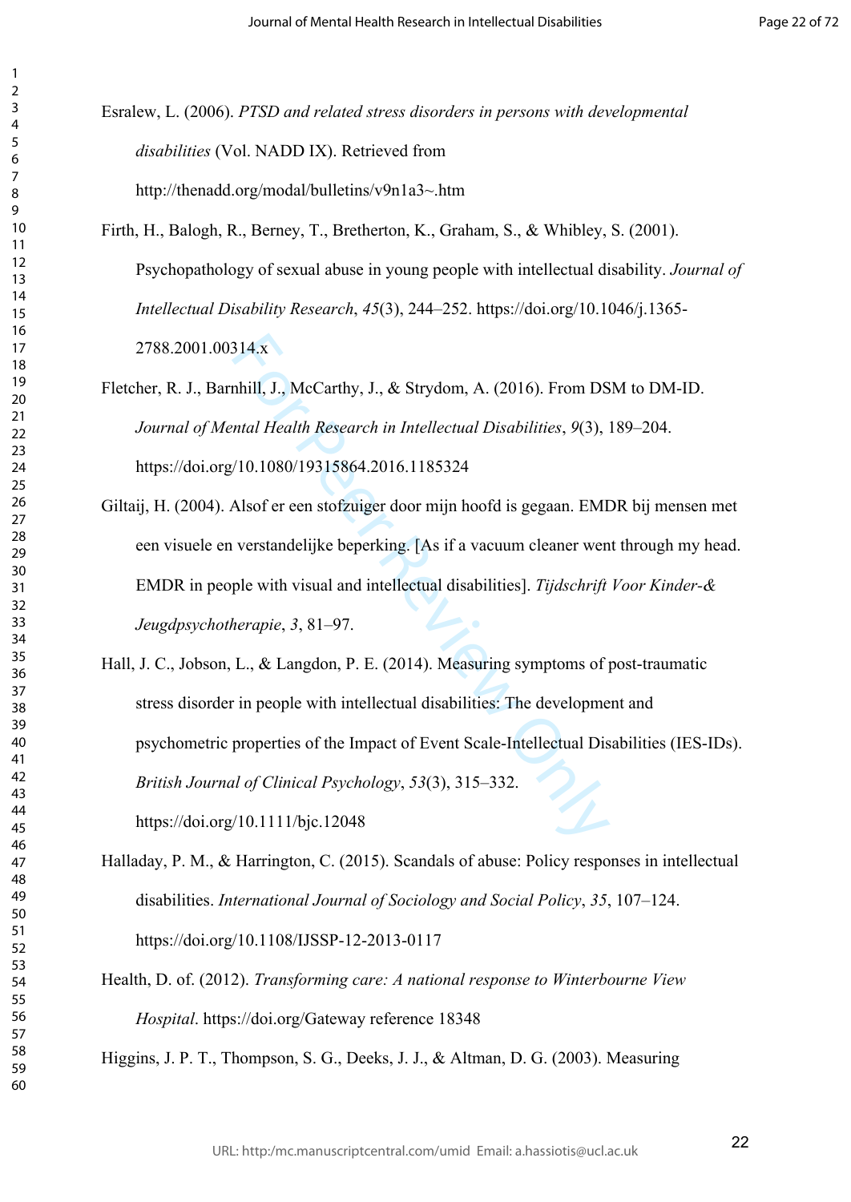Esralew, L. (2006). *PTSD and related stress disorders in persons with developmental disabilities* (Vol. NADD IX). Retrieved from http://thenadd.org/modal/bulletins/v9n1a3~.htm

Firth, H., Balogh, R., Berney, T., Bretherton, K., Graham, S., & Whibley, S. (2001). Psychopathology of sexual abuse in young people with intellectual disability. *Journal of Intellectual Disability Research*, *45*(3), 244–252. https://doi.org/10.1046/j.1365-2788.2001.00314.x

Fletcher, R. J., Barnhill, J., McCarthy, J., & Strydom, A. (2016). From DSM to DM-ID. *Journal of Mental Health Research in Intellectual Disabilities*, *9*(3), 189–204. https://doi.org/10.1080/19315864.2016.1185324

Giltaij, H. (2004). Alsof er een stofzuiger door mijn hoofd is gegaan. EMDR bij mensen met een visuele en verstandelijke beperking. [As if a vacuum cleaner went through my head. EMDR in people with visual and intellectual disabilities]. *Tijdschrift Voor Kinder-& Jeugdpsychotherapie*, *3*, 81–97.

Hall, J. C., Jobson, L., & Langdon, P. E. (2014). Measuring symptoms of post-traumatic stress disorder in people with intellectual disabilities: The development and psychometric properties of the Impact of Event Scale-Intellectual Disabilities (IES-IDs). *British Journal of Clinical Psychology*, *53*(3), 315–332. https://doi.org/10.1111/bjc.12048

Halladay, P. M., & Harrington, C. (2015). Scandals of abuse: Policy responses in intellectual disabilities. *International Journal of Sociology and Social Policy*, *35*, 107–124. https://doi.org/10.1108/IJSSP-12-2013-0117

Health, D. of. (2012). *Transforming care: A national response to Winterbourne View Hospital*. https://doi.org/Gateway reference 18348

Higgins, J. P. T., Thompson, S. G., Deeks, J. J., & Altman, D. G. (2003). Measuring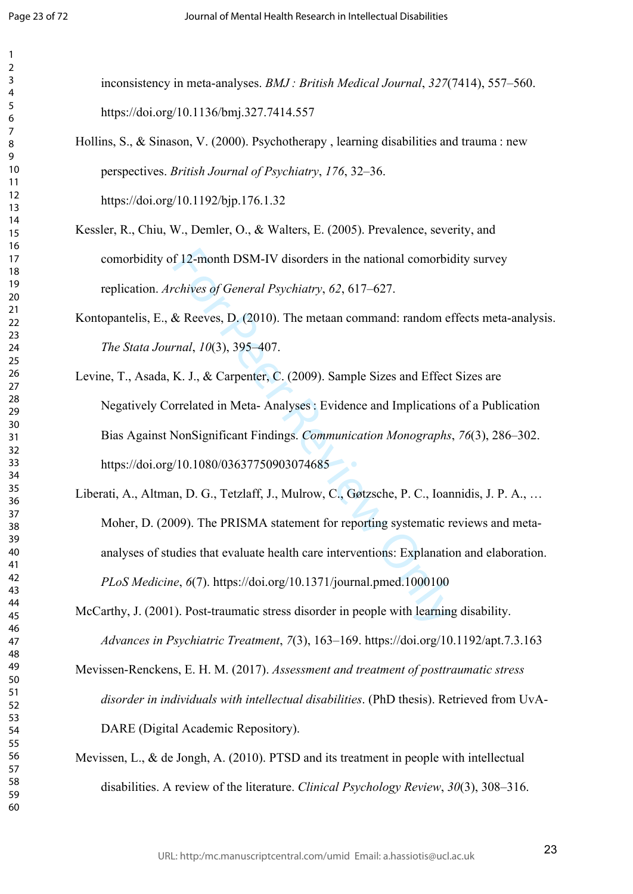inconsistency in meta-analyses. *BMJ : British Medical Journal*, *327*(7414), 557–560. https://doi.org/10.1136/bmj.327.7414.557

Hollins, S., & Sinason, V. (2000). Psychotherapy , learning disabilities and trauma : new perspectives. *British Journal of Psychiatry*, *176*, 32–36. https://doi.org/10.1192/bjp.176.1.32

Kessler, R., Chiu, W., Demler, O., & Walters, E. (2005). Prevalence, severity, and comorbidity of 12-month DSM-IV disorders in the national comorbidity survey replication. *Archives of General Psychiatry*, *62*, 617–627.

Kontopantelis, E., & Reeves, D. (2010). The metaan command: random effects meta-analysis. *The Stata Journal*, *10*(3), 395–407.

Levine, T., Asada, K. J., & Carpenter, C. (2009). Sample Sizes and Effect Sizes are Negatively Correlated in Meta- Analyses : Evidence and Implications of a Publication Bias Against NonSignificant Findings. *Communication Monographs*, *76*(3), 286–302. https://doi.org/10.1080/03637750903074685

Liberati, A., Altman, D. G., Tetzlaff, J., Mulrow, C., Gøtzsche, P. C., Ioannidis, J. P. A., … Moher, D. (2009). The PRISMA statement for reporting systematic reviews and meta-analyses of studies that evaluate health care interventions: Explanation and elaboration. *PLoS Medicine*, *6*(7). https://doi.org/10.1371/journal.pmed.1000100

McCarthy, J. (2001). Post-traumatic stress disorder in people with learning disability. *Advances in Psychiatric Treatment*, *7*(3), 163–169. https://doi.org/10.1192/apt.7.3.163

Mevissen-Renckens, E. H. M. (2017). *Assessment and treatment of posttraumatic stress disorder in individuals with intellectual disabilities*. (PhD thesis). Retrieved from UvA-DARE (Digital Academic Repository).

Mevissen, L., & de Jongh, A. (2010). PTSD and its treatment in people with intellectual disabilities. A review of the literature. *Clinical Psychology Review*, *30*(3), 308–316.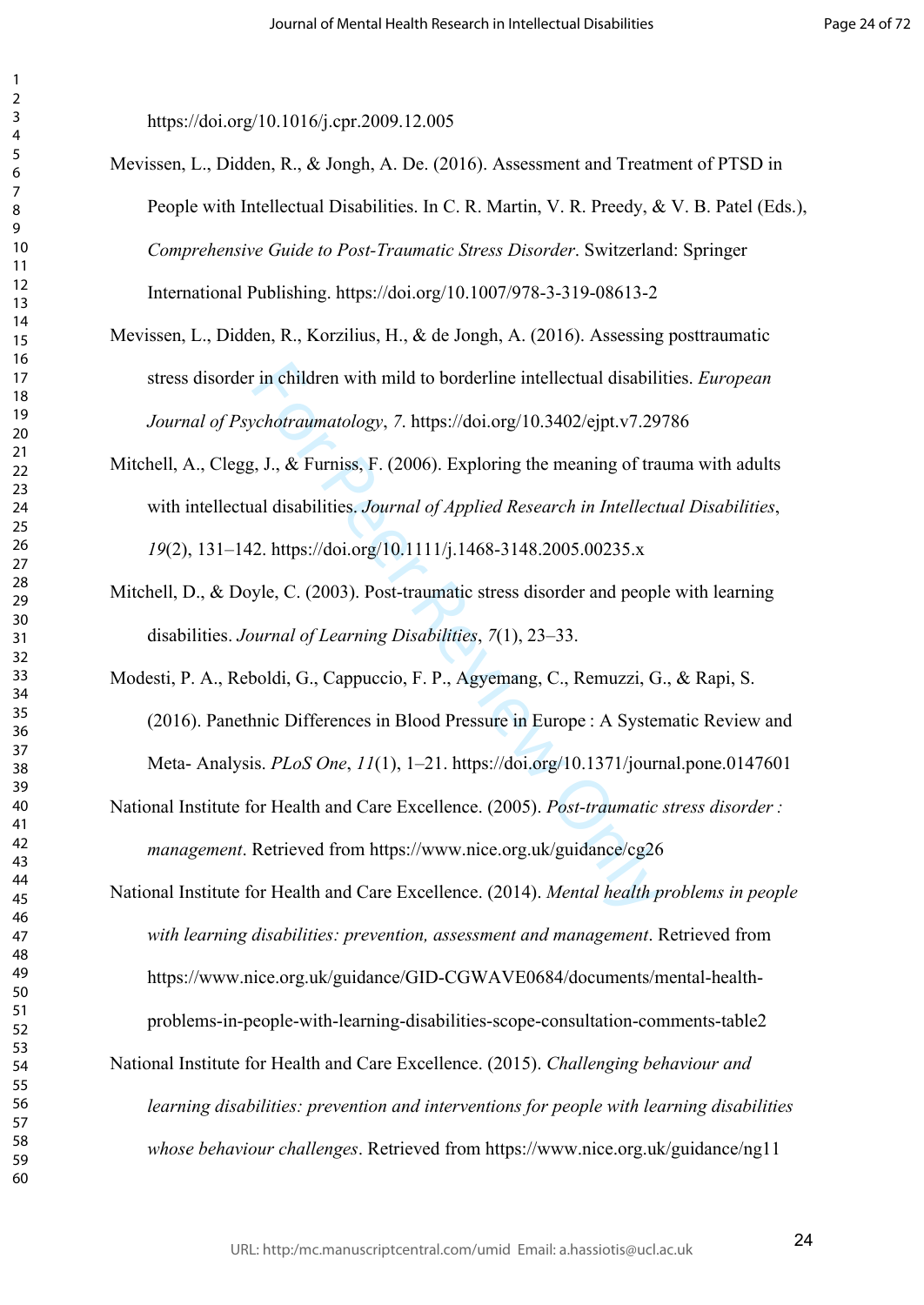https://doi.org/10.1016/j.cpr.2009.12.005

Mevissen, L., Didden, R., & Jongh, A. De. (2016). Assessment and Treatment of PTSD in People with Intellectual Disabilities. In C. R. Martin, V. R. Preedy, & V. B. Patel (Eds.), *Comprehensive Guide to Post-Traumatic Stress Disorder*. Switzerland: Springer International Publishing. https://doi.org/10.1007/978-3-319-08613-2

Mevissen, L., Didden, R., Korzilius, H., & de Jongh, A. (2016). Assessing posttraumatic stress disorder in children with mild to borderline intellectual disabilities. *European Journal of Psychotraumatology*, *7*. https://doi.org/10.3402/ejpt.v7.29786

Mitchell, A., Clegg, J., & Furniss, F. (2006). Exploring the meaning of trauma with adults with intellectual disabilities. *Journal of Applied Research in Intellectual Disabilities*, *19*(2), 131–142. https://doi.org/10.1111/j.1468-3148.2005.00235.x

Mitchell, D., & Doyle, C. (2003). Post-traumatic stress disorder and people with learning disabilities. *Journal of Learning Disabilities*, *7*(1), 23–33.

Modesti, P. A., Reboldi, G., Cappuccio, F. P., Agyemang, C., Remuzzi, G., & Rapi, S. (2016). Panethnic Differences in Blood Pressure in Europe : A Systematic Review and Meta- Analysis. *PLoS One*, *11*(1), 1–21. https://doi.org/10.1371/journal.pone.0147601

National Institute for Health and Care Excellence. (2005). *Post-traumatic stress disorder : management*. Retrieved from https://www.nice.org.uk/guidance/cg26

National Institute for Health and Care Excellence. (2014). *Mental health problems in people with learning disabilities: prevention, assessment and management*. Retrieved from https://www.nice.org.uk/guidance/GID-CGWAVE0684/documents/mental-health-problems-in-people-with-learning-disabilities-scope-consultation-comments-table2

National Institute for Health and Care Excellence. (2015). *Challenging behaviour and learning disabilities: prevention and interventions for people with learning disabilities whose behaviour challenges*. Retrieved from https://www.nice.org.uk/guidance/ng11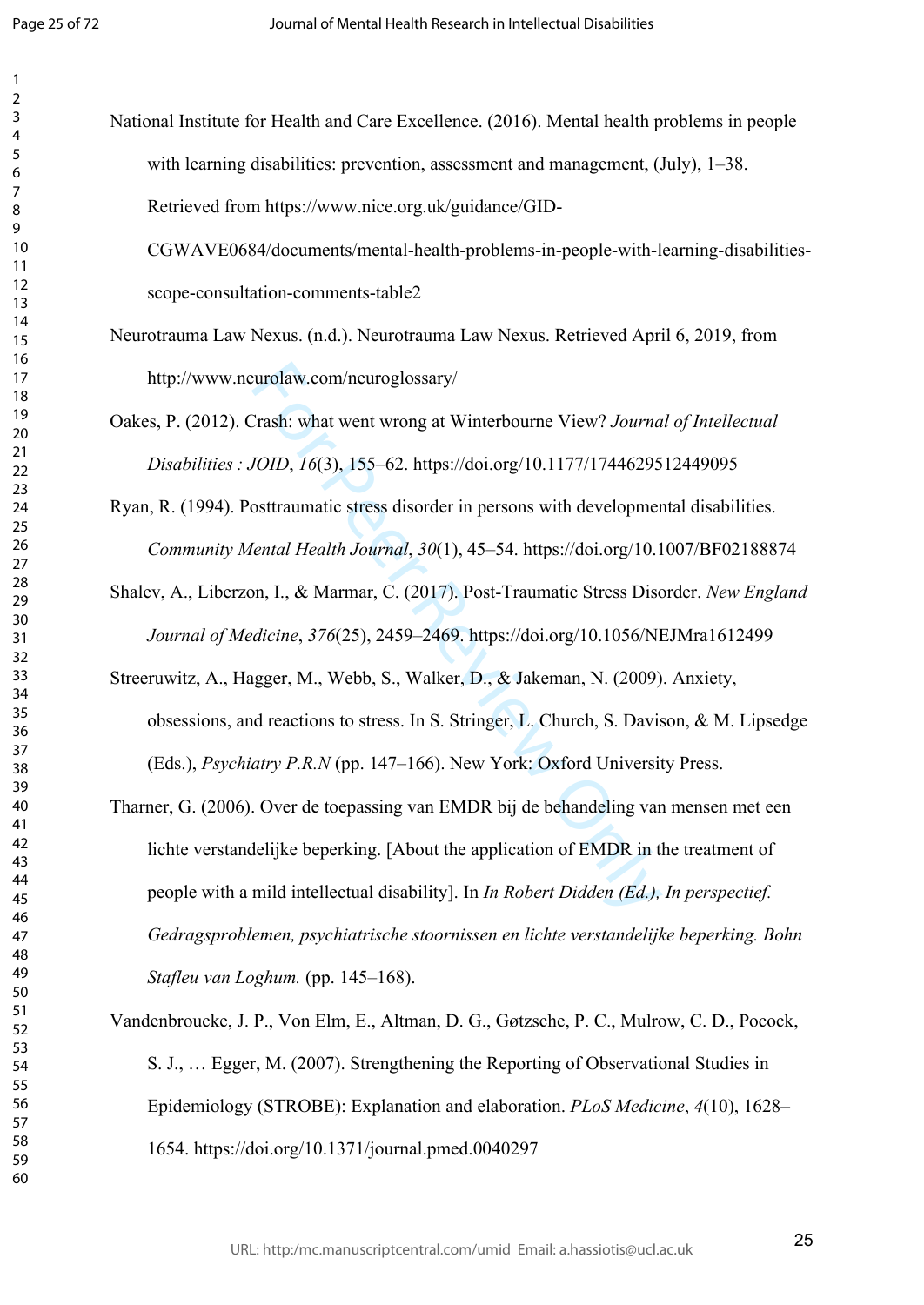National Institute for Health and Care Excellence. (2016). Mental health problems in people with learning disabilities: prevention, assessment and management, (July), 1–38. Retrieved from https://www.nice.org.uk/guidance/GID-CGWAVE0684/documents/mental-health-problems-in-people-with-learning-disabilities-scope-consultation-comments-table2

Neurotrauma Law Nexus. (n.d.). Neurotrauma Law Nexus. Retrieved April 6, 2019, from http://www.neurolaw.com/neuroglossary/

Oakes, P. (2012). Crash: what went wrong at Winterbourne View? *Journal of Intellectual Disabilities : JOID*, *16*(3), 155–62. https://doi.org/10.1177/1744629512449095

Ryan, R. (1994). Posttraumatic stress disorder in persons with developmental disabilities. *Community Mental Health Journal*, *30*(1), 45–54. https://doi.org/10.1007/BF02188874

Shalev, A., Liberzon, I., & Marmar, C. (2017). Post-Traumatic Stress Disorder. *New England Journal of Medicine*, *376*(25), 2459–2469. https://doi.org/10.1056/NEJMra1612499

Streeruwitz, A., Hagger, M., Webb, S., Walker, D., & Jakeman, N. (2009). Anxiety, obsessions, and reactions to stress. In S. Stringer, L. Church, S. Davison, & M. Lipsedge (Eds.), *Psychiatry P.R.N* (pp. 147–166). New York: Oxford University Press.

Tharner, G. (2006). Over de toepassing van EMDR bij de behandeling van mensen met een lichte verstandelijke beperking. [About the application of EMDR in the treatment of people with a mild intellectual disability]. In *In Robert Didden (Ed.), In perspectief. Gedragsproblemen, psychiatrische stoornissen en lichte verstandelijke beperking. Bohn Stafleu van Loghum.* (pp. 145–168).

Vandenbroucke, J. P., Von Elm, E., Altman, D. G., Gøtzsche, P. C., Mulrow, C. D., Pocock, S. J., … Egger, M. (2007). Strengthening the Reporting of Observational Studies in Epidemiology (STROBE): Explanation and elaboration. *PLoS Medicine*, *4*(10), 1628–1654. https://doi.org/10.1371/journal.pmed.0040297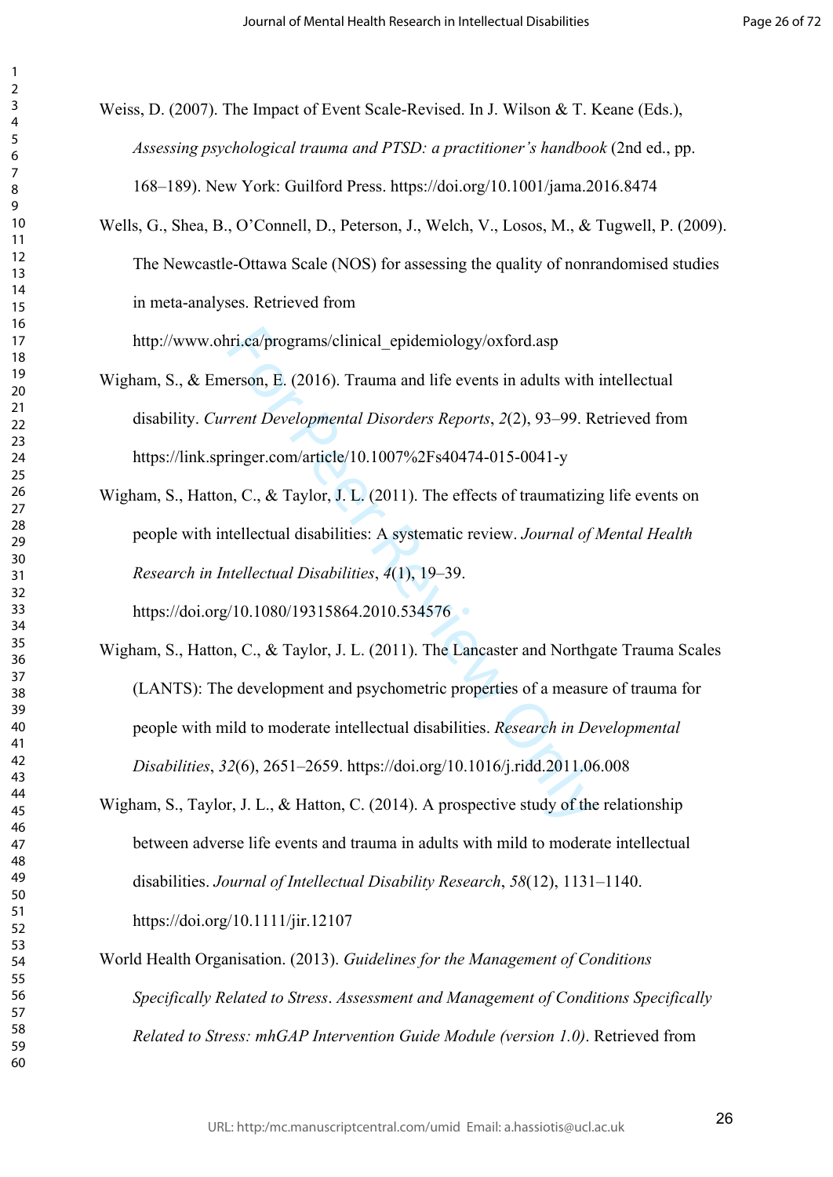Weiss, D. (2007). The Impact of Event Scale-Revised. In J. Wilson & T. Keane (Eds.), *Assessing psychological trauma and PTSD: a practitioner's handbook* (2nd ed., pp. 168–189). New York: Guilford Press. https://doi.org/10.1001/jama.2016.8474

Wells, G., Shea, B., O'Connell, D., Peterson, J., Welch, V., Losos, M., & Tugwell, P. (2009). The Newcastle-Ottawa Scale (NOS) for assessing the quality of nonrandomised studies in meta-analyses. Retrieved from http://www.ohri.ca/programs/clinical_epidemiology/oxford.asp

Wigham, S., & Emerson, E. (2016). Trauma and life events in adults with intellectual disability. *Current Developmental Disorders Reports*, *2*(2), 93–99. Retrieved from https://link.springer.com/article/10.1007%2Fs40474-015-0041-y

Wigham, S., Hatton, C., & Taylor, J. L. (2011). The effects of traumatizing life events on people with intellectual disabilities: A systematic review. *Journal of Mental Health Research in Intellectual Disabilities*, *4*(1), 19–39. https://doi.org/10.1080/19315864.2010.534576

Wigham, S., Hatton, C., & Taylor, J. L. (2011). The Lancaster and Northgate Trauma Scales (LANTS): The development and psychometric properties of a measure of trauma for people with mild to moderate intellectual disabilities. *Research in Developmental Disabilities*, *32*(6), 2651–2659. https://doi.org/10.1016/j.ridd.2011.06.008

Wigham, S., Taylor, J. L., & Hatton, C. (2014). A prospective study of the relationship between adverse life events and trauma in adults with mild to moderate intellectual disabilities. *Journal of Intellectual Disability Research*, *58*(12), 1131–1140. https://doi.org/10.1111/jir.12107

World Health Organisation. (2013). *Guidelines for the Management of Conditions Specifically Related to Stress*. *Assessment and Management of Conditions Specifically Related to Stress: mhGAP Intervention Guide Module (version 1.0)*. Retrieved from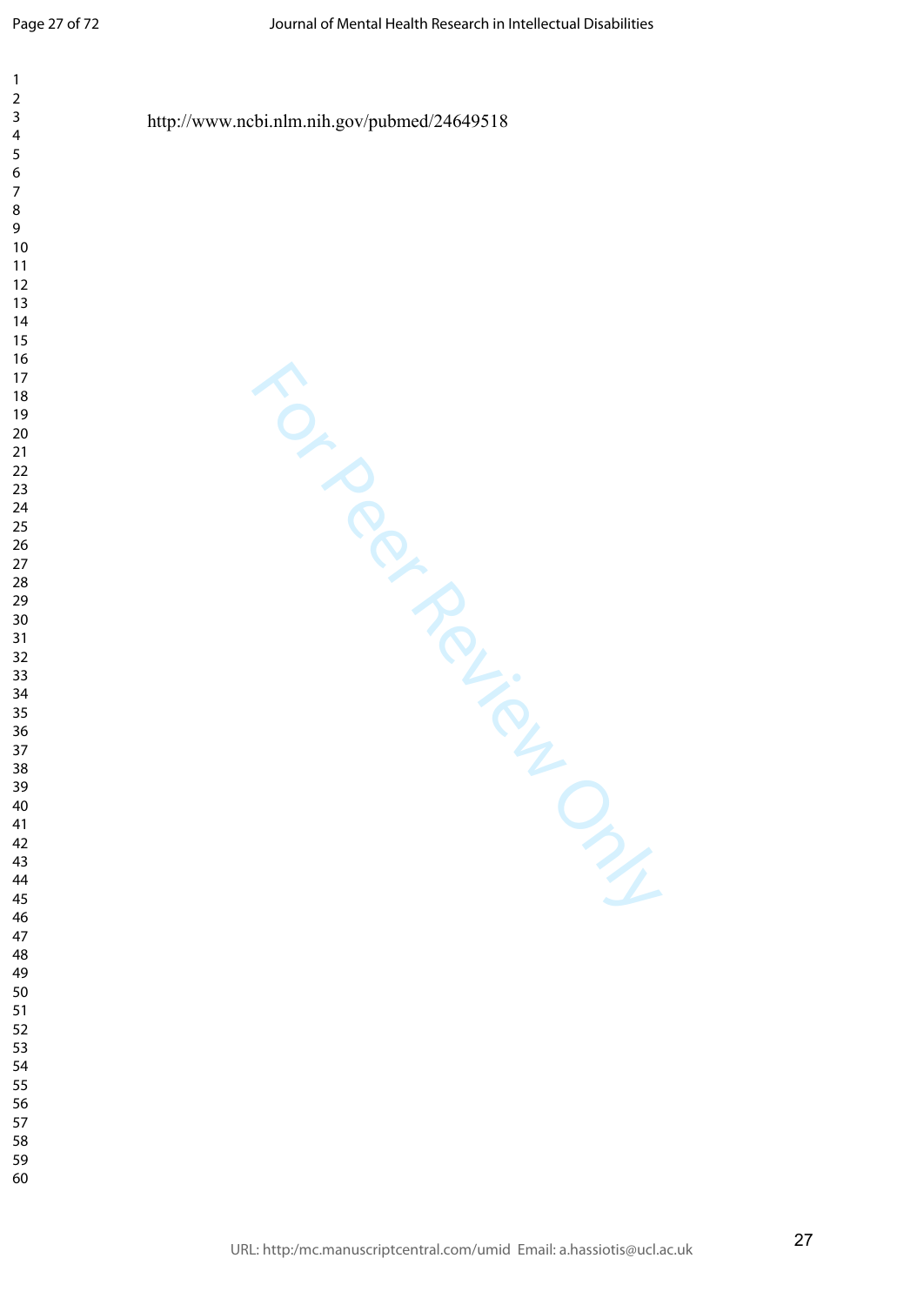http://www.ncbi.nlm.nih.gov/pubmed/24649518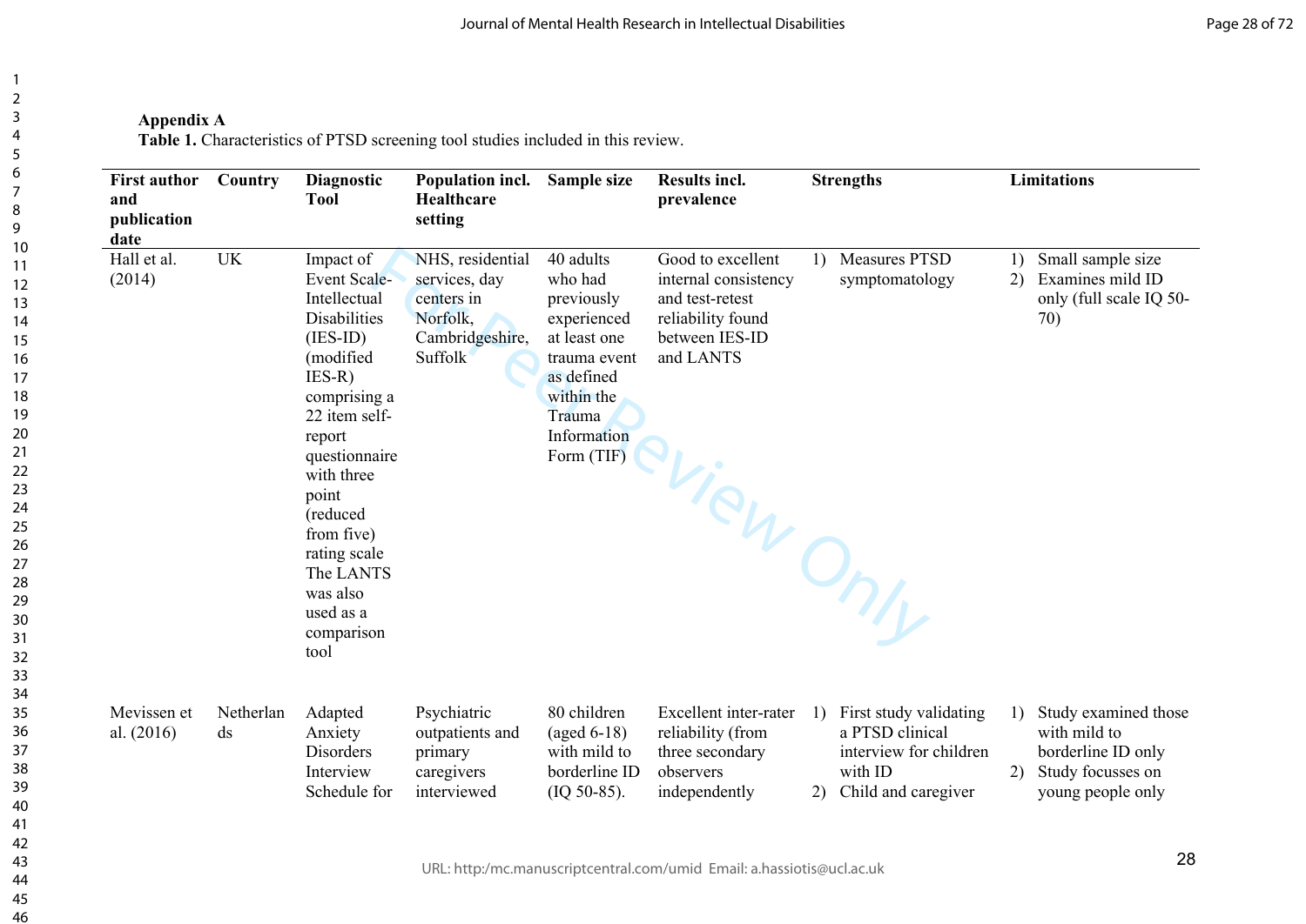**Appendix A**

**Table 1.** Characteristics of PTSD screening tool studies included in this review.

| First author and publication date | Country | Diagnostic Tool | Population incl. Healthcare setting | Sample size | Results incl. prevalence | Strengths | Limitations |
|---|---|---|---|---|---|---|---|
| Hall et al. (2014) | UK | Impact of Event Scale-Intellectual Disabilities (IES-ID) (modified IES-R) comprising a 22 item self-report questionnaire with three point (reduced from five) rating scale The LANTS was also used as a comparison tool | NHS, residential services, day centers in Norfolk, Cambridgeshire, Suffolk | 40 adults who had previously experienced at least one trauma event as defined within the Trauma Information Form (TIF) | Good to excellent internal consistency and test-retest reliability found between IES-ID and LANTS | 1) Measures PTSD symptomatology | 1) Small sample size 2) Examines mild ID only (full scale IQ 50-70) |
| Mevissen et al. (2016) | Netherlands | Adapted Anxiety Disorders Interview Schedule for | Psychiatric outpatients and primary caregivers interviewed | 80 children (aged 6-18) with mild to borderline ID (IQ 50-85). | Excellent inter-rater reliability (from three secondary observers independently | 1) First study validating a PTSD clinical interview for children with ID 2) Child and caregiver | 1) Study examined those with mild to borderline ID only 2) Study focusses on young people only |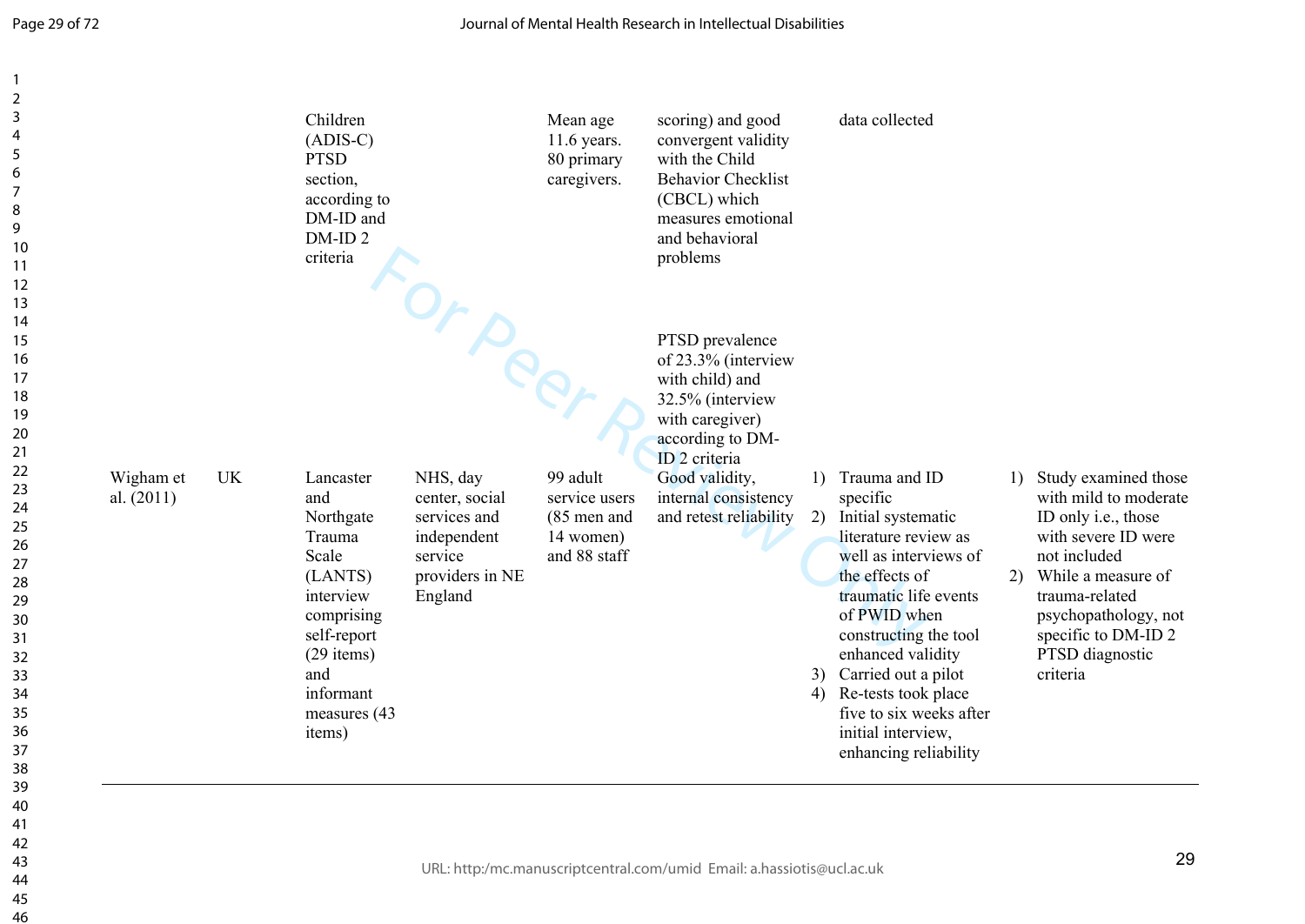| | | | | | | | |
|---|---|---|---|---|---|---|---|
| | | Children (ADIS-C) PTSD section, according to DM-ID and DM-ID 2 criteria | | Mean age 11.6 years. 80 primary caregivers. | scoring) and good convergent validity with the Child Behavior Checklist (CBCL) which measures emotional and behavioral problems<br><br>PTSD prevalence of 23.3% (interview with child) and 32.5% (interview with caregiver) according to DM-ID 2 criteria | data collected | |
| Wigham et al. (2011) | UK | Lancaster and Northgate Trauma Scale (LANTS) interview comprising self-report (29 items) and informant measures (43 items) | NHS, day center, social services and independent service providers in NE England | 99 adult service users (85 men and 14 women) and 88 staff | Good validity, internal consistency and retest reliability | 1) Trauma and ID specific<br>2) Initial systematic literature review as well as interviews of the effects of traumatic life events of PWID when constructing the tool enhanced validity<br>3) Carried out a pilot<br>4) Re-tests took place five to six weeks after initial interview, enhancing reliability | 1) Study examined those with mild to moderate ID only i.e., those with severe ID were not included<br>2) While a measure of trauma-related psychopathology, not specific to DM-ID 2 PTSD diagnostic criteria |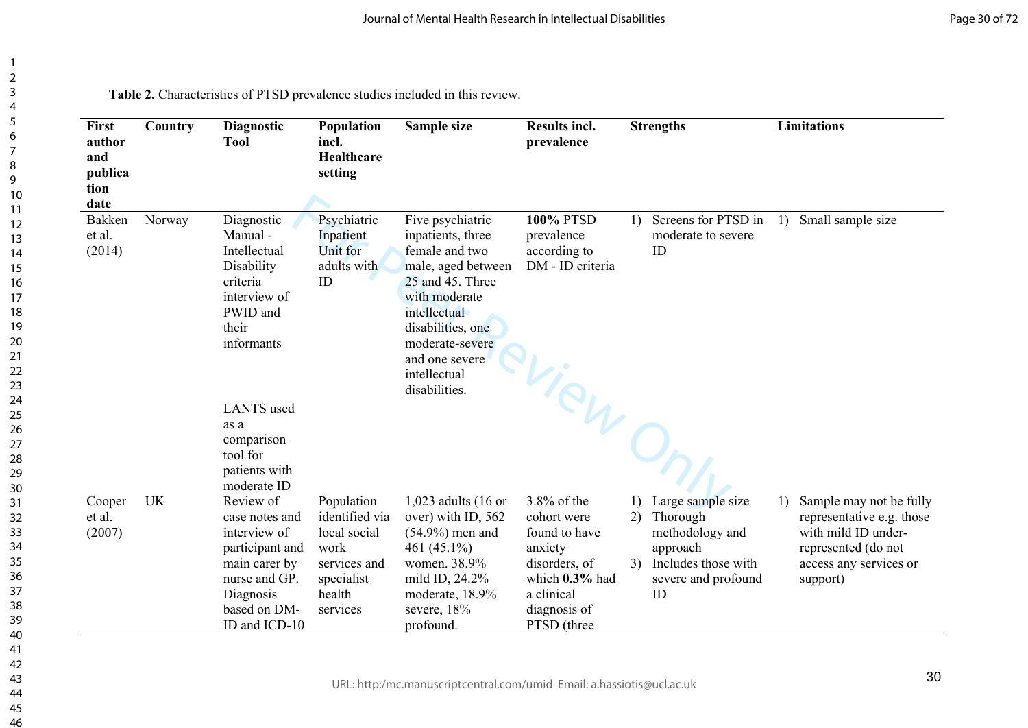**Table 2.** Characteristics of PTSD prevalence studies included in this review.

| First author and publication date | Country | Diagnostic Tool | Population incl. Healthcare setting | Sample size | Results incl. prevalence | Strengths | Limitations |
|---|---|---|---|---|---|---|---|
| Bakken et al. (2014) | Norway | Diagnostic Manual - Intellectual Disability criteria interview of PWID and their informants<br><br>LANTS used as a comparison tool for patients with moderate ID | Psychiatric Inpatient Unit for adults with ID | Five psychiatric inpatients, three female and two male, aged between 25 and 45. Three with moderate intellectual disabilities, one moderate-severe and one severe intellectual disabilities. | **100%** PTSD prevalence according to DM - ID criteria | 1) Screens for PTSD in moderate to severe ID | 1) Small sample size |
| Cooper et al. (2007) | UK | Review of case notes and interview of participant and main carer by nurse and GP. Diagnosis based on DM-ID and ICD-10 | Population identified via local social work services and specialist health services | 1,023 adults (16 or over) with ID, 562 (54.9%) men and 461 (45.1%) women. 38.9% mild ID, 24.2% moderate, 18.9% severe, 18% profound. | 3.8% of the cohort were found to have anxiety disorders, of which **0.3%** had a clinical diagnosis of PTSD (three | 1) Large sample size<br>2) Thorough methodology and approach<br>3) Includes those with severe and profound ID | 1) Sample may not be fully representative e.g. those with mild ID under-represented (do not access any services or support) |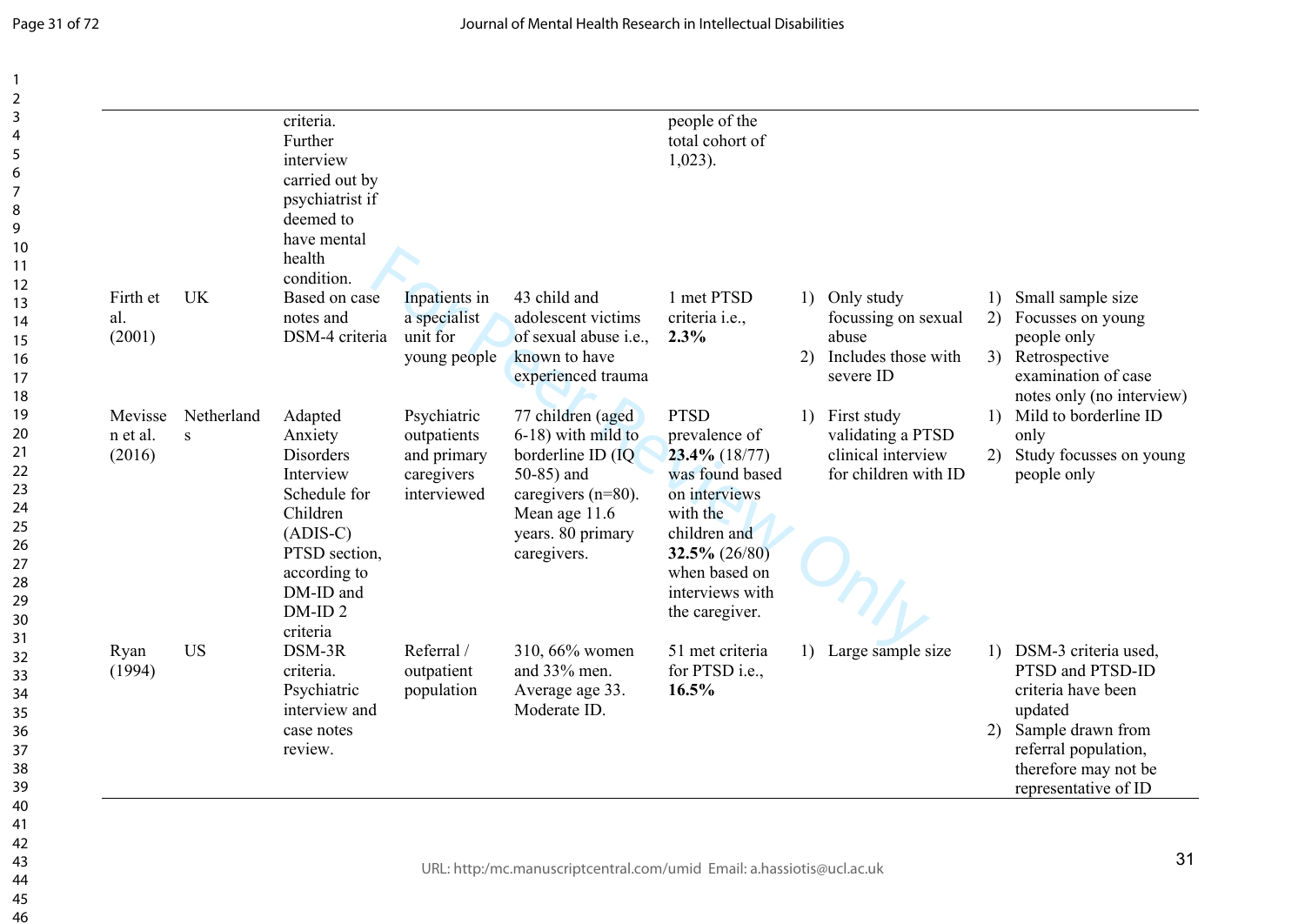|  |  | criteria. Further interview carried out by psychiatrist if deemed to have mental health condition. |  |  | people of the total cohort of 1,023). |  |  |
|---|---|---|---|---|---|---|---|
| Firth et al. (2001) | UK | Based on case notes and DSM-4 criteria | Inpatients in a specialist unit for young people | 43 child and adolescent victims of sexual abuse i.e., known to have experienced trauma | 1 met PTSD criteria i.e., **2.3%** | 1) Only study focussing on sexual abuse 2) Includes those with severe ID | 1) Small sample size 2) Focusses on young people only 3) Retrospective examination of case notes only (no interview) |
| Mevissen et al. (2016) | Netherlands | Adapted Anxiety Disorders Interview Schedule for Children (ADIS-C) PTSD section, according to DM-ID and DM-ID 2 criteria | Psychiatric outpatients and primary caregivers interviewed | 77 children (aged 6-18) with mild to borderline ID (IQ 50-85) and caregivers (n=80). Mean age 11.6 years. 80 primary caregivers. | PTSD prevalence of **23.4%** (18/77) was found based on interviews with the children and **32.5%** (26/80) when based on interviews with the caregiver. | 1) First study validating a PTSD clinical interview for children with ID | 1) Mild to borderline ID only 2) Study focusses on young people only |
| Ryan (1994) | US | DSM-3R criteria. Psychiatric interview and case notes review. | Referral / outpatient population | 310, 66% women and 33% men. Average age 33. Moderate ID. | 51 met criteria for PTSD i.e., **16.5%** | 1) Large sample size | 1) DSM-3 criteria used, PTSD and PTSD-ID criteria have been updated 2) Sample drawn from referral population, therefore may not be representative of ID |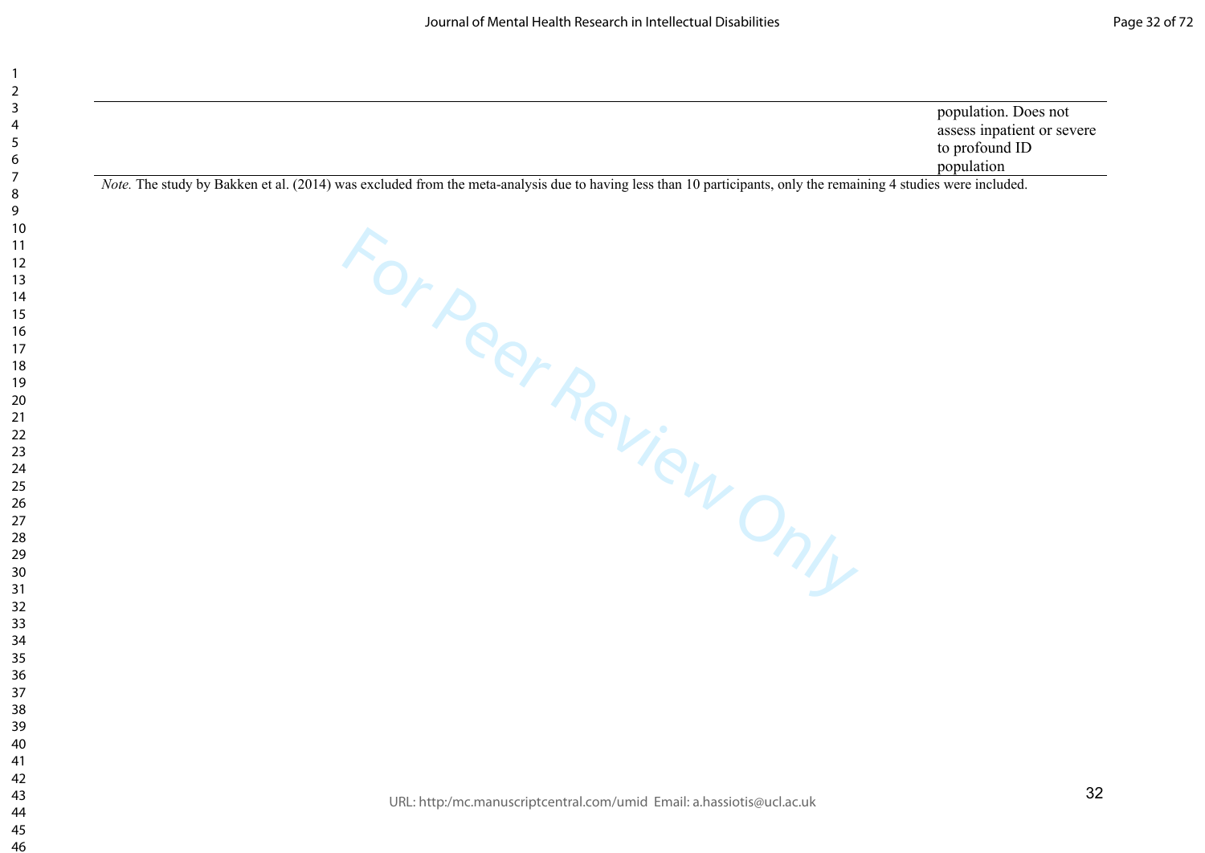| | |
|---|---|
| | population. Does not assess inpatient or severe to profound ID population |

*Note.* The study by Bakken et al. (2014) was excluded from the meta-analysis due to having less than 10 participants, only the remaining 4 studies were included.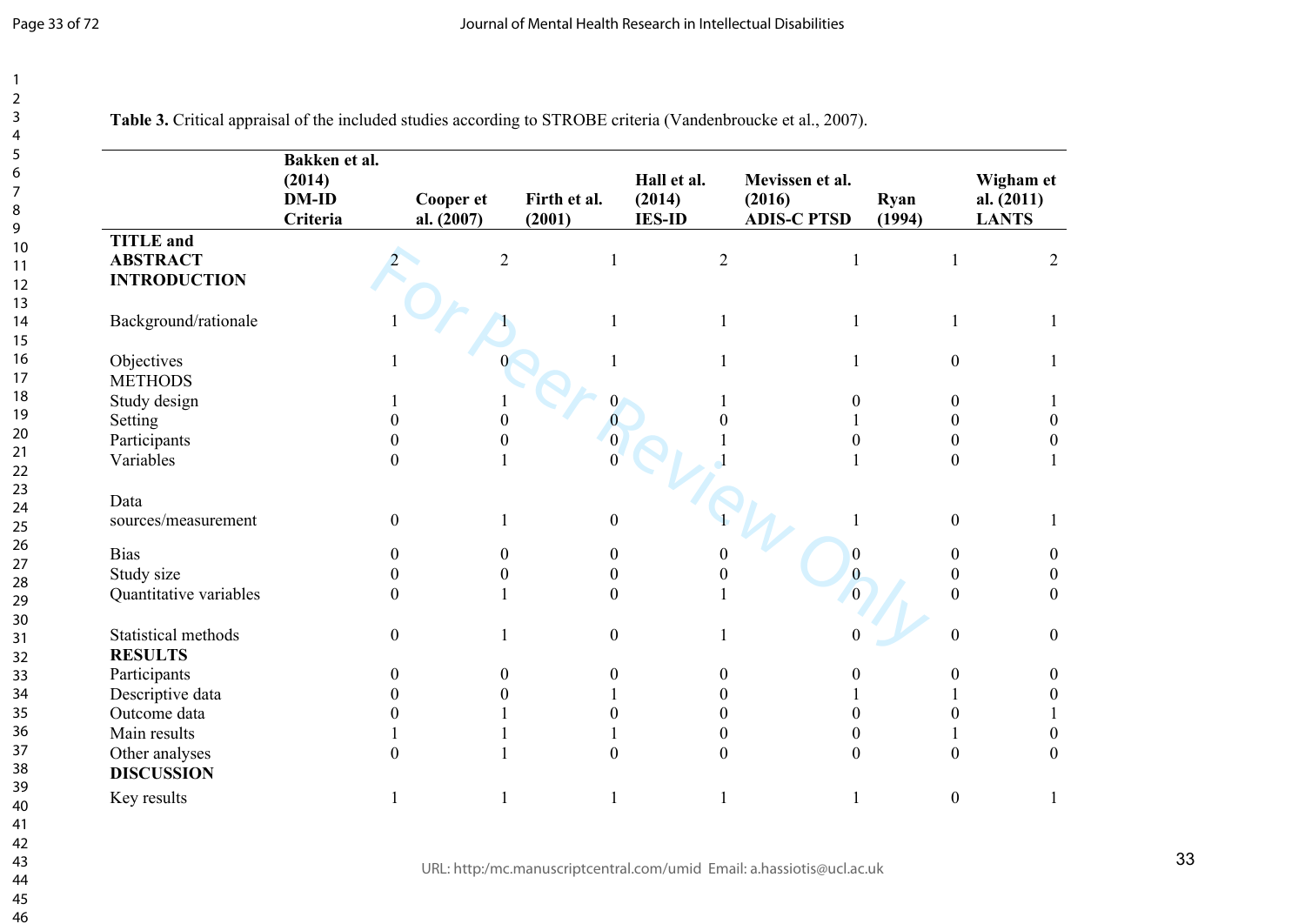**Table 3.** Critical appraisal of the included studies according to STROBE criteria (Vandenbroucke et al., 2007).

| | Bakken et al. (2014) DM-ID Criteria | Cooper et al. (2007) | Firth et al. (2001) | Hall et al. (2014) IES-ID | Mevissen et al. (2016) ADIS-C PTSD | Ryan (1994) | Wigham et al. (2011) LANTS |
|---|---|---|---|---|---|---|---|
| **TITLE and ABSTRACT** | 2 | 2 | 1 | 2 | 1 | 1 | 2 |
| **INTRODUCTION** | | | | | | | |
| Background/rationale | 1 | 1 | 1 | 1 | 1 | 1 | 1 |
| Objectives | 1 | 0 | 1 | 1 | 1 | 0 | 1 |
| METHODS | | | | | | | |
| Study design | 1 | 1 | 0 | 1 | 0 | 0 | 1 |
| Setting | 0 | 0 | 0 | 0 | 1 | 0 | 0 |
| Participants | 0 | 0 | 0 | 1 | 0 | 0 | 0 |
| Variables | 0 | 1 | 0 | 1 | 1 | 0 | 1 |
| Data sources/measurement | 0 | 1 | 0 | 1 | 1 | 0 | 1 |
| Bias | 0 | 0 | 0 | 0 | 0 | 0 | 0 |
| Study size | 0 | 0 | 0 | 0 | 0 | 0 | 0 |
| Quantitative variables | 0 | 1 | 0 | 1 | 0 | 0 | 0 |
| Statistical methods | 0 | 1 | 0 | 1 | 0 | 0 | 0 |
| **RESULTS** | | | | | | | |
| Participants | 0 | 0 | 0 | 0 | 0 | 0 | 0 |
| Descriptive data | 0 | 0 | 1 | 0 | 1 | 1 | 0 |
| Outcome data | 0 | 1 | 0 | 0 | 0 | 0 | 1 |
| Main results | 1 | 1 | 1 | 0 | 0 | 1 | 0 |
| Other analyses | 0 | 1 | 0 | 0 | 0 | 0 | 0 |
| **DISCUSSION** | | | | | | | |
| Key results | 1 | 1 | 1 | 1 | 1 | 0 | 1 |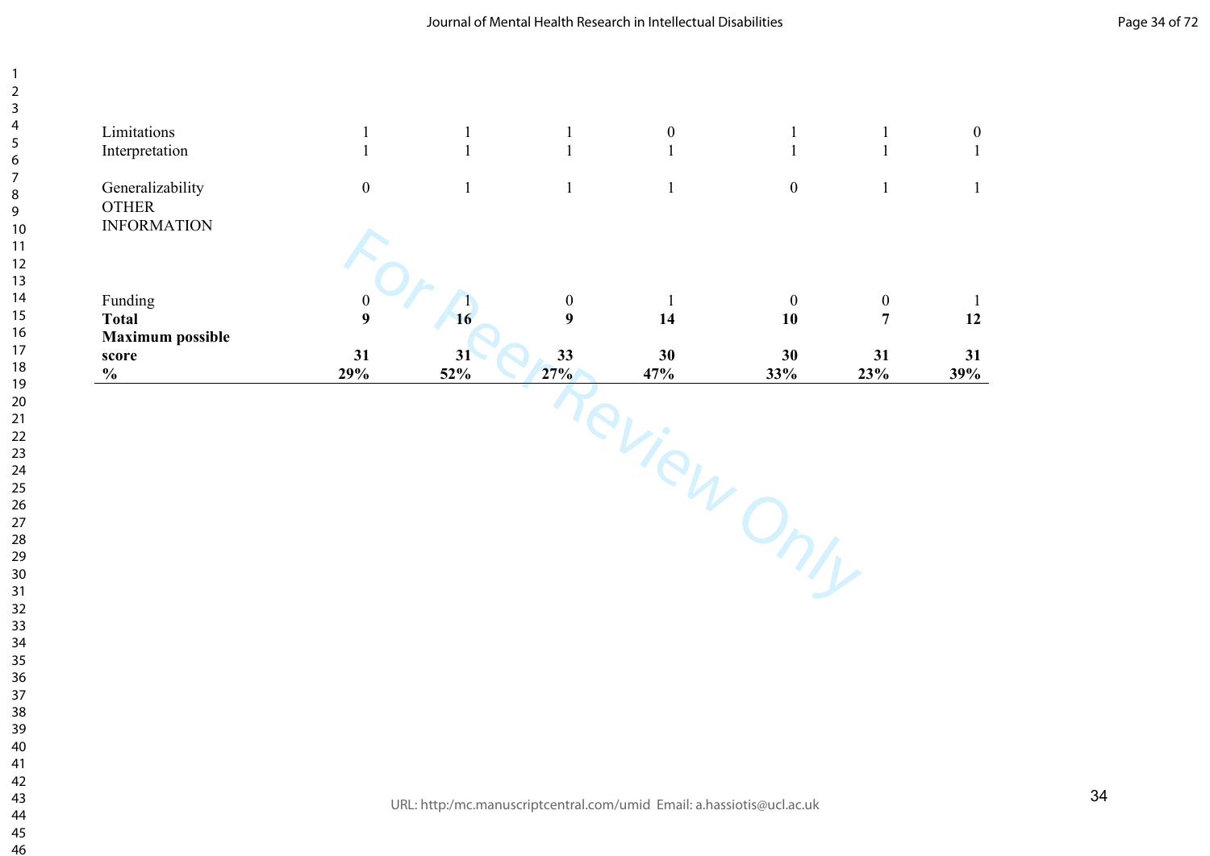| | | | | | | | |
|---|---|---|---|---|---|---|---|
| Limitations | 1 | 1 | 1 | 0 | 1 | 1 | 0 |
| Interpretation | 1 | 1 | 1 | 1 | 1 | 1 | 1 |
| Generalizability | 0 | 1 | 1 | 1 | 0 | 1 | 1 |
| OTHER INFORMATION | | | | | | | |
| Funding | 0 | 1 | 0 | 1 | 0 | 0 | 1 |
| **Total** | **9** | **16** | **9** | **14** | **10** | **7** | **12** |
| **Maximum possible score** | **31** | **31** | **33** | **30** | **30** | **31** | **31** |
| **%** | **29%** | **52%** | **27%** | **47%** | **33%** | **23%** | **39%** |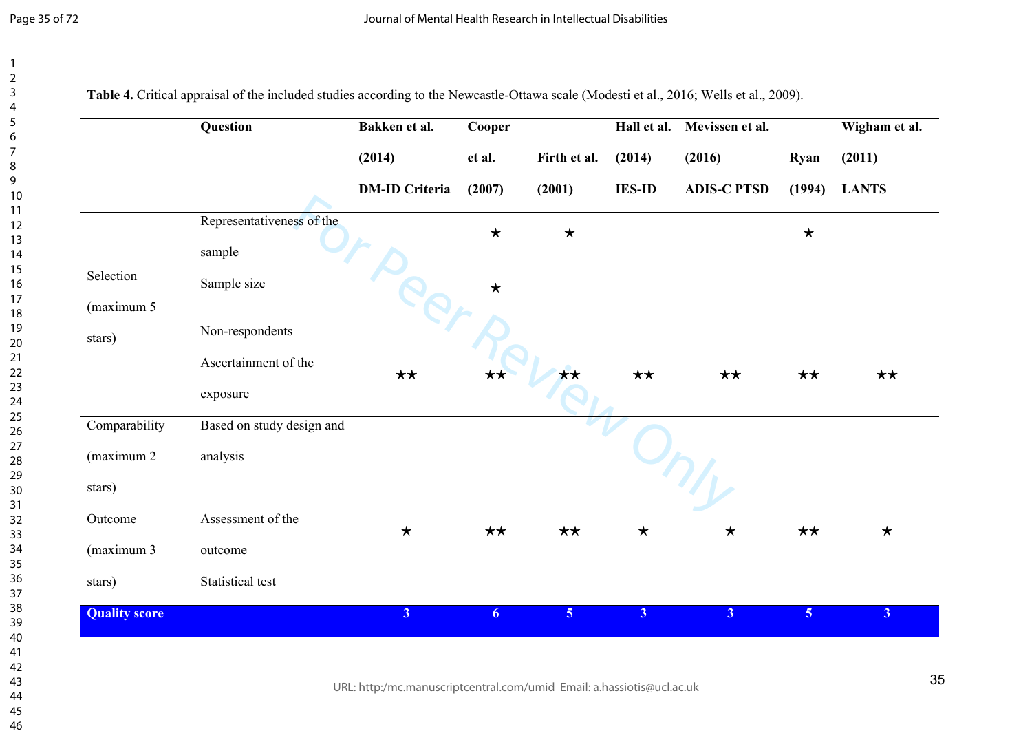**Table 4.** Critical appraisal of the included studies according to the Newcastle-Ottawa scale (Modesti et al., 2016; Wells et al., 2009).

| | Question | Bakken et al. (2014) DM-ID Criteria | Cooper et al. (2007) | Firth et al. (2001) | Hall et al. (2014) IES-ID | Mevissen et al. (2016) ADIS-C PTSD | Ryan (1994) | Wigham et al. (2011) LANTS |
|---|---|---|---|---|---|---|---|---|
| Selection (maximum 5 stars) | Representativeness of the sample | | ★ | ★ | | | ★ | |
| | Sample size | | ★ | | | | | |
| | Non-respondents | | | | | | | |
| | Ascertainment of the exposure | ★★ | ★★ | ★★ | ★★ | ★★ | ★★ | ★★ |
| Comparability (maximum 2 stars) | Based on study design and analysis | | | | | | | |
| Outcome (maximum 3 stars) | Assessment of the outcome | ★ | ★★ | ★★ | ★ | ★ | ★★ | ★ |
| | Statistical test | | | | | | | |
| **Quality score** | | **3** | **6** | **5** | **3** | **3** | **5** | **3** |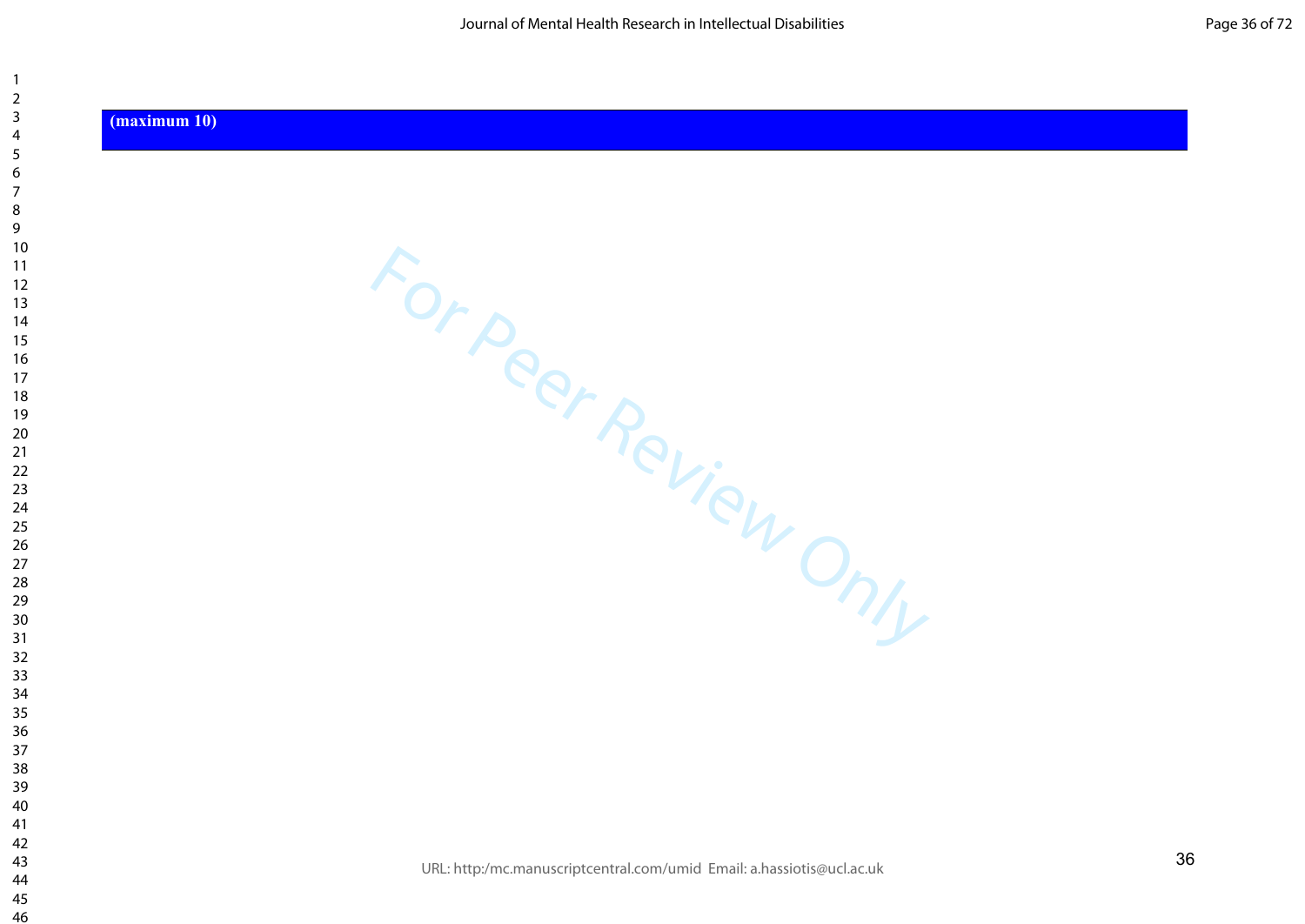(maximum 10)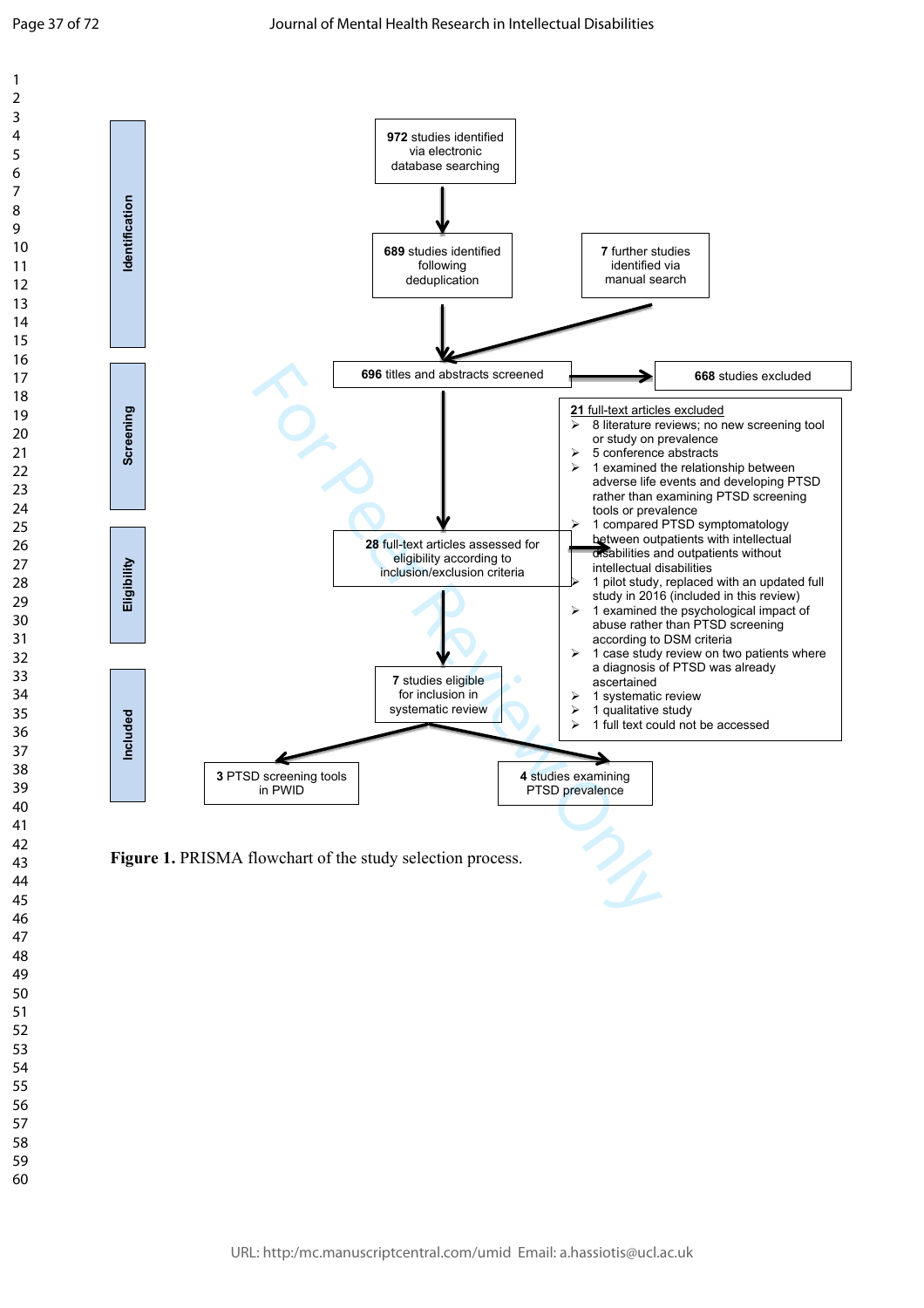**Identification**

**972** studies identified via electronic database searching

**689** studies identified following deduplication

**7** further studies identified via manual search

**Screening**

**696** titles and abstracts screened

**668** studies excluded

**Eligibility**

**28** full-text articles assessed for eligibility according to inclusion/exclusion criteria

**21** full-text articles excluded

- 8 literature reviews; no new screening tool or study on prevalence
- 5 conference abstracts
- 1 examined the relationship between adverse life events and developing PTSD rather than examining PTSD screening tools or prevalence
- 1 compared PTSD symptomatology between outpatients with intellectual disabilities and outpatients without intellectual disabilities
- 1 pilot study, replaced with an updated full study in 2016 (included in this review)
- 1 examined the psychological impact of abuse rather than PTSD screening according to DSM criteria
- 1 case study review on two patients where a diagnosis of PTSD was already ascertained
- 1 systematic review
- 1 qualitative study
- 1 full text could not be accessed

**Included**

**7** studies eligible for inclusion in systematic review

**3** PTSD screening tools in PWID

**4** studies examining PTSD prevalence

**Figure 1.** PRISMA flowchart of the study selection process.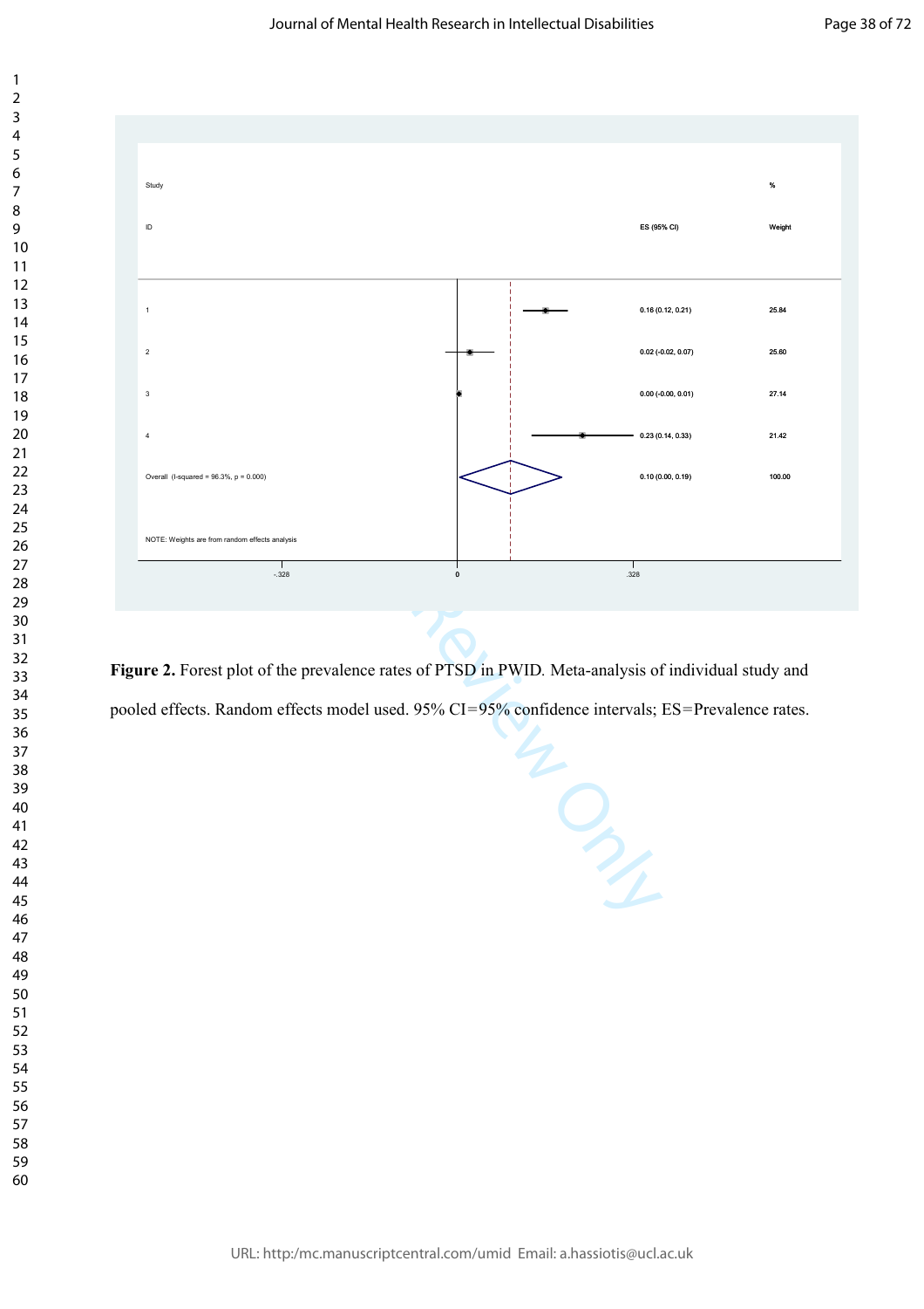| Study ID | ES (95% CI) | % Weight |
|---|---|---|
| 1 | 0.16 (0.12, 0.21) | 25.84 |
| 2 | 0.02 (-0.02, 0.07) | 25.60 |
| 3 | 0.00 (-0.00, 0.01) | 27.14 |
| 4 | 0.23 (0.14, 0.33) | 21.42 |
| Overall (I-squared = 96.3%, p = 0.000) | 0.10 (0.00, 0.19) | 100.00 |

NOTE: Weights are from random effects analysis

-.328 0 .328

**Figure 2.** Forest plot of the prevalence rates of PTSD in PWID. Meta-analysis of individual study and pooled effects. Random effects model used. 95% CI=95% confidence intervals; ES=Prevalence rates.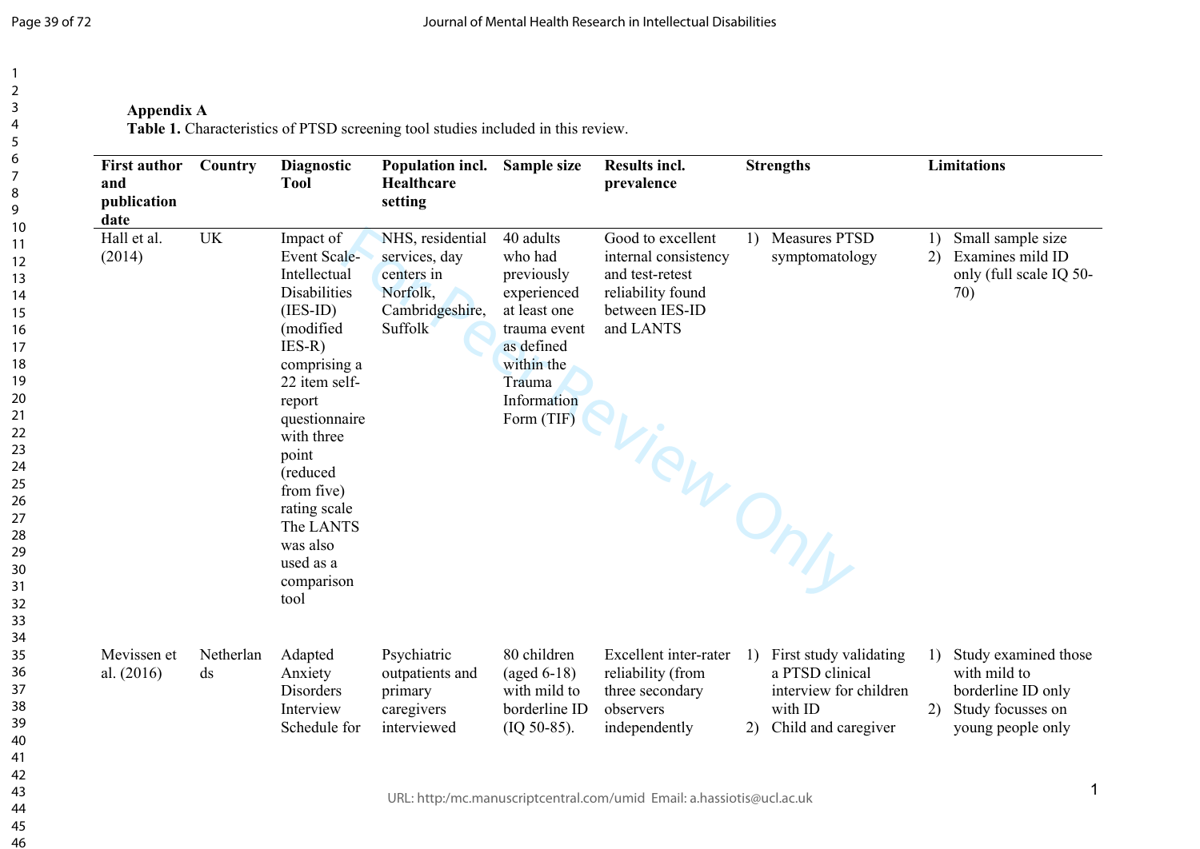**Appendix A**

**Table 1.** Characteristics of PTSD screening tool studies included in this review.

| First author and publication date | Country | Diagnostic Tool | Population incl. Healthcare setting | Sample size | Results incl. prevalence | Strengths | Limitations |
|---|---|---|---|---|---|---|---|
| Hall et al. (2014) | UK | Impact of Event Scale-Intellectual Disabilities (IES-ID) (modified IES-R) comprising a 22 item self-report questionnaire with three point (reduced from five) rating scale The LANTS was also used as a comparison tool | NHS, residential services, day centers in Norfolk, Cambridgeshire, Suffolk | 40 adults who had previously experienced at least one trauma event as defined within the Trauma Information Form (TIF) | Good to excellent internal consistency and test-retest reliability found between IES-ID and LANTS | 1) Measures PTSD symptomatology | 1) Small sample size 2) Examines mild ID only (full scale IQ 50-70) |
| Mevissen et al. (2016) | Netherlands | Adapted Anxiety Disorders Interview Schedule for | Psychiatric outpatients and primary caregivers interviewed | 80 children (aged 6-18) with mild to borderline ID (IQ 50-85). | Excellent inter-rater reliability (from three secondary observers independently | 1) First study validating a PTSD clinical interview for children with ID 2) Child and caregiver | 1) Study examined those with mild to borderline ID only 2) Study focusses on young people only |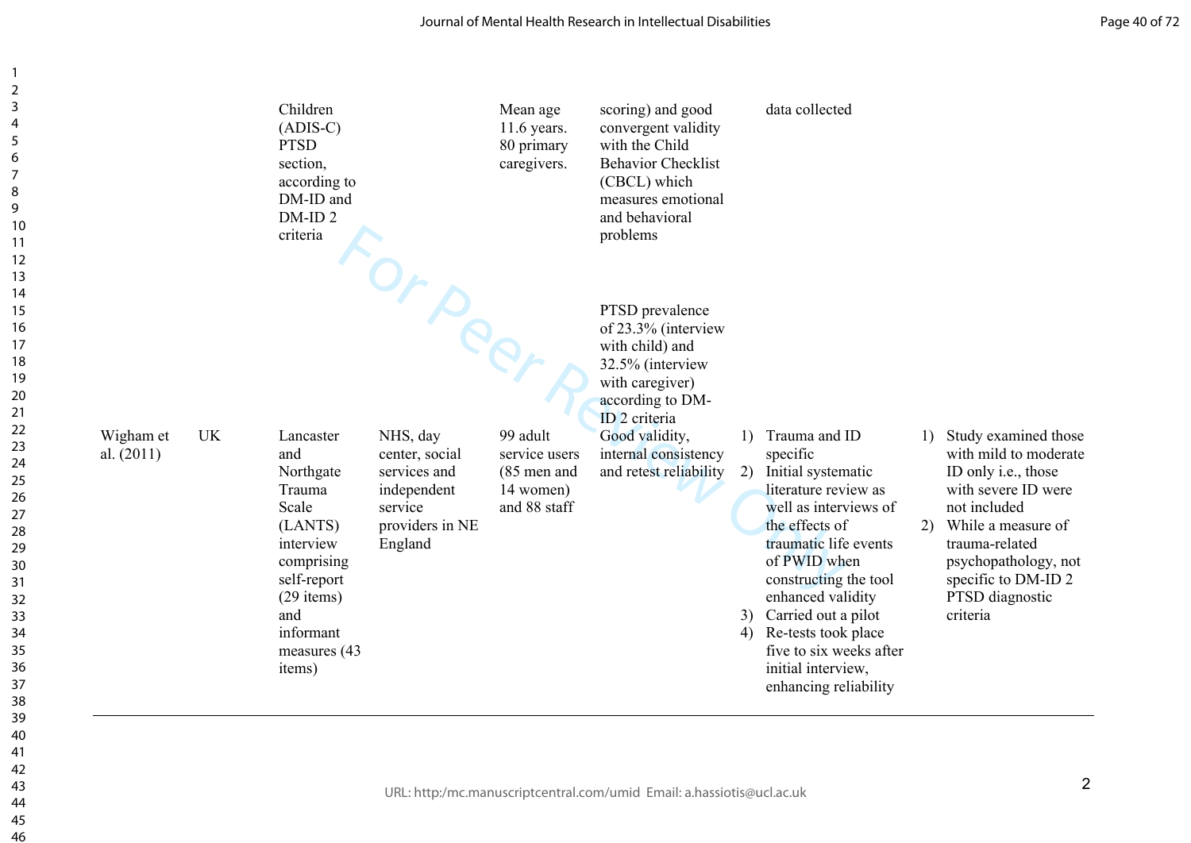| | | | | | | | |
|---|---|---|---|---|---|---|---|
| | | Children (ADIS-C) PTSD section, according to DM-ID and DM-ID 2 criteria | | Mean age 11.6 years. 80 primary caregivers. | scoring) and good convergent validity with the Child Behavior Checklist (CBCL) which measures emotional and behavioral problems<br><br>PTSD prevalence of 23.3% (interview with child) and 32.5% (interview with caregiver) according to DM-ID 2 criteria | data collected | |
| Wigham et al. (2011) | UK | Lancaster and Northgate Trauma Scale (LANTS) interview comprising self-report (29 items) and informant measures (43 items) | NHS, day center, social services and independent service providers in NE England | 99 adult service users (85 men and 14 women) and 88 staff | Good validity, internal consistency and retest reliability | 1) Trauma and ID specific<br>2) Initial systematic literature review as well as interviews of the effects of traumatic life events of PWID when constructing the tool enhanced validity<br>3) Carried out a pilot<br>4) Re-tests took place five to six weeks after initial interview, enhancing reliability | 1) Study examined those with mild to moderate ID only i.e., those with severe ID were not included<br>2) While a measure of trauma-related psychopathology, not specific to DM-ID 2 PTSD diagnostic criteria |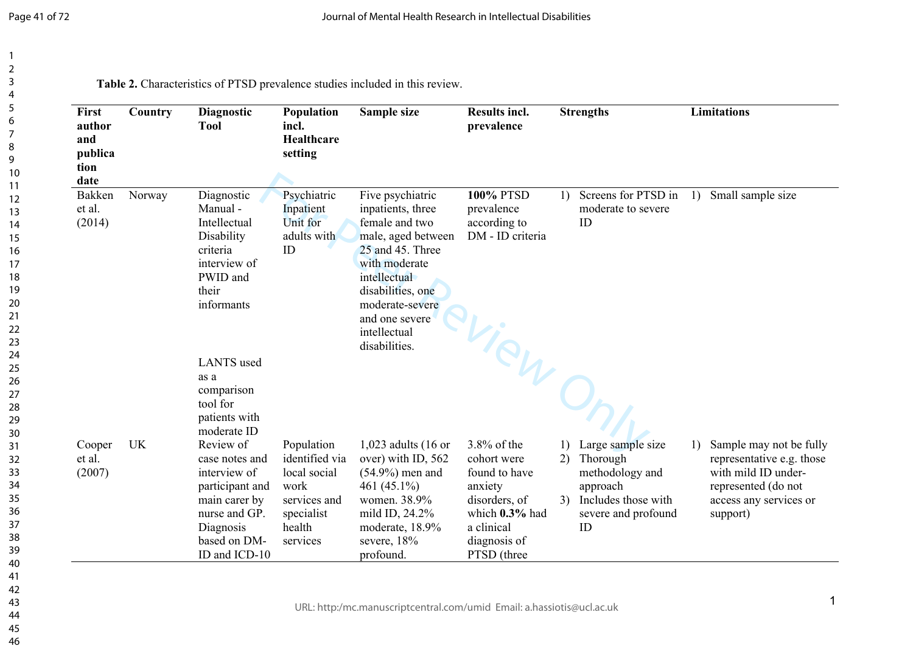**Table 2.** Characteristics of PTSD prevalence studies included in this review.

| First author and publication date | Country | Diagnostic Tool | Population incl. Healthcare setting | Sample size | Results incl. prevalence | Strengths | Limitations |
|---|---|---|---|---|---|---|---|
| Bakken et al. (2014) | Norway | Diagnostic Manual - Intellectual Disability criteria interview of PWID and their informants<br><br>LANTS used as a comparison tool for patients with moderate ID | Psychiatric Inpatient Unit for adults with ID | Five psychiatric inpatients, three female and two male, aged between 25 and 45. Three with moderate intellectual disabilities, one moderate-severe and one severe intellectual disabilities. | **100%** PTSD prevalence according to DM - ID criteria | 1) Screens for PTSD in moderate to severe ID | 1) Small sample size |
| Cooper et al. (2007) | UK | Review of case notes and interview of participant and main carer by nurse and GP. Diagnosis based on DM-ID and ICD-10 | Population identified via local social work services and specialist health services | 1,023 adults (16 or over) with ID, 562 (54.9%) men and 461 (45.1%) women. 38.9% mild ID, 24.2% moderate, 18.9% severe, 18% profound. | 3.8% of the cohort were found to have anxiety disorders, of which **0.3%** had a clinical diagnosis of PTSD (three | 1) Large sample size<br>2) Thorough methodology and approach<br>3) Includes those with severe and profound ID | 1) Sample may not be fully representative e.g. those with mild ID under-represented (do not access any services or support) |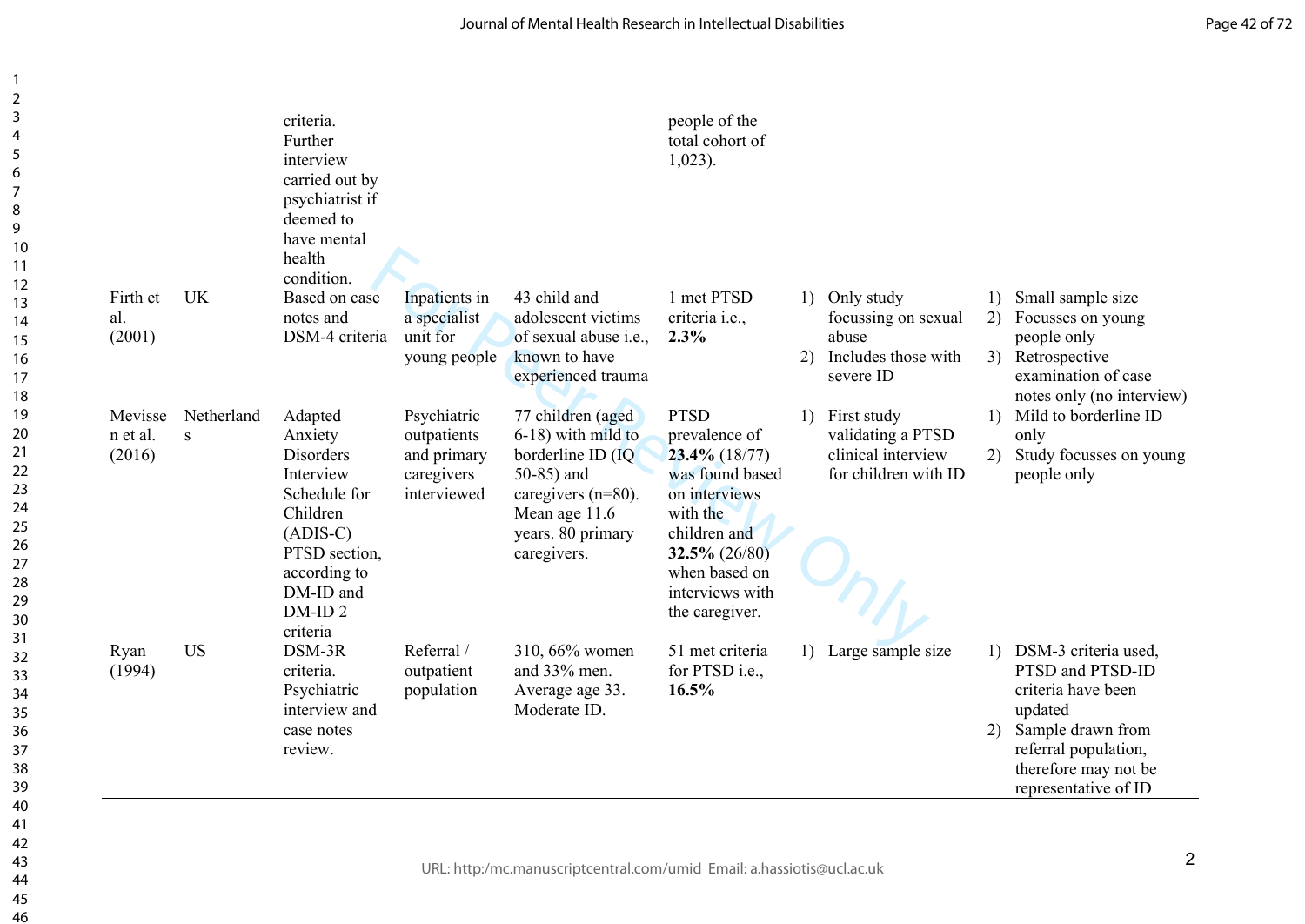| | | | | | | | |
|---|---|---|---|---|---|---|---|
| | | criteria. Further interview carried out by psychiatrist if deemed to have mental health condition. | | | people of the total cohort of 1,023). | | |
| Firth et al. (2001) | UK | Based on case notes and DSM-4 criteria | Inpatients in a specialist unit for young people | 43 child and adolescent victims of sexual abuse i.e., known to have experienced trauma | 1 met PTSD criteria i.e., **2.3%** | 1) Only study focussing on sexual abuse<br>2) Includes those with severe ID | 1) Small sample size<br>2) Focusses on young people only<br>3) Retrospective examination of case notes only (no interview) |
| Mevissen et al. (2016) | Netherlands | Adapted Anxiety Disorders Interview Schedule for Children (ADIS-C) PTSD section, according to DM-ID and DM-ID 2 criteria | Psychiatric outpatients and primary caregivers interviewed | 77 children (aged 6-18) with mild to borderline ID (IQ 50-85) and caregivers (n=80). Mean age 11.6 years. 80 primary caregivers. | PTSD prevalence of **23.4%** (18/77) was found based on interviews with the children and **32.5%** (26/80) when based on interviews with the caregiver. | 1) First study validating a PTSD clinical interview for children with ID | 1) Mild to borderline ID only<br>2) Study focusses on young people only |
| Ryan (1994) | US | DSM-3R criteria. Psychiatric interview and case notes review. | Referral / outpatient population | 310, 66% women and 33% men. Average age 33. Moderate ID. | 51 met criteria for PTSD i.e., **16.5%** | 1) Large sample size | 1) DSM-3 criteria used, PTSD and PTSD-ID criteria have been updated<br>2) Sample drawn from referral population, therefore may not be representative of ID |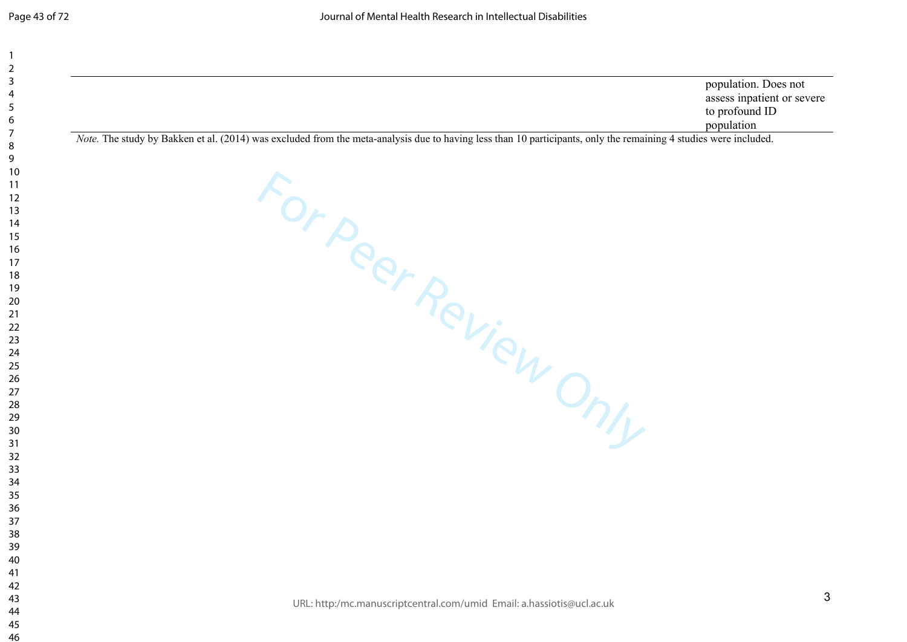| | |
|---|---|
| | population. Does not assess inpatient or severe to profound ID population |

*Note.* The study by Bakken et al. (2014) was excluded from the meta-analysis due to having less than 10 participants, only the remaining 4 studies were included.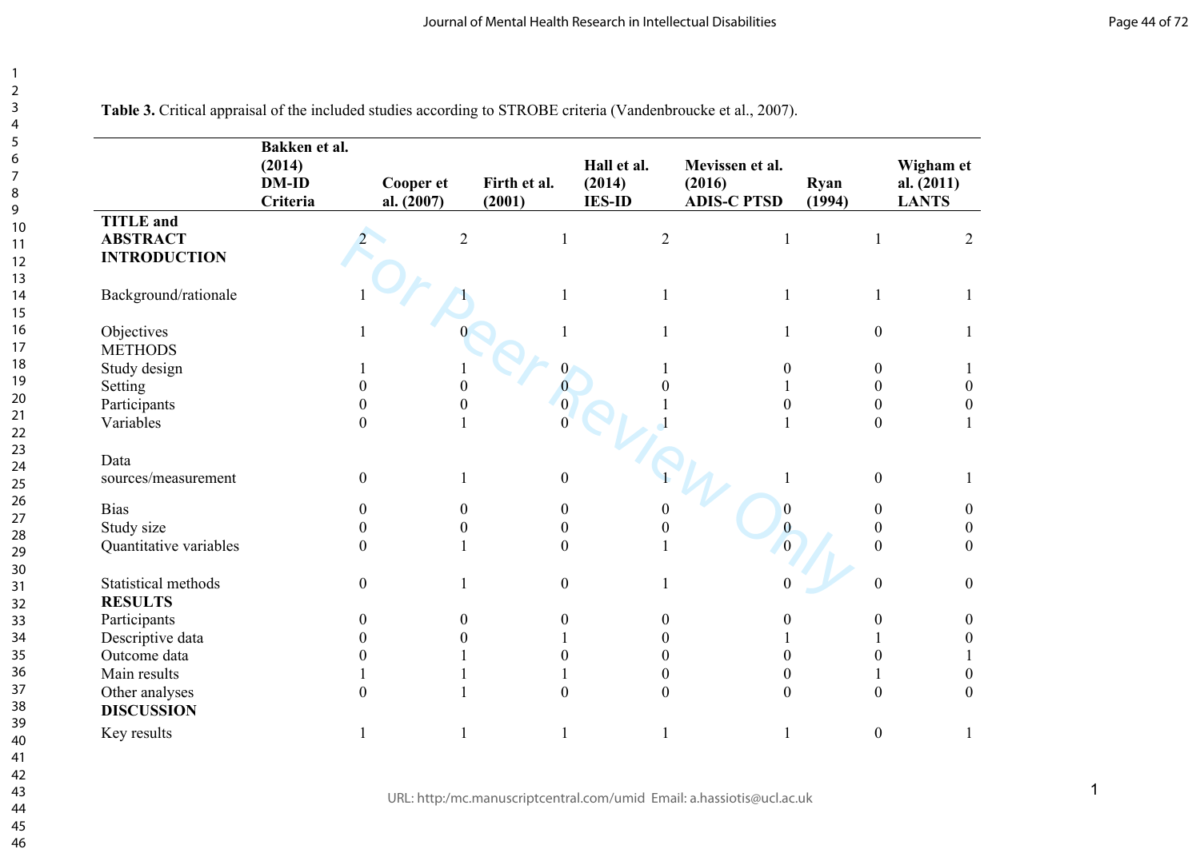**Table 3.** Critical appraisal of the included studies according to STROBE criteria (Vandenbroucke et al., 2007).

| | Bakken et al. (2014) DM-ID Criteria | Cooper et al. (2007) | Firth et al. (2001) | Hall et al. (2014) IES-ID | Mevissen et al. (2016) ADIS-C PTSD | Ryan (1994) | Wigham et al. (2011) LANTS |
|---|---|---|---|---|---|---|---|
| **TITLE and ABSTRACT** | 2 | 2 | 1 | 2 | 1 | 1 | 2 |
| **INTRODUCTION** | | | | | | | |
| Background/rationale | 1 | 1 | 1 | 1 | 1 | 1 | 1 |
| Objectives | 1 | 0 | 1 | 1 | 1 | 0 | 1 |
| **METHODS** | | | | | | | |
| Study design | 1 | 1 | 0 | 1 | 0 | 0 | 1 |
| Setting | 0 | 0 | 0 | 0 | 1 | 0 | 0 |
| Participants | 0 | 0 | 0 | 1 | 0 | 0 | 0 |
| Variables | 0 | 1 | 0 | 1 | 1 | 0 | 1 |
| Data sources/measurement | 0 | 1 | 0 | 1 | 1 | 0 | 1 |
| Bias | 0 | 0 | 0 | 0 | 0 | 0 | 0 |
| Study size | 0 | 0 | 0 | 0 | 0 | 0 | 0 |
| Quantitative variables | 0 | 1 | 0 | 1 | 0 | 0 | 0 |
| Statistical methods | 0 | 1 | 0 | 1 | 0 | 0 | 0 |
| **RESULTS** | | | | | | | |
| Participants | 0 | 0 | 0 | 0 | 0 | 0 | 0 |
| Descriptive data | 0 | 0 | 1 | 0 | 1 | 1 | 0 |
| Outcome data | 0 | 1 | 0 | 0 | 0 | 0 | 1 |
| Main results | 1 | 1 | 1 | 0 | 0 | 1 | 0 |
| Other analyses | 0 | 1 | 0 | 0 | 0 | 0 | 0 |
| **DISCUSSION** | | | | | | | |
| Key results | 1 | 1 | 1 | 1 | 1 | 0 | 1 |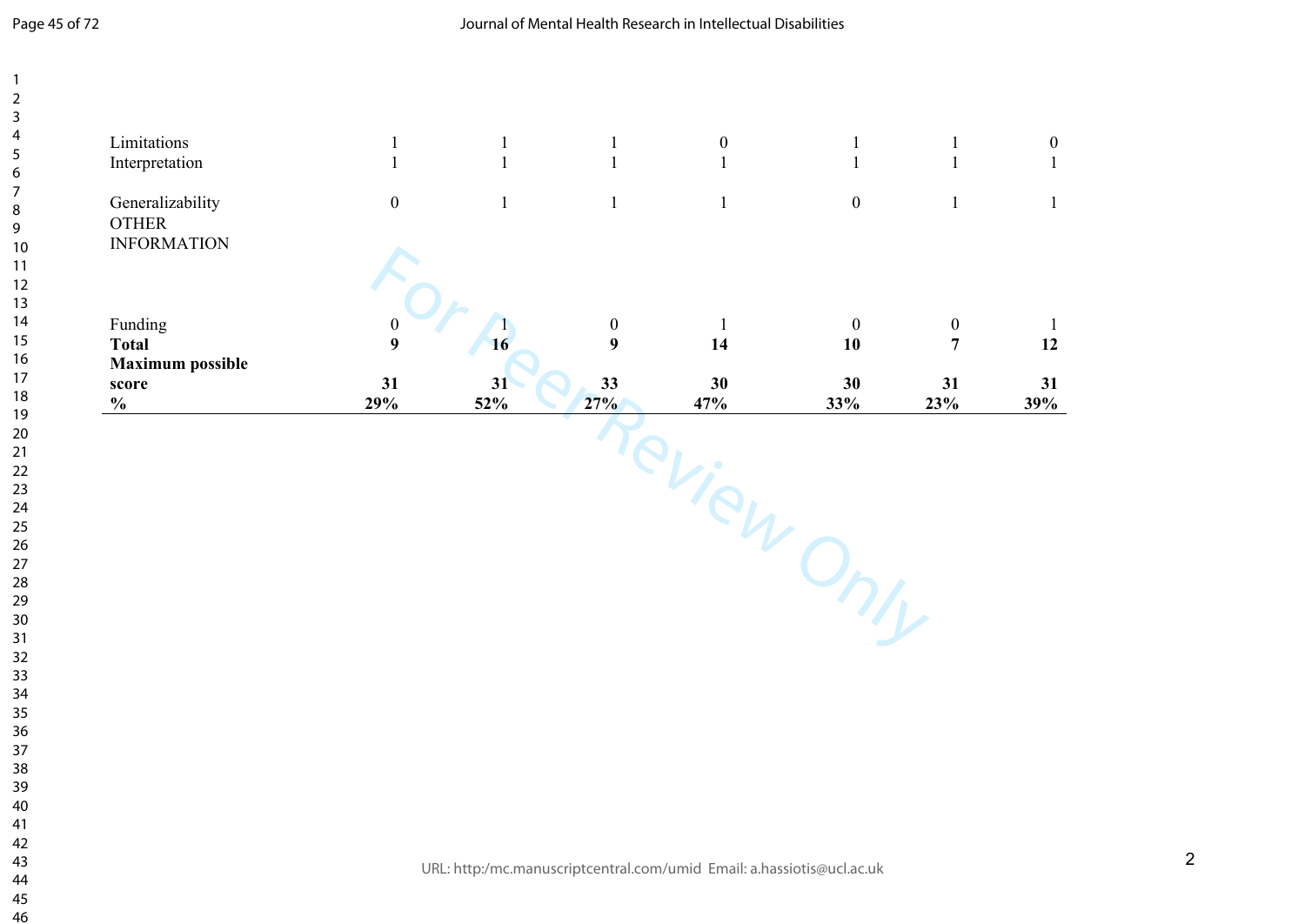| | | | | | | | |
|---|---|---|---|---|---|---|---|
| Limitations | 1 | 1 | 1 | 0 | 1 | 1 | 0 |
| Interpretation | 1 | 1 | 1 | 1 | 1 | 1 | 1 |
| Generalizability | 0 | 1 | 1 | 1 | 0 | 1 | 1 |
| OTHER INFORMATION | | | | | | | |
| Funding | 0 | 1 | 0 | 1 | 0 | 0 | 1 |
| **Total** | **9** | **16** | **9** | **14** | **10** | **7** | **12** |
| **Maximum possible score** | **31** | **31** | **33** | **30** | **30** | **31** | **31** |
| **%** | **29%** | **52%** | **27%** | **47%** | **33%** | **23%** | **39%** |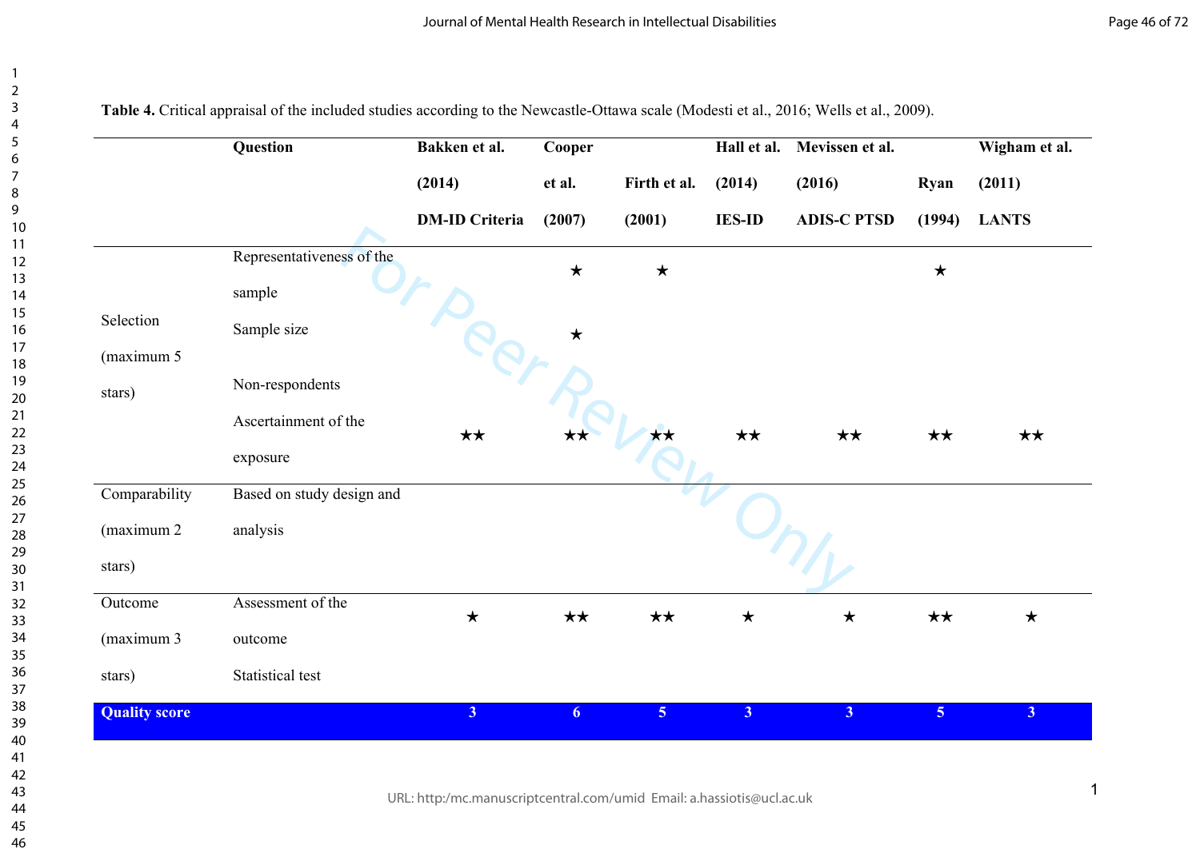**Table 4.** Critical appraisal of the included studies according to the Newcastle-Ottawa scale (Modesti et al., 2016; Wells et al., 2009).

| | Question | Bakken et al. (2014) DM-ID Criteria | Cooper et al. (2007) | Firth et al. (2001) | Hall et al. (2014) IES-ID | Mevissen et al. (2016) ADIS-C PTSD | Ryan (1994) | Wigham et al. (2011) LANTS |
|---|---|---|---|---|---|---|---|---|
| Selection (maximum 5 stars) | Representativeness of the sample | | ★ | ★ | | | ★ | |
| | Sample size | | ★ | | | | | |
| | Non-respondents | | | | | | | |
| | Ascertainment of the exposure | ★★ | ★★ | ★★ | ★★ | ★★ | ★★ | ★★ |
| Comparability (maximum 2 stars) | Based on study design and analysis | | | | | | | |
| Outcome (maximum 3 stars) | Assessment of the outcome | ★ | ★★ | ★★ | ★ | ★ | ★★ | ★ |
| | Statistical test | | | | | | | |
| **Quality score** | | **3** | **6** | **5** | **3** | **3** | **5** | **3** |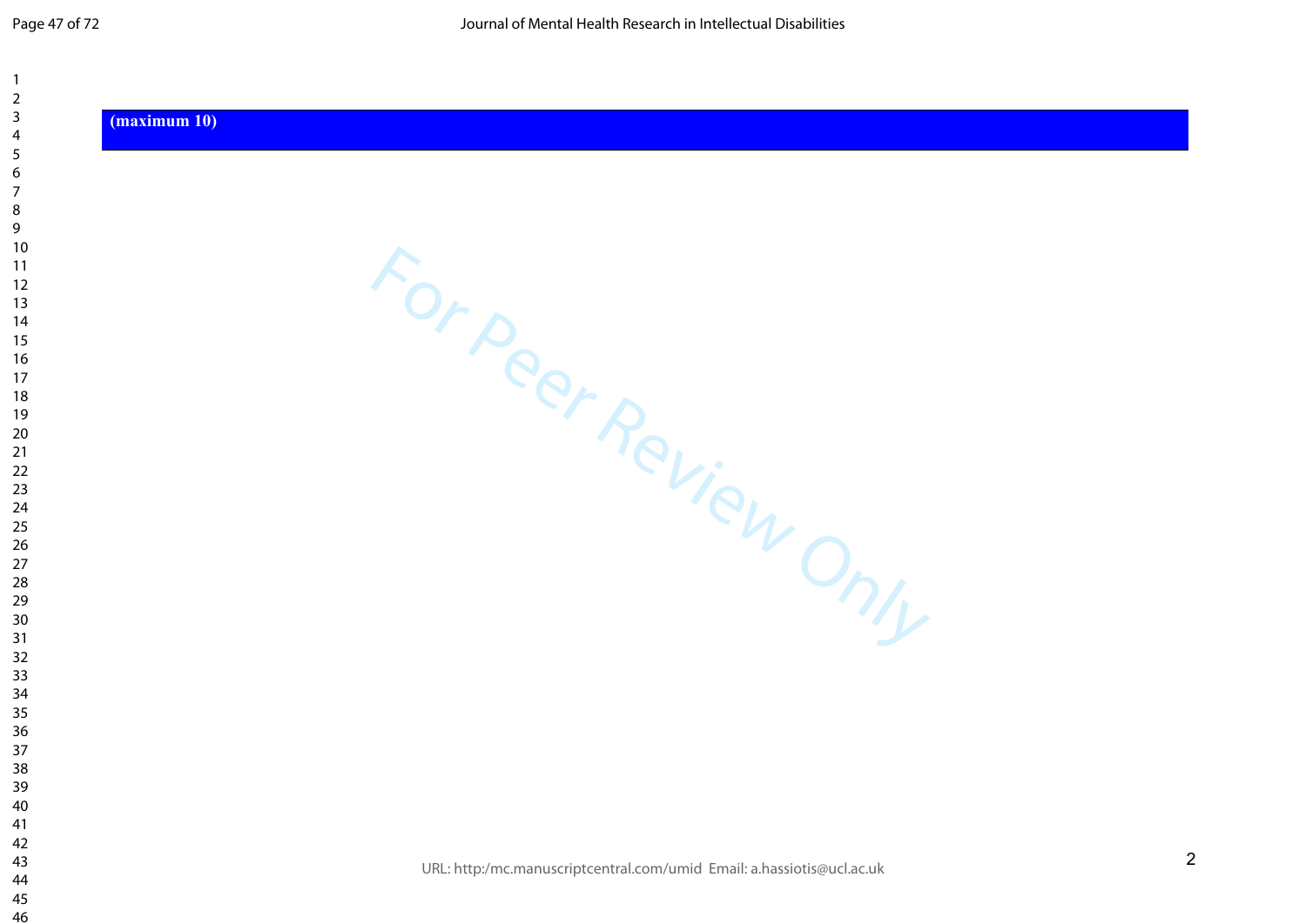| (maximum 10) |
|---|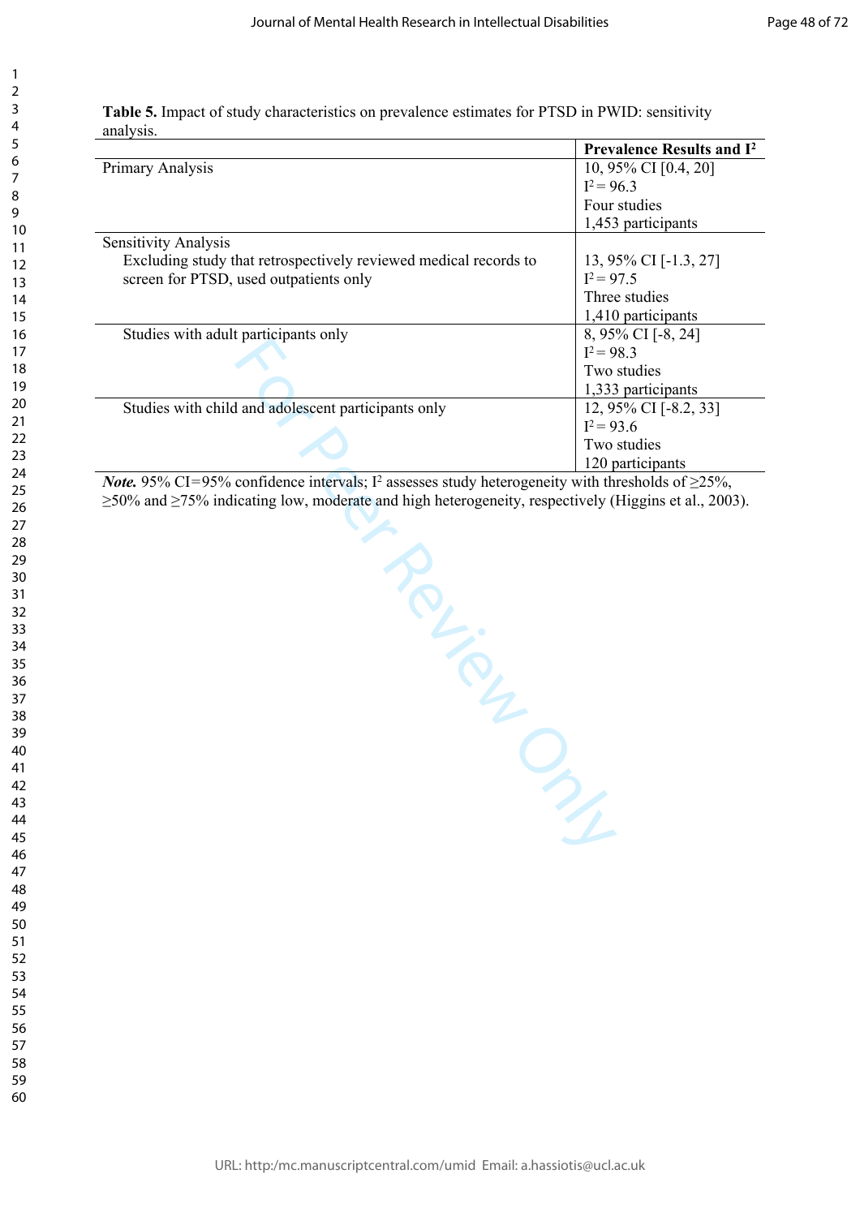**Table 5.** Impact of study characteristics on prevalence estimates for PTSD in PWID: sensitivity analysis.

| | **Prevalence Results and $I^2$** |
|---|---|
| Primary Analysis | 10, 95% CI [0.4, 20]<br>$I^2 = 96.3$<br>Four studies<br>1,453 participants |
| Sensitivity Analysis<br>Excluding study that retrospectively reviewed medical records to screen for PTSD, used outpatients only | 13, 95% CI [-1.3, 27]<br>$I^2 = 97.5$<br>Three studies<br>1,410 participants |
| Studies with adult participants only | 8, 95% CI [-8, 24]<br>$I^2 = 98.3$<br>Two studies<br>1,333 participants |
| Studies with child and adolescent participants only | 12, 95% CI [-8.2, 33]<br>$I^2 = 93.6$<br>Two studies<br>120 participants |

***Note.*** 95% CI=95% confidence intervals; $I^2$ assesses study heterogeneity with thresholds of ≥25%, ≥50% and ≥75% indicating low, moderate and high heterogeneity, respectively (Higgins et al., 2003).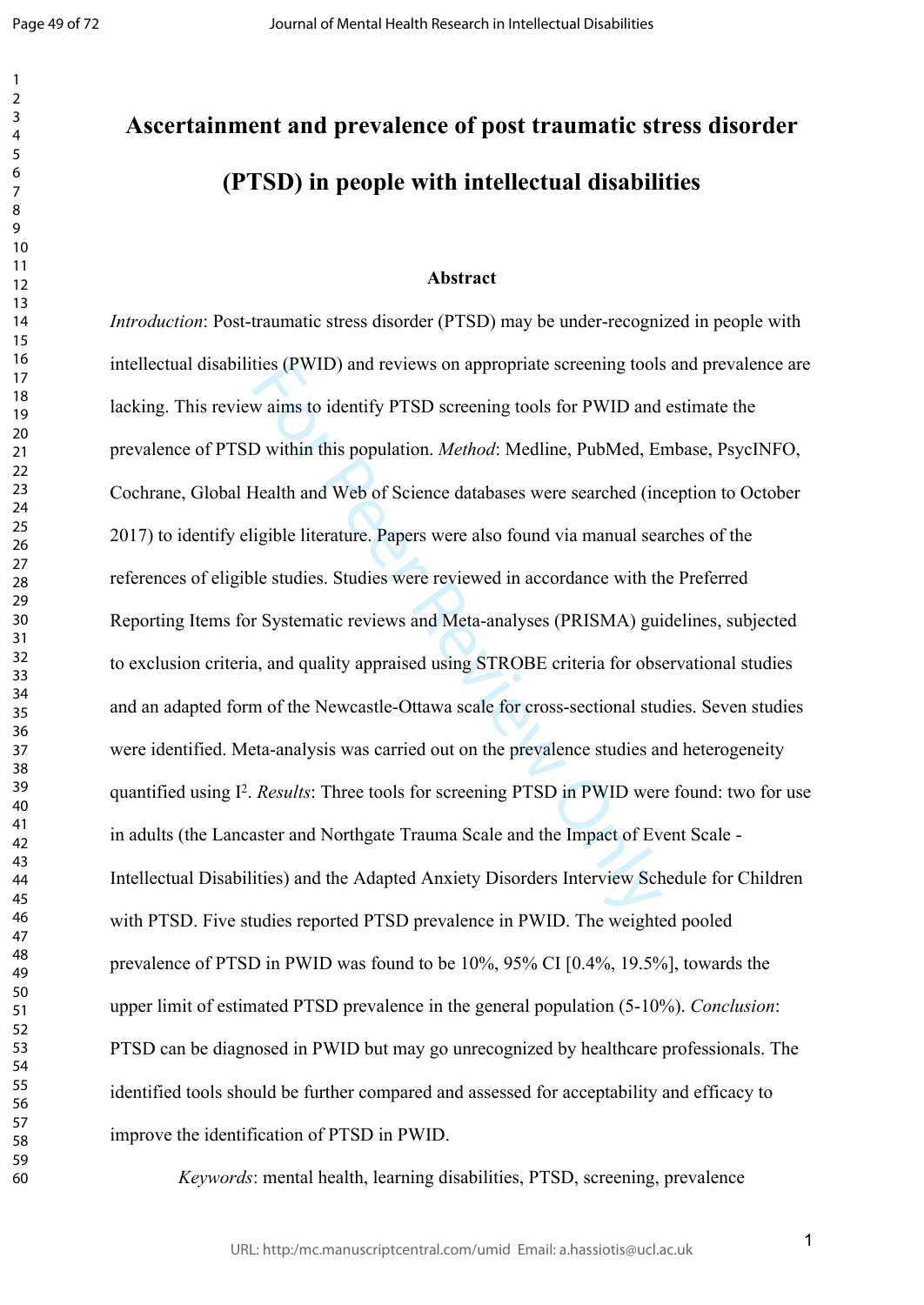# Ascertainment and prevalence of post traumatic stress disorder (PTSD) in people with intellectual disabilities

## Abstract

*Introduction*: Post-traumatic stress disorder (PTSD) may be under-recognized in people with intellectual disabilities (PWID) and reviews on appropriate screening tools and prevalence are lacking. This review aims to identify PTSD screening tools for PWID and estimate the prevalence of PTSD within this population. *Method*: Medline, PubMed, Embase, PsycINFO, Cochrane, Global Health and Web of Science databases were searched (inception to October 2017) to identify eligible literature. Papers were also found via manual searches of the references of eligible studies. Studies were reviewed in accordance with the Preferred Reporting Items for Systematic reviews and Meta-analyses (PRISMA) guidelines, subjected to exclusion criteria, and quality appraised using STROBE criteria for observational studies and an adapted form of the Newcastle-Ottawa scale for cross-sectional studies. Seven studies were identified. Meta-analysis was carried out on the prevalence studies and heterogeneity quantified using $I^2$. *Results*: Three tools for screening PTSD in PWID were found: two for use in adults (the Lancaster and Northgate Trauma Scale and the Impact of Event Scale - Intellectual Disabilities) and the Adapted Anxiety Disorders Interview Schedule for Children with PTSD. Five studies reported PTSD prevalence in PWID. The weighted pooled prevalence of PTSD in PWID was found to be 10%, 95% CI [0.4%, 19.5%], towards the upper limit of estimated PTSD prevalence in the general population (5-10%). *Conclusion*: PTSD can be diagnosed in PWID but may go unrecognized by healthcare professionals. The identified tools should be further compared and assessed for acceptability and efficacy to improve the identification of PTSD in PWID.

*Keywords*: mental health, learning disabilities, PTSD, screening, prevalence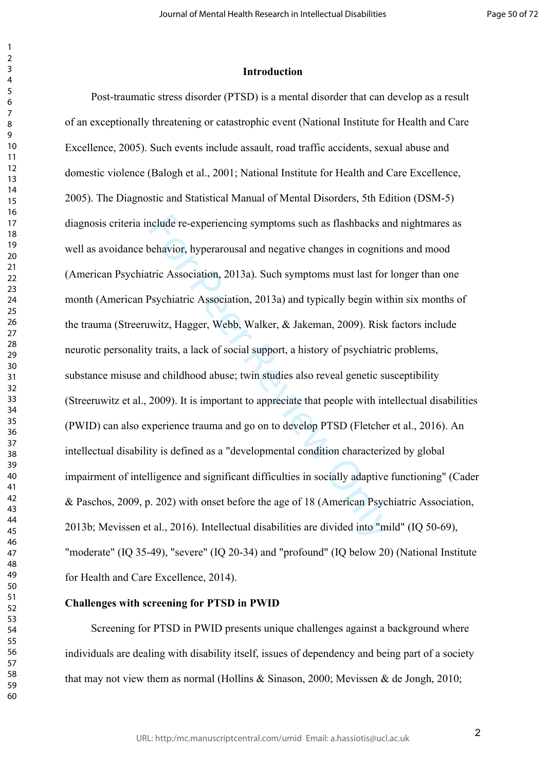## Introduction

Post-traumatic stress disorder (PTSD) is a mental disorder that can develop as a result of an exceptionally threatening or catastrophic event (National Institute for Health and Care Excellence, 2005). Such events include assault, road traffic accidents, sexual abuse and domestic violence (Balogh et al., 2001; National Institute for Health and Care Excellence, 2005). The Diagnostic and Statistical Manual of Mental Disorders, 5th Edition (DSM-5) diagnosis criteria include re-experiencing symptoms such as flashbacks and nightmares as well as avoidance behavior, hyperarousal and negative changes in cognitions and mood (American Psychiatric Association, 2013a). Such symptoms must last for longer than one month (American Psychiatric Association, 2013a) and typically begin within six months of the trauma (Streeruwitz, Hagger, Webb, Walker, & Jakeman, 2009). Risk factors include neurotic personality traits, a lack of social support, a history of psychiatric problems, substance misuse and childhood abuse; twin studies also reveal genetic susceptibility (Streeruwitz et al., 2009). It is important to appreciate that people with intellectual disabilities (PWID) can also experience trauma and go on to develop PTSD (Fletcher et al., 2016). An intellectual disability is defined as a "developmental condition characterized by global impairment of intelligence and significant difficulties in socially adaptive functioning" (Cader & Paschos, 2009, p. 202) with onset before the age of 18 (American Psychiatric Association, 2013b; Mevissen et al., 2016). Intellectual disabilities are divided into "mild" (IQ 50-69), "moderate" (IQ 35-49), "severe" (IQ 20-34) and "profound" (IQ below 20) (National Institute for Health and Care Excellence, 2014).

### Challenges with screening for PTSD in PWID

Screening for PTSD in PWID presents unique challenges against a background where individuals are dealing with disability itself, issues of dependency and being part of a society that may not view them as normal (Hollins & Sinason, 2000; Mevissen & de Jongh, 2010;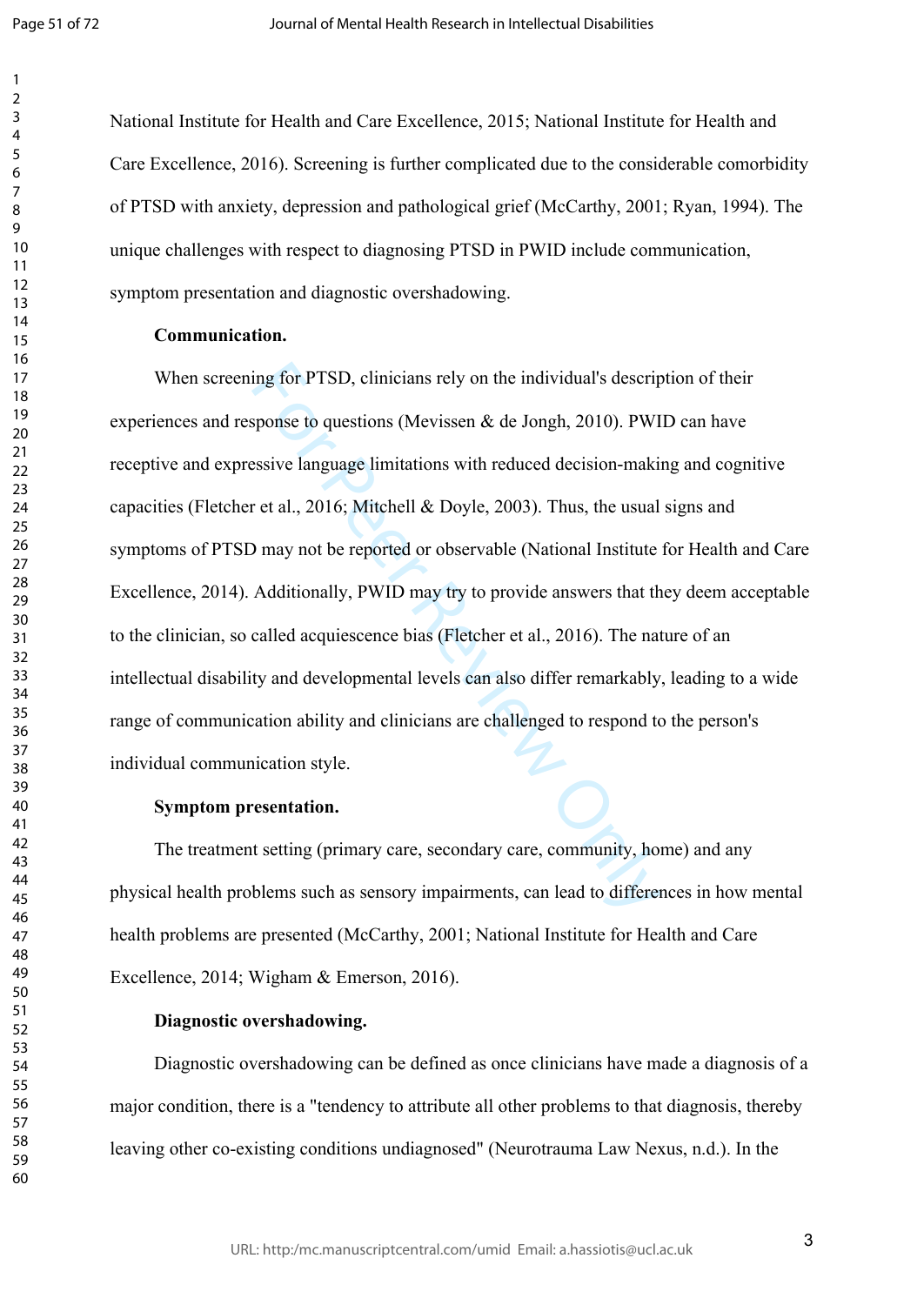National Institute for Health and Care Excellence, 2015; National Institute for Health and Care Excellence, 2016). Screening is further complicated due to the considerable comorbidity of PTSD with anxiety, depression and pathological grief (McCarthy, 2001; Ryan, 1994). The unique challenges with respect to diagnosing PTSD in PWID include communication, symptom presentation and diagnostic overshadowing.

**Communication.**

When screening for PTSD, clinicians rely on the individual's description of their experiences and response to questions (Mevissen & de Jongh, 2010). PWID can have receptive and expressive language limitations with reduced decision-making and cognitive capacities (Fletcher et al., 2016; Mitchell & Doyle, 2003). Thus, the usual signs and symptoms of PTSD may not be reported or observable (National Institute for Health and Care Excellence, 2014). Additionally, PWID may try to provide answers that they deem acceptable to the clinician, so called acquiescence bias (Fletcher et al., 2016). The nature of an intellectual disability and developmental levels can also differ remarkably, leading to a wide range of communication ability and clinicians are challenged to respond to the person's individual communication style.

**Symptom presentation.**

The treatment setting (primary care, secondary care, community, home) and any physical health problems such as sensory impairments, can lead to differences in how mental health problems are presented (McCarthy, 2001; National Institute for Health and Care Excellence, 2014; Wigham & Emerson, 2016).

**Diagnostic overshadowing.**

Diagnostic overshadowing can be defined as once clinicians have made a diagnosis of a major condition, there is a "tendency to attribute all other problems to that diagnosis, thereby leaving other co-existing conditions undiagnosed" (Neurotrauma Law Nexus, n.d.). In the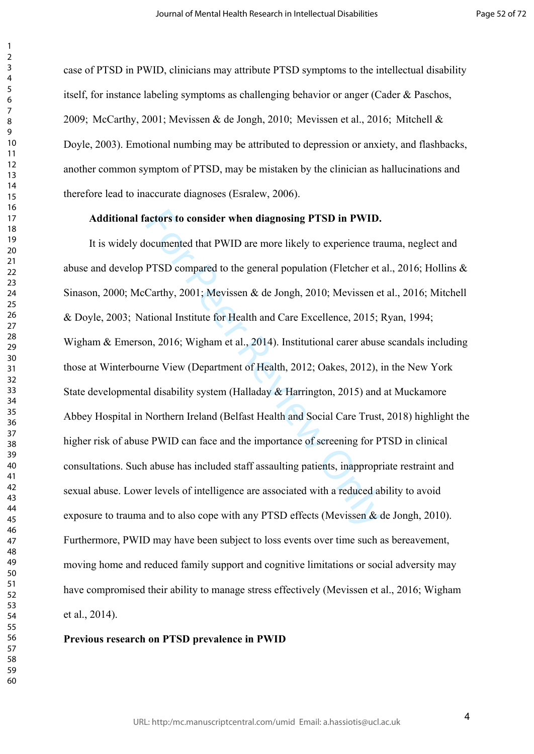case of PTSD in PWID, clinicians may attribute PTSD symptoms to the intellectual disability itself, for instance labeling symptoms as challenging behavior or anger (Cader & Paschos, 2009; McCarthy, 2001; Mevissen & de Jongh, 2010; Mevissen et al., 2016; Mitchell & Doyle, 2003). Emotional numbing may be attributed to depression or anxiety, and flashbacks, another common symptom of PTSD, may be mistaken by the clinician as hallucinations and therefore lead to inaccurate diagnoses (Esralew, 2006).

**Additional factors to consider when diagnosing PTSD in PWID.**

It is widely documented that PWID are more likely to experience trauma, neglect and abuse and develop PTSD compared to the general population (Fletcher et al., 2016; Hollins & Sinason, 2000; McCarthy, 2001; Mevissen & de Jongh, 2010; Mevissen et al., 2016; Mitchell & Doyle, 2003; National Institute for Health and Care Excellence, 2015; Ryan, 1994; Wigham & Emerson, 2016; Wigham et al., 2014). Institutional carer abuse scandals including those at Winterbourne View (Department of Health, 2012; Oakes, 2012), in the New York State developmental disability system (Halladay & Harrington, 2015) and at Muckamore Abbey Hospital in Northern Ireland (Belfast Health and Social Care Trust, 2018) highlight the higher risk of abuse PWID can face and the importance of screening for PTSD in clinical consultations. Such abuse has included staff assaulting patients, inappropriate restraint and sexual abuse. Lower levels of intelligence are associated with a reduced ability to avoid exposure to trauma and to also cope with any PTSD effects (Mevissen & de Jongh, 2010). Furthermore, PWID may have been subject to loss events over time such as bereavement, moving home and reduced family support and cognitive limitations or social adversity may have compromised their ability to manage stress effectively (Mevissen et al., 2016; Wigham et al., 2014).

## Previous research on PTSD prevalence in PWID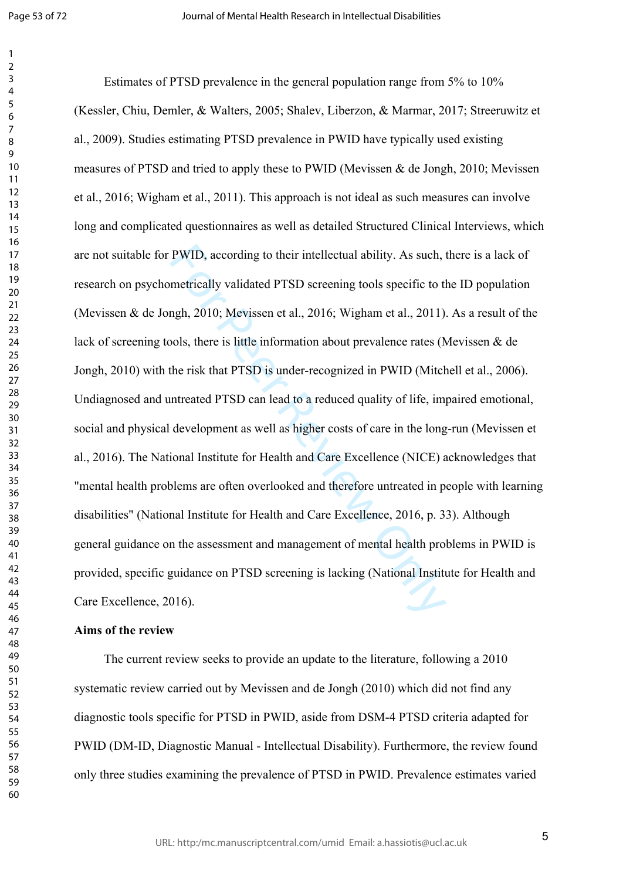Estimates of PTSD prevalence in the general population range from 5% to 10% (Kessler, Chiu, Demler, & Walters, 2005; Shalev, Liberzon, & Marmar, 2017; Streeruwitz et al., 2009). Studies estimating PTSD prevalence in PWID have typically used existing measures of PTSD and tried to apply these to PWID (Mevissen & de Jongh, 2010; Mevissen et al., 2016; Wigham et al., 2011). This approach is not ideal as such measures can involve long and complicated questionnaires as well as detailed Structured Clinical Interviews, which are not suitable for PWID, according to their intellectual ability. As such, there is a lack of research on psychometrically validated PTSD screening tools specific to the ID population (Mevissen & de Jongh, 2010; Mevissen et al., 2016; Wigham et al., 2011). As a result of the lack of screening tools, there is little information about prevalence rates (Mevissen & de Jongh, 2010) with the risk that PTSD is under-recognized in PWID (Mitchell et al., 2006). Undiagnosed and untreated PTSD can lead to a reduced quality of life, impaired emotional, social and physical development as well as higher costs of care in the long-run (Mevissen et al., 2016). The National Institute for Health and Care Excellence (NICE) acknowledges that "mental health problems are often overlooked and therefore untreated in people with learning disabilities" (National Institute for Health and Care Excellence, 2016, p. 33). Although general guidance on the assessment and management of mental health problems in PWID is provided, specific guidance on PTSD screening is lacking (National Institute for Health and Care Excellence, 2016).

**Aims of the review**

The current review seeks to provide an update to the literature, following a 2010 systematic review carried out by Mevissen and de Jongh (2010) which did not find any diagnostic tools specific for PTSD in PWID, aside from DSM-4 PTSD criteria adapted for PWID (DM-ID, Diagnostic Manual - Intellectual Disability). Furthermore, the review found only three studies examining the prevalence of PTSD in PWID. Prevalence estimates varied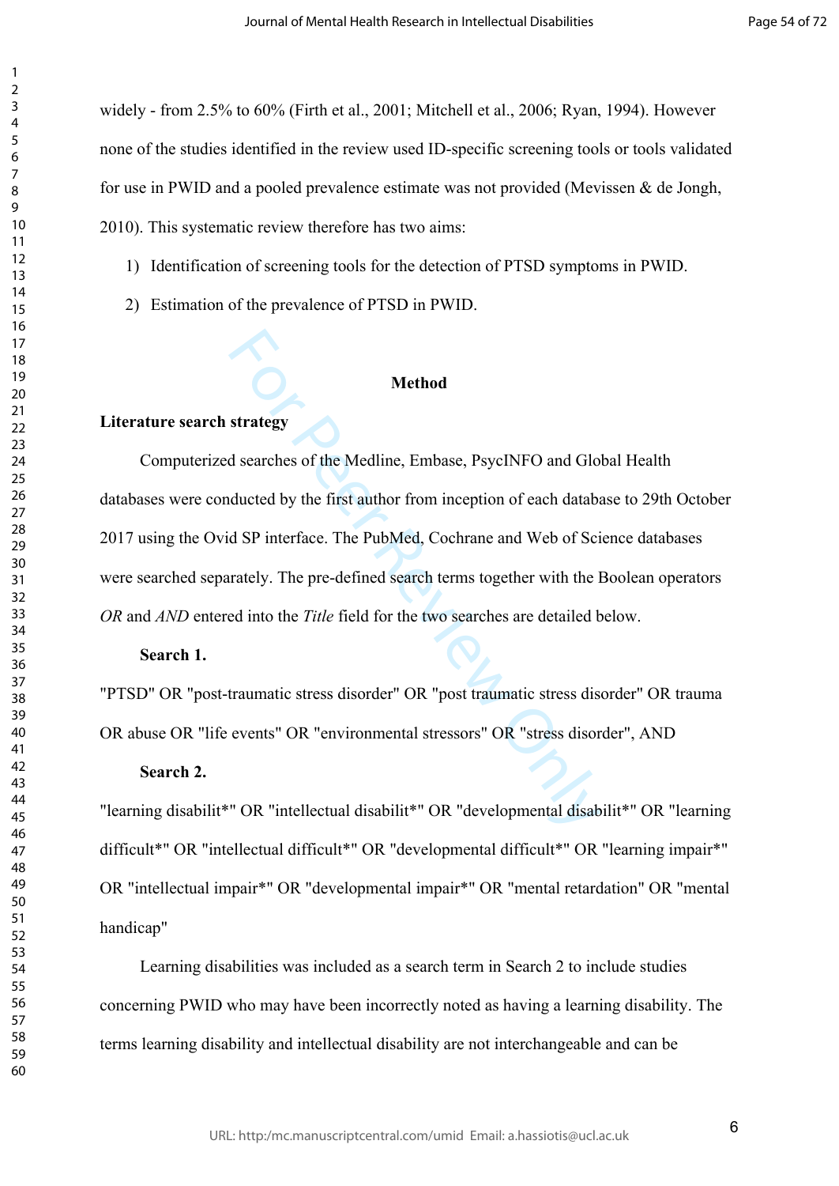widely - from 2.5% to 60% (Firth et al., 2001; Mitchell et al., 2006; Ryan, 1994). However none of the studies identified in the review used ID-specific screening tools or tools validated for use in PWID and a pooled prevalence estimate was not provided (Mevissen & de Jongh, 2010). This systematic review therefore has two aims:

1) Identification of screening tools for the detection of PTSD symptoms in PWID.
2) Estimation of the prevalence of PTSD in PWID.

## Method

### Literature search strategy

Computerized searches of the Medline, Embase, PsycINFO and Global Health databases were conducted by the first author from inception of each database to 29th October 2017 using the Ovid SP interface. The PubMed, Cochrane and Web of Science databases were searched separately. The pre-defined search terms together with the Boolean operators *OR* and *AND* entered into the *Title* field for the two searches are detailed below.

**Search 1.**

"PTSD" OR "post-traumatic stress disorder" OR "post traumatic stress disorder" OR trauma OR abuse OR "life events" OR "environmental stressors" OR "stress disorder", AND

**Search 2.**

"learning disabilit*" OR "intellectual disabilit*" OR "developmental disabilit*" OR "learning difficult*" OR "intellectual difficult*" OR "developmental difficult*" OR "learning impair*" OR "intellectual impair*" OR "developmental impair*" OR "mental retardation" OR "mental handicap"

Learning disabilities was included as a search term in Search 2 to include studies concerning PWID who may have been incorrectly noted as having a learning disability. The terms learning disability and intellectual disability are not interchangeable and can be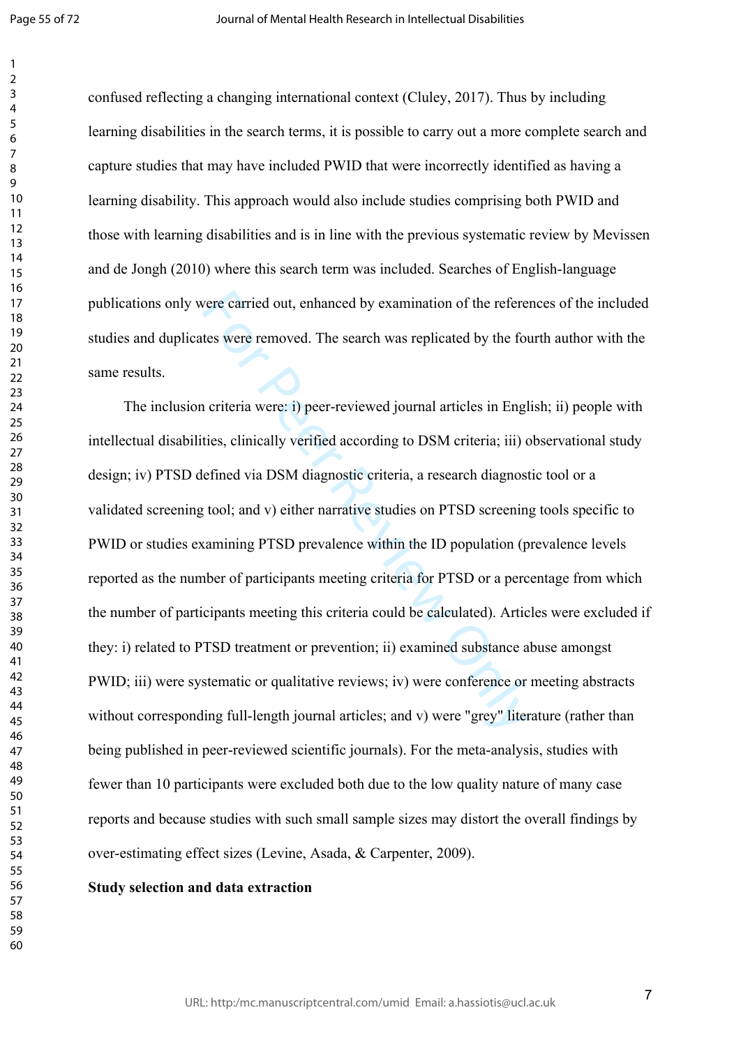confused reflecting a changing international context (Cluley, 2017). Thus by including learning disabilities in the search terms, it is possible to carry out a more complete search and capture studies that may have included PWID that were incorrectly identified as having a learning disability. This approach would also include studies comprising both PWID and those with learning disabilities and is in line with the previous systematic review by Mevissen and de Jongh (2010) where this search term was included. Searches of English-language publications only were carried out, enhanced by examination of the references of the included studies and duplicates were removed. The search was replicated by the fourth author with the same results.

The inclusion criteria were: i) peer-reviewed journal articles in English; ii) people with intellectual disabilities, clinically verified according to DSM criteria; iii) observational study design; iv) PTSD defined via DSM diagnostic criteria, a research diagnostic tool or a validated screening tool; and v) either narrative studies on PTSD screening tools specific to PWID or studies examining PTSD prevalence within the ID population (prevalence levels reported as the number of participants meeting criteria for PTSD or a percentage from which the number of participants meeting this criteria could be calculated). Articles were excluded if they: i) related to PTSD treatment or prevention; ii) examined substance abuse amongst PWID; iii) were systematic or qualitative reviews; iv) were conference or meeting abstracts without corresponding full-length journal articles; and v) were "grey" literature (rather than being published in peer-reviewed scientific journals). For the meta-analysis, studies with fewer than 10 participants were excluded both due to the low quality nature of many case reports and because studies with such small sample sizes may distort the overall findings by over-estimating effect sizes (Levine, Asada, & Carpenter, 2009).

**Study selection and data extraction**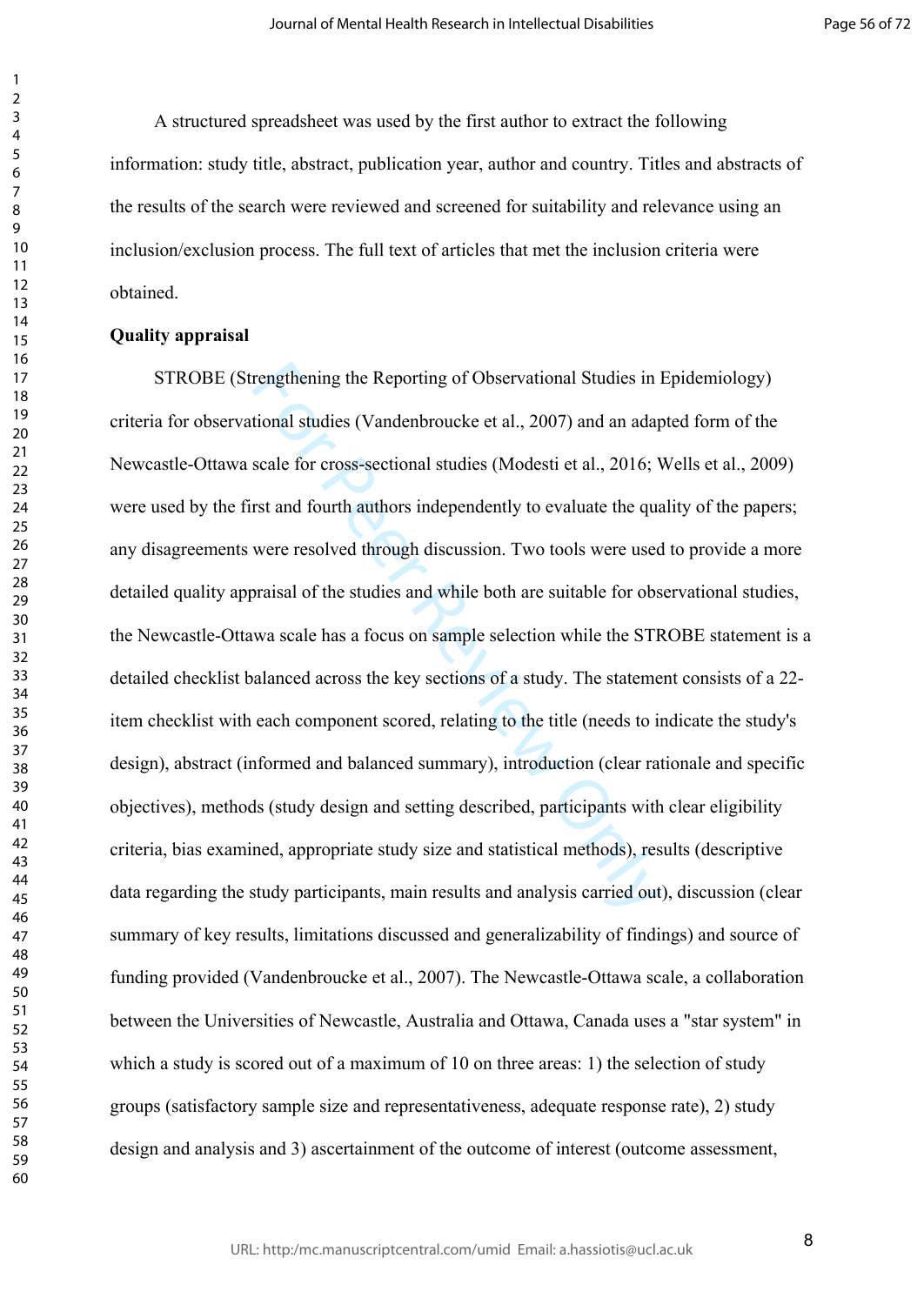A structured spreadsheet was used by the first author to extract the following information: study title, abstract, publication year, author and country. Titles and abstracts of the results of the search were reviewed and screened for suitability and relevance using an inclusion/exclusion process. The full text of articles that met the inclusion criteria were obtained.

**Quality appraisal**

STROBE (Strengthening the Reporting of Observational Studies in Epidemiology) criteria for observational studies (Vandenbroucke et al., 2007) and an adapted form of the Newcastle-Ottawa scale for cross-sectional studies (Modesti et al., 2016; Wells et al., 2009) were used by the first and fourth authors independently to evaluate the quality of the papers; any disagreements were resolved through discussion. Two tools were used to provide a more detailed quality appraisal of the studies and while both are suitable for observational studies, the Newcastle-Ottawa scale has a focus on sample selection while the STROBE statement is a detailed checklist balanced across the key sections of a study. The statement consists of a 22-item checklist with each component scored, relating to the title (needs to indicate the study's design), abstract (informed and balanced summary), introduction (clear rationale and specific objectives), methods (study design and setting described, participants with clear eligibility criteria, bias examined, appropriate study size and statistical methods), results (descriptive data regarding the study participants, main results and analysis carried out), discussion (clear summary of key results, limitations discussed and generalizability of findings) and source of funding provided (Vandenbroucke et al., 2007). The Newcastle-Ottawa scale, a collaboration between the Universities of Newcastle, Australia and Ottawa, Canada uses a "star system" in which a study is scored out of a maximum of 10 on three areas: 1) the selection of study groups (satisfactory sample size and representativeness, adequate response rate), 2) study design and analysis and 3) ascertainment of the outcome of interest (outcome assessment,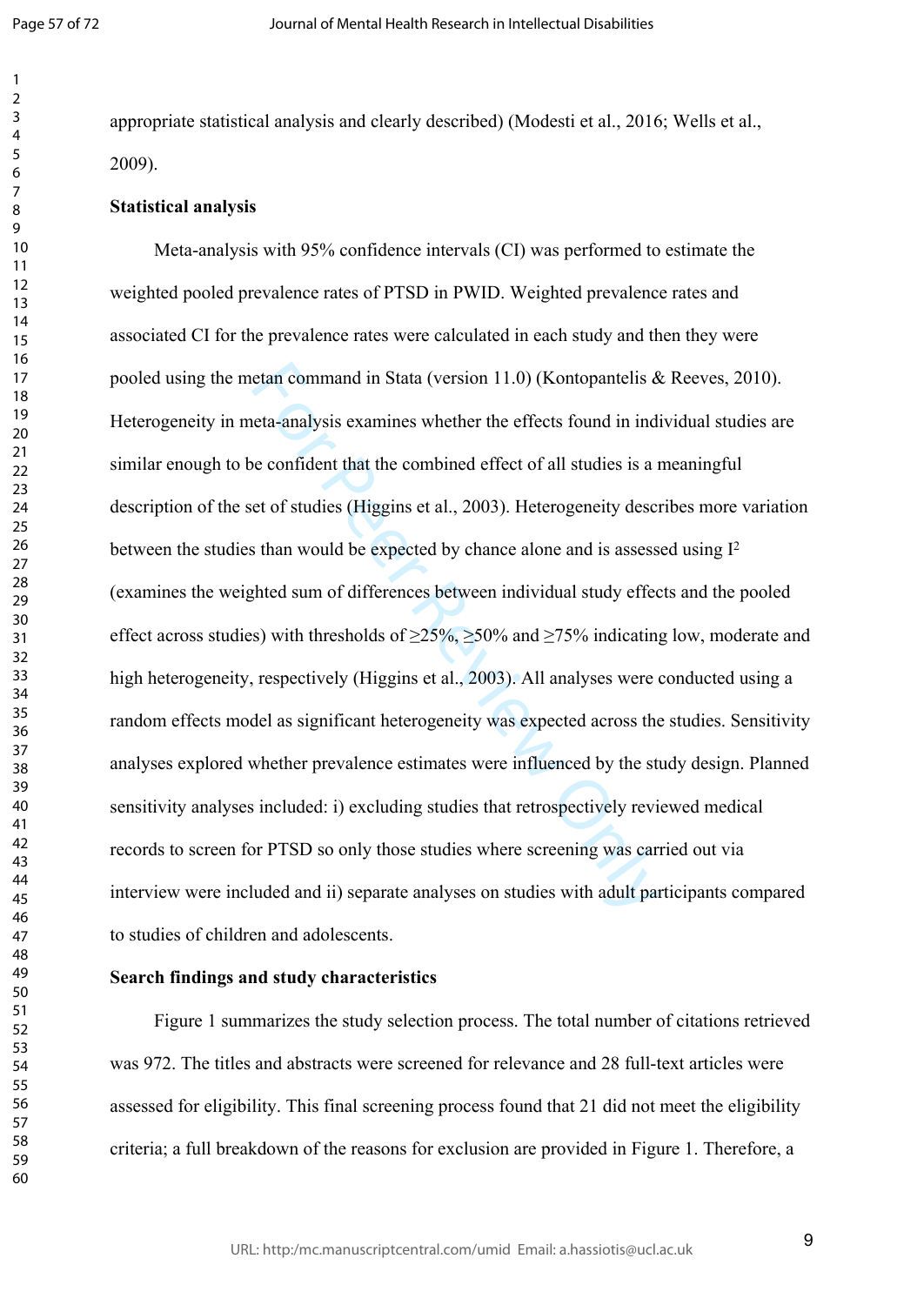appropriate statistical analysis and clearly described) (Modesti et al., 2016; Wells et al., 2009).

**Statistical analysis**

Meta-analysis with 95% confidence intervals (CI) was performed to estimate the weighted pooled prevalence rates of PTSD in PWID. Weighted prevalence rates and associated CI for the prevalence rates were calculated in each study and then they were pooled using the metan command in Stata (version 11.0) (Kontopantelis & Reeves, 2010). Heterogeneity in meta-analysis examines whether the effects found in individual studies are similar enough to be confident that the combined effect of all studies is a meaningful description of the set of studies (Higgins et al., 2003). Heterogeneity describes more variation between the studies than would be expected by chance alone and is assessed using $I^2$ (examines the weighted sum of differences between individual study effects and the pooled effect across studies) with thresholds of ≥25%, ≥50% and ≥75% indicating low, moderate and high heterogeneity, respectively (Higgins et al., 2003). All analyses were conducted using a random effects model as significant heterogeneity was expected across the studies. Sensitivity analyses explored whether prevalence estimates were influenced by the study design. Planned sensitivity analyses included: i) excluding studies that retrospectively reviewed medical records to screen for PTSD so only those studies where screening was carried out via interview were included and ii) separate analyses on studies with adult participants compared to studies of children and adolescents.

**Search findings and study characteristics**

Figure 1 summarizes the study selection process. The total number of citations retrieved was 972. The titles and abstracts were screened for relevance and 28 full-text articles were assessed for eligibility. This final screening process found that 21 did not meet the eligibility criteria; a full breakdown of the reasons for exclusion are provided in Figure 1. Therefore, a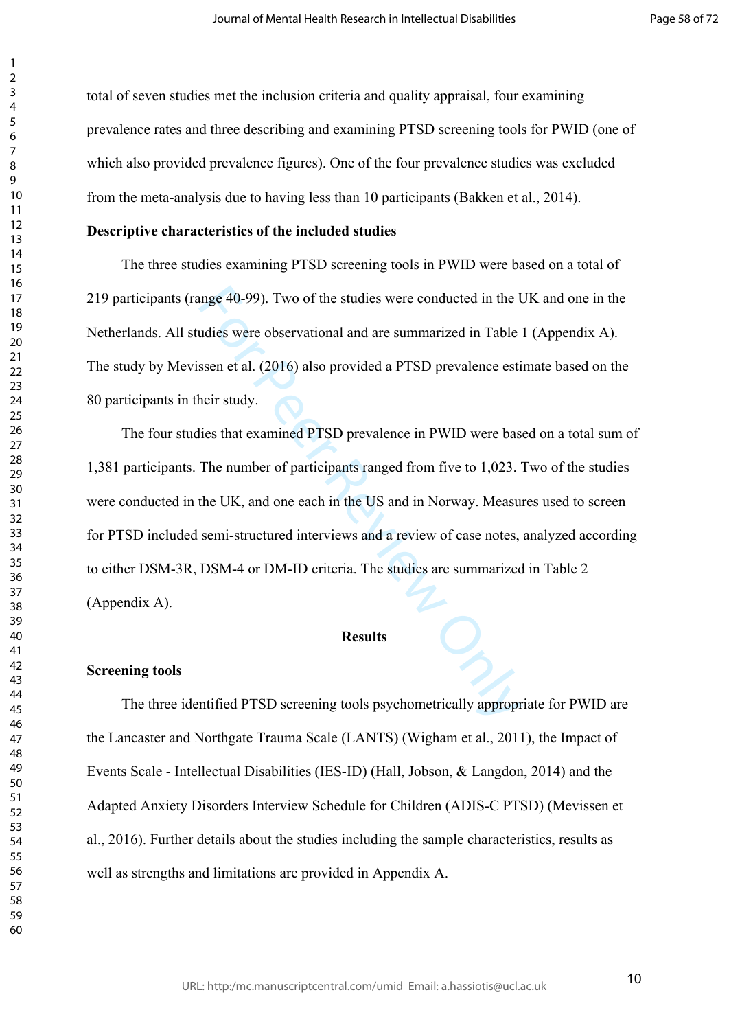total of seven studies met the inclusion criteria and quality appraisal, four examining prevalence rates and three describing and examining PTSD screening tools for PWID (one of which also provided prevalence figures). One of the four prevalence studies was excluded from the meta-analysis due to having less than 10 participants (Bakken et al., 2014).

**Descriptive characteristics of the included studies**

The three studies examining PTSD screening tools in PWID were based on a total of 219 participants (range 40-99). Two of the studies were conducted in the UK and one in the Netherlands. All studies were observational and are summarized in Table 1 (Appendix A). The study by Mevissen et al. (2016) also provided a PTSD prevalence estimate based on the 80 participants in their study.

The four studies that examined PTSD prevalence in PWID were based on a total sum of 1,381 participants. The number of participants ranged from five to 1,023. Two of the studies were conducted in the UK, and one each in the US and in Norway. Measures used to screen for PTSD included semi-structured interviews and a review of case notes, analyzed according to either DSM-3R, DSM-4 or DM-ID criteria. The studies are summarized in Table 2 (Appendix A).

## Results

**Screening tools**

The three identified PTSD screening tools psychometrically appropriate for PWID are the Lancaster and Northgate Trauma Scale (LANTS) (Wigham et al., 2011), the Impact of Events Scale - Intellectual Disabilities (IES-ID) (Hall, Jobson, & Langdon, 2014) and the Adapted Anxiety Disorders Interview Schedule for Children (ADIS-C PTSD) (Mevissen et al., 2016). Further details about the studies including the sample characteristics, results as well as strengths and limitations are provided in Appendix A.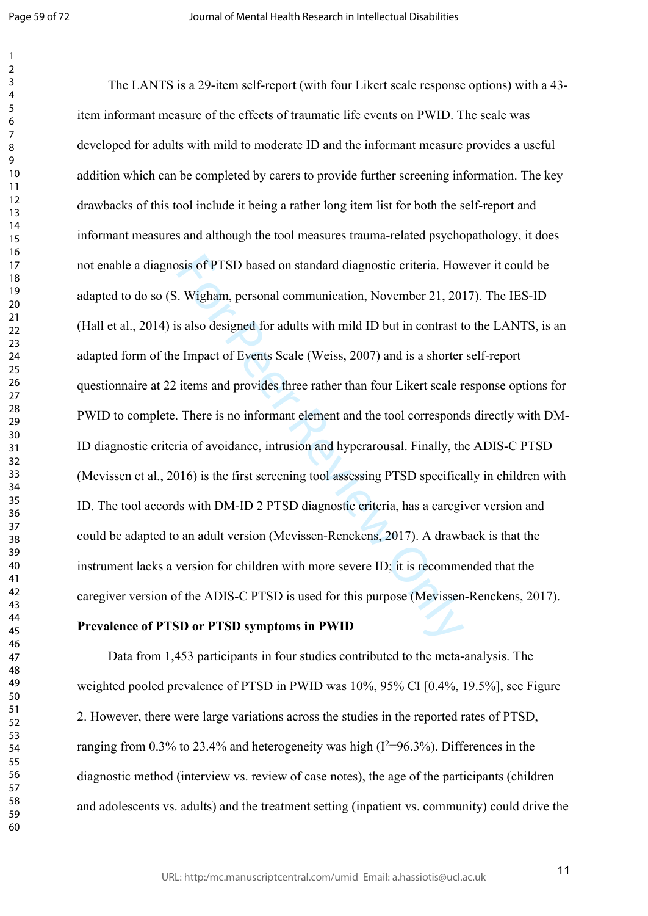The LANTS is a 29-item self-report (with four Likert scale response options) with a 43-item informant measure of the effects of traumatic life events on PWID. The scale was developed for adults with mild to moderate ID and the informant measure provides a useful addition which can be completed by carers to provide further screening information. The key drawbacks of this tool include it being a rather long item list for both the self-report and informant measures and although the tool measures trauma-related psychopathology, it does not enable a diagnosis of PTSD based on standard diagnostic criteria. However it could be adapted to do so (S. Wigham, personal communication, November 21, 2017). The IES-ID (Hall et al., 2014) is also designed for adults with mild ID but in contrast to the LANTS, is an adapted form of the Impact of Events Scale (Weiss, 2007) and is a shorter self-report questionnaire at 22 items and provides three rather than four Likert scale response options for PWID to complete. There is no informant element and the tool corresponds directly with DM-ID diagnostic criteria of avoidance, intrusion and hyperarousal. Finally, the ADIS-C PTSD (Mevissen et al., 2016) is the first screening tool assessing PTSD specifically in children with ID. The tool accords with DM-ID 2 PTSD diagnostic criteria, has a caregiver version and could be adapted to an adult version (Mevissen-Renckens, 2017). A drawback is that the instrument lacks a version for children with more severe ID; it is recommended that the caregiver version of the ADIS-C PTSD is used for this purpose (Mevissen-Renckens, 2017).

**Prevalence of PTSD or PTSD symptoms in PWID**

Data from 1,453 participants in four studies contributed to the meta-analysis. The weighted pooled prevalence of PTSD in PWID was 10%, 95% CI [0.4%, 19.5%], see Figure 2. However, there were large variations across the studies in the reported rates of PTSD, ranging from 0.3% to 23.4% and heterogeneity was high ($I^2$=96.3%). Differences in the diagnostic method (interview vs. review of case notes), the age of the participants (children and adolescents vs. adults) and the treatment setting (inpatient vs. community) could drive the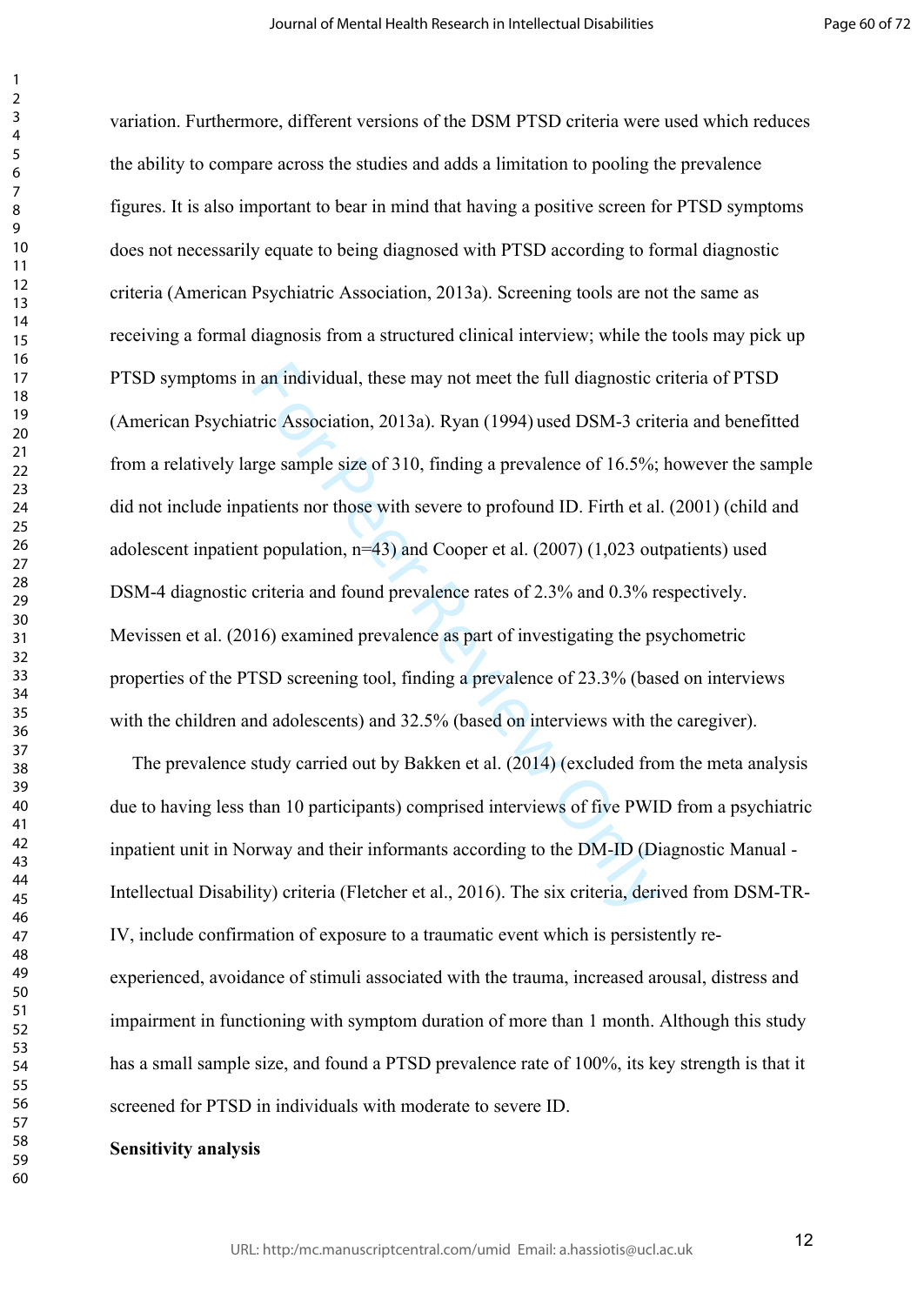variation. Furthermore, different versions of the DSM PTSD criteria were used which reduces the ability to compare across the studies and adds a limitation to pooling the prevalence figures. It is also important to bear in mind that having a positive screen for PTSD symptoms does not necessarily equate to being diagnosed with PTSD according to formal diagnostic criteria (American Psychiatric Association, 2013a). Screening tools are not the same as receiving a formal diagnosis from a structured clinical interview; while the tools may pick up PTSD symptoms in an individual, these may not meet the full diagnostic criteria of PTSD (American Psychiatric Association, 2013a). Ryan (1994) used DSM-3 criteria and benefitted from a relatively large sample size of 310, finding a prevalence of 16.5%; however the sample did not include inpatients nor those with severe to profound ID. Firth et al. (2001) (child and adolescent inpatient population, n=43) and Cooper et al. (2007) (1,023 outpatients) used DSM-4 diagnostic criteria and found prevalence rates of 2.3% and 0.3% respectively. Mevissen et al. (2016) examined prevalence as part of investigating the psychometric properties of the PTSD screening tool, finding a prevalence of 23.3% (based on interviews with the children and adolescents) and 32.5% (based on interviews with the caregiver).

The prevalence study carried out by Bakken et al. (2014) (excluded from the meta analysis due to having less than 10 participants) comprised interviews of five PWID from a psychiatric inpatient unit in Norway and their informants according to the DM-ID (Diagnostic Manual - Intellectual Disability) criteria (Fletcher et al., 2016). The six criteria, derived from DSM-TR-IV, include confirmation of exposure to a traumatic event which is persistently re-experienced, avoidance of stimuli associated with the trauma, increased arousal, distress and impairment in functioning with symptom duration of more than 1 month. Although this study has a small sample size, and found a PTSD prevalence rate of 100%, its key strength is that it screened for PTSD in individuals with moderate to severe ID.

**Sensitivity analysis**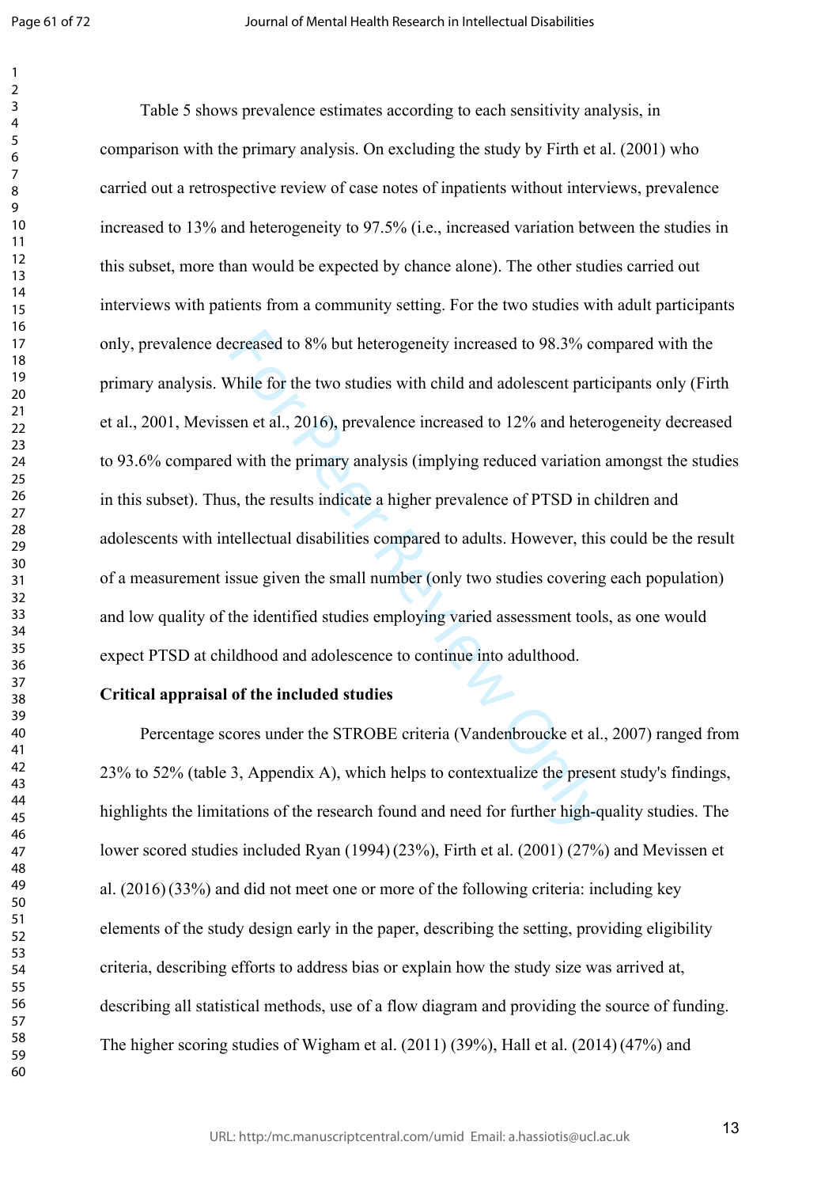Table 5 shows prevalence estimates according to each sensitivity analysis, in comparison with the primary analysis. On excluding the study by Firth et al. (2001) who carried out a retrospective review of case notes of inpatients without interviews, prevalence increased to 13% and heterogeneity to 97.5% (i.e., increased variation between the studies in this subset, more than would be expected by chance alone). The other studies carried out interviews with patients from a community setting. For the two studies with adult participants only, prevalence decreased to 8% but heterogeneity increased to 98.3% compared with the primary analysis. While for the two studies with child and adolescent participants only (Firth et al., 2001, Mevissen et al., 2016), prevalence increased to 12% and heterogeneity decreased to 93.6% compared with the primary analysis (implying reduced variation amongst the studies in this subset). Thus, the results indicate a higher prevalence of PTSD in children and adolescents with intellectual disabilities compared to adults. However, this could be the result of a measurement issue given the small number (only two studies covering each population) and low quality of the identified studies employing varied assessment tools, as one would expect PTSD at childhood and adolescence to continue into adulthood.

**Critical appraisal of the included studies**

Percentage scores under the STROBE criteria (Vandenbroucke et al., 2007) ranged from 23% to 52% (table 3, Appendix A), which helps to contextualize the present study's findings, highlights the limitations of the research found and need for further high-quality studies. The lower scored studies included Ryan (1994) (23%), Firth et al. (2001) (27%) and Mevissen et al. (2016) (33%) and did not meet one or more of the following criteria: including key elements of the study design early in the paper, describing the setting, providing eligibility criteria, describing efforts to address bias or explain how the study size was arrived at, describing all statistical methods, use of a flow diagram and providing the source of funding. The higher scoring studies of Wigham et al. (2011) (39%), Hall et al. (2014) (47%) and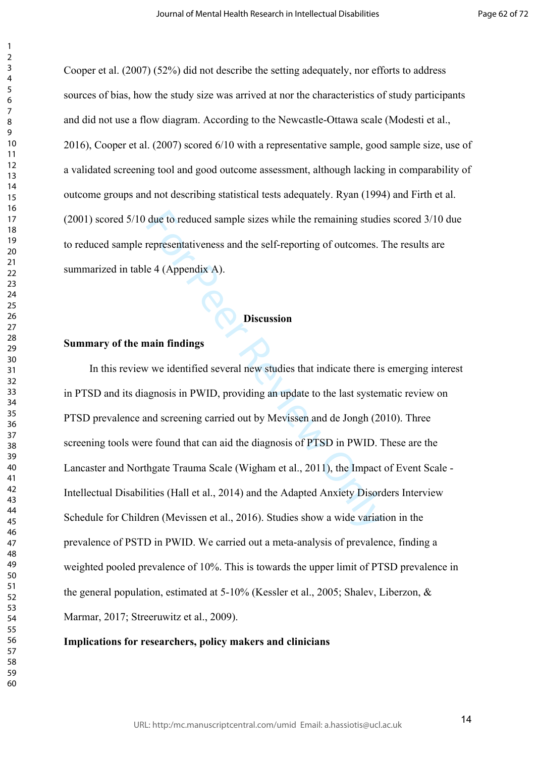Cooper et al. (2007) (52%) did not describe the setting adequately, nor efforts to address sources of bias, how the study size was arrived at nor the characteristics of study participants and did not use a flow diagram. According to the Newcastle-Ottawa scale (Modesti et al., 2016), Cooper et al. (2007) scored 6/10 with a representative sample, good sample size, use of a validated screening tool and good outcome assessment, although lacking in comparability of outcome groups and not describing statistical tests adequately. Ryan (1994) and Firth et al. (2001) scored 5/10 due to reduced sample sizes while the remaining studies scored 3/10 due to reduced sample representativeness and the self-reporting of outcomes. The results are summarized in table 4 (Appendix A).

## Discussion

### Summary of the main findings

In this review we identified several new studies that indicate there is emerging interest in PTSD and its diagnosis in PWID, providing an update to the last systematic review on PTSD prevalence and screening carried out by Mevissen and de Jongh (2010). Three screening tools were found that can aid the diagnosis of PTSD in PWID. These are the Lancaster and Northgate Trauma Scale (Wigham et al., 2011), the Impact of Event Scale - Intellectual Disabilities (Hall et al., 2014) and the Adapted Anxiety Disorders Interview Schedule for Children (Mevissen et al., 2016). Studies show a wide variation in the prevalence of PSTD in PWID. We carried out a meta-analysis of prevalence, finding a weighted pooled prevalence of 10%. This is towards the upper limit of PTSD prevalence in the general population, estimated at 5-10% (Kessler et al., 2005; Shalev, Liberzon, & Marmar, 2017; Streeruwitz et al., 2009).

### Implications for researchers, policy makers and clinicians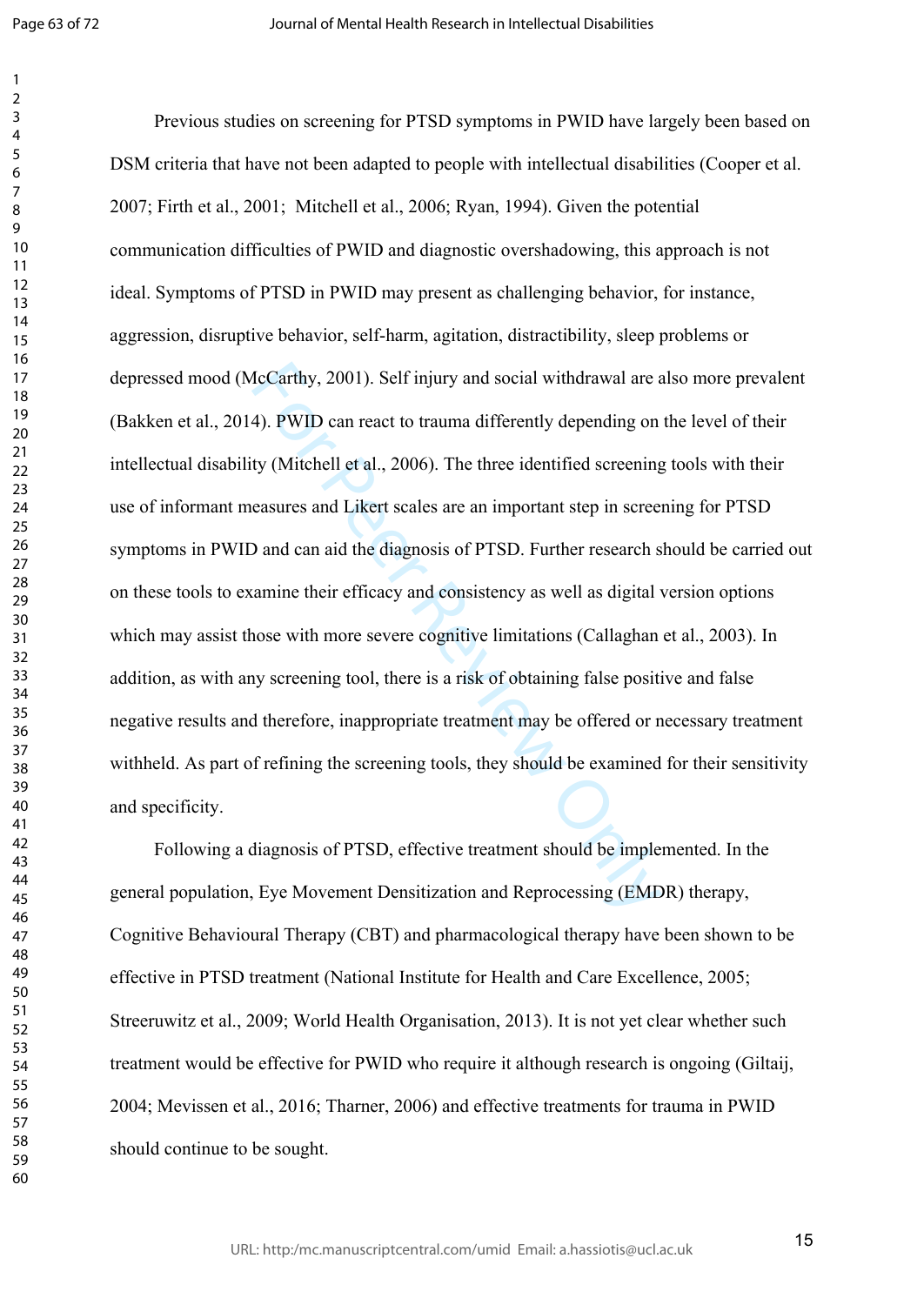Previous studies on screening for PTSD symptoms in PWID have largely been based on DSM criteria that have not been adapted to people with intellectual disabilities (Cooper et al. 2007; Firth et al., 2001;  Mitchell et al., 2006; Ryan, 1994). Given the potential communication difficulties of PWID and diagnostic overshadowing, this approach is not ideal. Symptoms of PTSD in PWID may present as challenging behavior, for instance, aggression, disruptive behavior, self-harm, agitation, distractibility, sleep problems or depressed mood (McCarthy, 2001). Self injury and social withdrawal are also more prevalent (Bakken et al., 2014). PWID can react to trauma differently depending on the level of their intellectual disability (Mitchell et al., 2006). The three identified screening tools with their use of informant measures and Likert scales are an important step in screening for PTSD symptoms in PWID and can aid the diagnosis of PTSD. Further research should be carried out on these tools to examine their efficacy and consistency as well as digital version options which may assist those with more severe cognitive limitations (Callaghan et al., 2003). In addition, as with any screening tool, there is a risk of obtaining false positive and false negative results and therefore, inappropriate treatment may be offered or necessary treatment withheld. As part of refining the screening tools, they should be examined for their sensitivity and specificity.

Following a diagnosis of PTSD, effective treatment should be implemented. In the general population, Eye Movement Densitization and Reprocessing (EMDR) therapy, Cognitive Behavioural Therapy (CBT) and pharmacological therapy have been shown to be effective in PTSD treatment (National Institute for Health and Care Excellence, 2005; Streeruwitz et al., 2009; World Health Organisation, 2013). It is not yet clear whether such treatment would be effective for PWID who require it although research is ongoing (Giltaij, 2004; Mevissen et al., 2016; Tharner, 2006) and effective treatments for trauma in PWID should continue to be sought.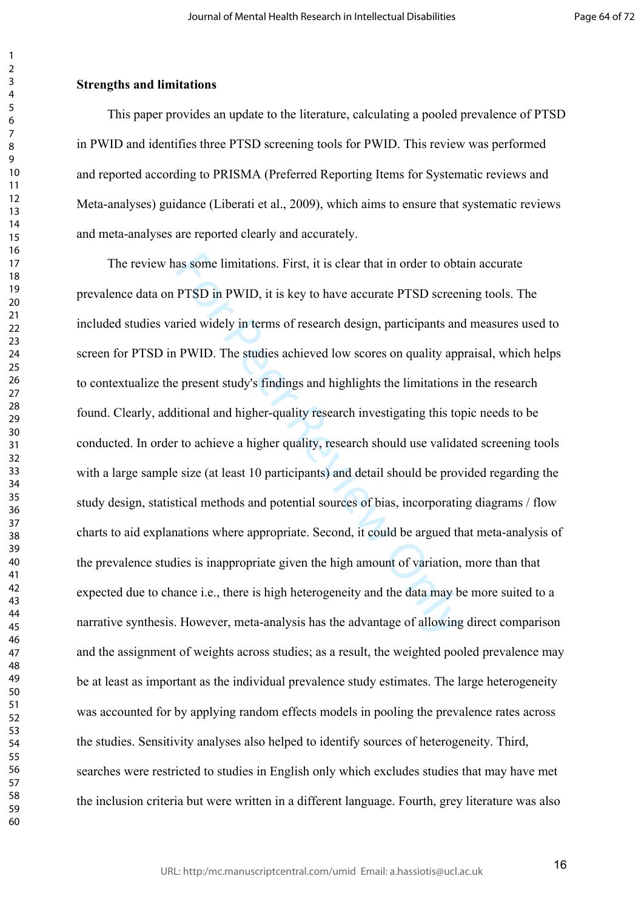**Strengths and limitations**

This paper provides an update to the literature, calculating a pooled prevalence of PTSD in PWID and identifies three PTSD screening tools for PWID. This review was performed and reported according to PRISMA (Preferred Reporting Items for Systematic reviews and Meta-analyses) guidance (Liberati et al., 2009), which aims to ensure that systematic reviews and meta-analyses are reported clearly and accurately.

The review has some limitations. First, it is clear that in order to obtain accurate prevalence data on PTSD in PWID, it is key to have accurate PTSD screening tools. The included studies varied widely in terms of research design, participants and measures used to screen for PTSD in PWID. The studies achieved low scores on quality appraisal, which helps to contextualize the present study's findings and highlights the limitations in the research found. Clearly, additional and higher-quality research investigating this topic needs to be conducted. In order to achieve a higher quality, research should use validated screening tools with a large sample size (at least 10 participants) and detail should be provided regarding the study design, statistical methods and potential sources of bias, incorporating diagrams / flow charts to aid explanations where appropriate. Second, it could be argued that meta-analysis of the prevalence studies is inappropriate given the high amount of variation, more than that expected due to chance i.e., there is high heterogeneity and the data may be more suited to a narrative synthesis. However, meta-analysis has the advantage of allowing direct comparison and the assignment of weights across studies; as a result, the weighted pooled prevalence may be at least as important as the individual prevalence study estimates. The large heterogeneity was accounted for by applying random effects models in pooling the prevalence rates across the studies. Sensitivity analyses also helped to identify sources of heterogeneity. Third, searches were restricted to studies in English only which excludes studies that may have met the inclusion criteria but were written in a different language. Fourth, grey literature was also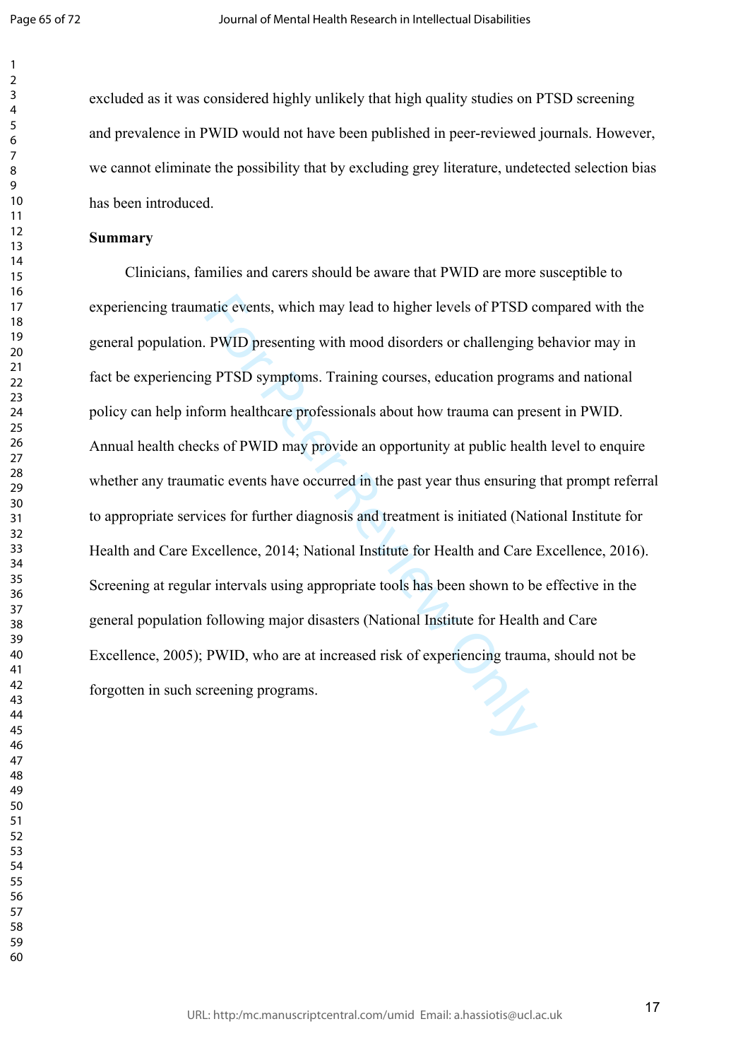excluded as it was considered highly unlikely that high quality studies on PTSD screening and prevalence in PWID would not have been published in peer-reviewed journals. However, we cannot eliminate the possibility that by excluding grey literature, undetected selection bias has been introduced.

**Summary**

Clinicians, families and carers should be aware that PWID are more susceptible to experiencing traumatic events, which may lead to higher levels of PTSD compared with the general population. PWID presenting with mood disorders or challenging behavior may in fact be experiencing PTSD symptoms. Training courses, education programs and national policy can help inform healthcare professionals about how trauma can present in PWID. Annual health checks of PWID may provide an opportunity at public health level to enquire whether any traumatic events have occurred in the past year thus ensuring that prompt referral to appropriate services for further diagnosis and treatment is initiated (National Institute for Health and Care Excellence, 2014; National Institute for Health and Care Excellence, 2016). Screening at regular intervals using appropriate tools has been shown to be effective in the general population following major disasters (National Institute for Health and Care Excellence, 2005); PWID, who are at increased risk of experiencing trauma, should not be forgotten in such screening programs.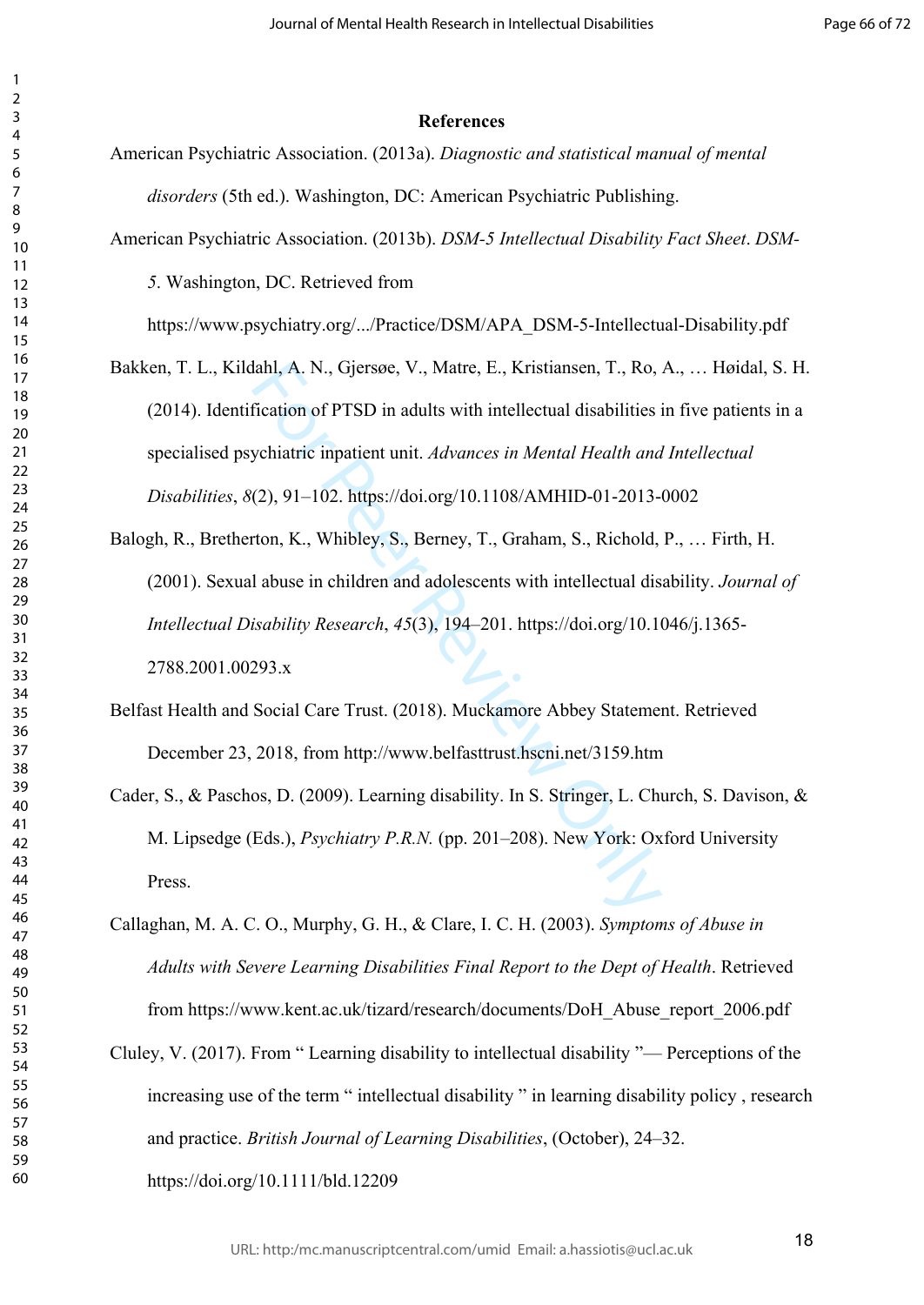## References

American Psychiatric Association. (2013a). *Diagnostic and statistical manual of mental disorders* (5th ed.). Washington, DC: American Psychiatric Publishing.

American Psychiatric Association. (2013b). *DSM-5 Intellectual Disability Fact Sheet*. *DSM-5*. Washington, DC. Retrieved from https://www.psychiatry.org/.../Practice/DSM/APA_DSM-5-Intellectual-Disability.pdf

Bakken, T. L., Kildahl, A. N., Gjersøe, V., Matre, E., Kristiansen, T., Ro, A., … Høidal, S. H. (2014). Identification of PTSD in adults with intellectual disabilities in five patients in a specialised psychiatric inpatient unit. *Advances in Mental Health and Intellectual Disabilities*, *8*(2), 91–102. https://doi.org/10.1108/AMHID-01-2013-0002

Balogh, R., Bretherton, K., Whibley, S., Berney, T., Graham, S., Richold, P., … Firth, H. (2001). Sexual abuse in children and adolescents with intellectual disability. *Journal of Intellectual Disability Research*, *45*(3), 194–201. https://doi.org/10.1046/j.1365-2788.2001.00293.x

Belfast Health and Social Care Trust. (2018). Muckamore Abbey Statement. Retrieved December 23, 2018, from http://www.belfasttrust.hscni.net/3159.htm

Cader, S., & Paschos, D. (2009). Learning disability. In S. Stringer, L. Church, S. Davison, & M. Lipsedge (Eds.), *Psychiatry P.R.N.* (pp. 201–208). New York: Oxford University Press.

Callaghan, M. A. C. O., Murphy, G. H., & Clare, I. C. H. (2003). *Symptoms of Abuse in Adults with Severe Learning Disabilities Final Report to the Dept of Health*. Retrieved from https://www.kent.ac.uk/tizard/research/documents/DoH_Abuse_report_2006.pdf

Cluley, V. (2017). From " Learning disability to intellectual disability "— Perceptions of the increasing use of the term " intellectual disability " in learning disability policy , research and practice. *British Journal of Learning Disabilities*, (October), 24–32. https://doi.org/10.1111/bld.12209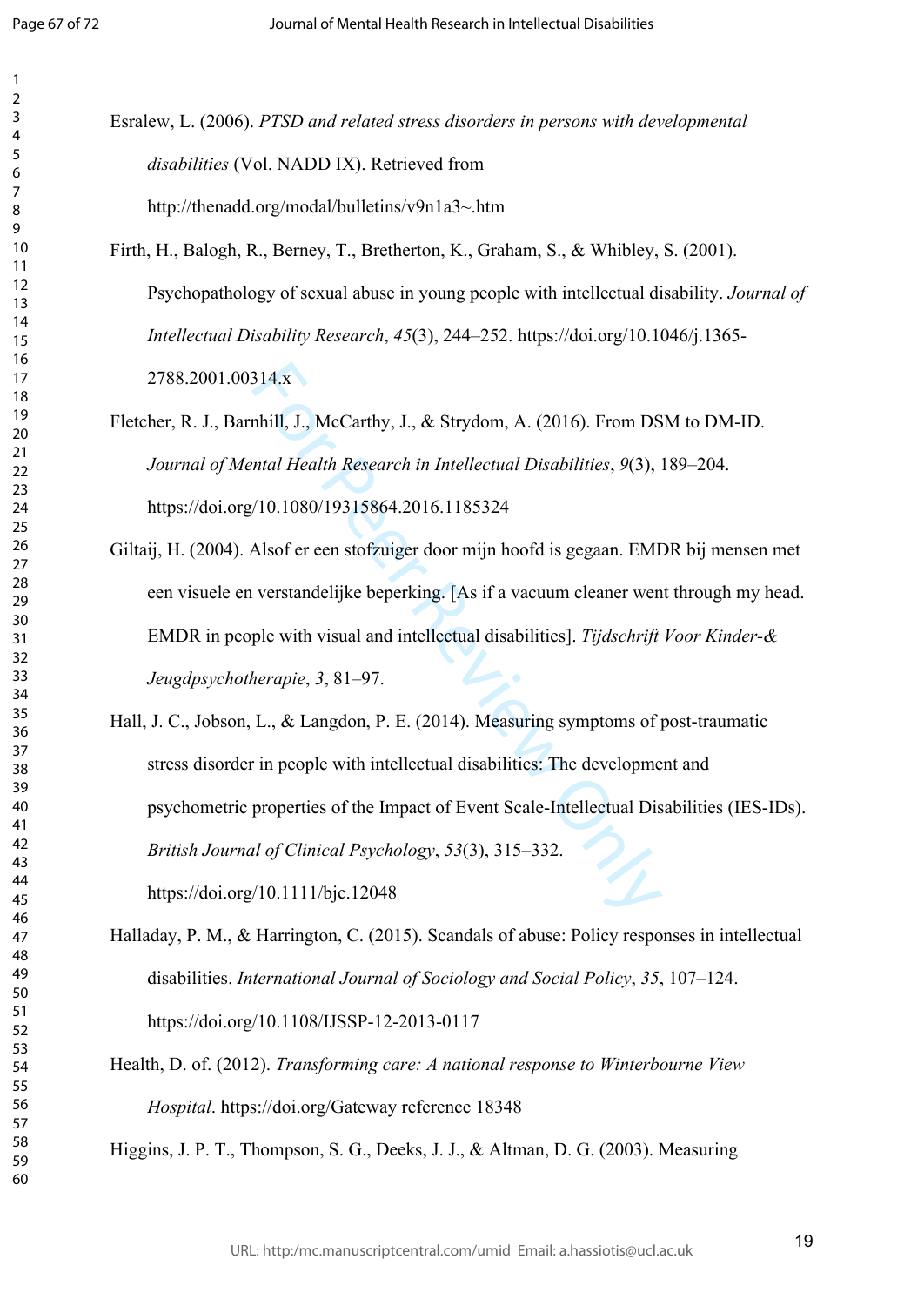Esralew, L. (2006). *PTSD and related stress disorders in persons with developmental disabilities* (Vol. NADD IX). Retrieved from http://thenadd.org/modal/bulletins/v9n1a3~.htm

Firth, H., Balogh, R., Berney, T., Bretherton, K., Graham, S., & Whibley, S. (2001). Psychopathology of sexual abuse in young people with intellectual disability. *Journal of Intellectual Disability Research*, *45*(3), 244–252. https://doi.org/10.1046/j.1365-2788.2001.00314.x

Fletcher, R. J., Barnhill, J., McCarthy, J., & Strydom, A. (2016). From DSM to DM-ID. *Journal of Mental Health Research in Intellectual Disabilities*, *9*(3), 189–204. https://doi.org/10.1080/19315864.2016.1185324

Giltaij, H. (2004). Alsof er een stofzuiger door mijn hoofd is gegaan. EMDR bij mensen met een visuele en verstandelijke beperking. [As if a vacuum cleaner went through my head. EMDR in people with visual and intellectual disabilities]. *Tijdschrift Voor Kinder-& Jeugdpsychotherapie*, *3*, 81–97.

Hall, J. C., Jobson, L., & Langdon, P. E. (2014). Measuring symptoms of post-traumatic stress disorder in people with intellectual disabilities: The development and psychometric properties of the Impact of Event Scale-Intellectual Disabilities (IES-IDs). *British Journal of Clinical Psychology*, *53*(3), 315–332. https://doi.org/10.1111/bjc.12048

Halladay, P. M., & Harrington, C. (2015). Scandals of abuse: Policy responses in intellectual disabilities. *International Journal of Sociology and Social Policy*, *35*, 107–124. https://doi.org/10.1108/IJSSP-12-2013-0117

Health, D. of. (2012). *Transforming care: A national response to Winterbourne View Hospital*. https://doi.org/Gateway reference 18348

Higgins, J. P. T., Thompson, S. G., Deeks, J. J., & Altman, D. G. (2003). Measuring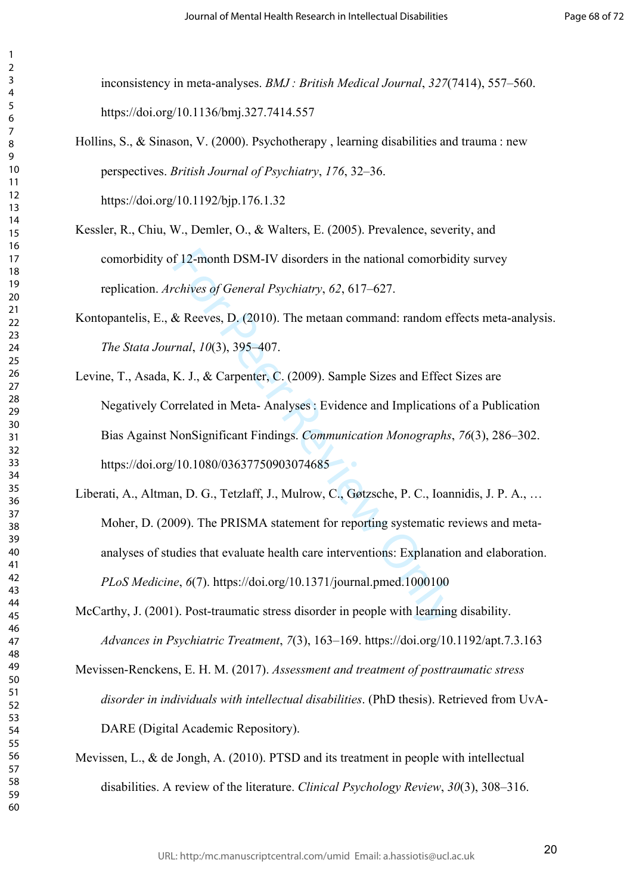inconsistency in meta-analyses. *BMJ : British Medical Journal*, *327*(7414), 557–560. https://doi.org/10.1136/bmj.327.7414.557

Hollins, S., & Sinason, V. (2000). Psychotherapy , learning disabilities and trauma : new perspectives. *British Journal of Psychiatry*, *176*, 32–36. https://doi.org/10.1192/bjp.176.1.32

Kessler, R., Chiu, W., Demler, O., & Walters, E. (2005). Prevalence, severity, and comorbidity of 12-month DSM-IV disorders in the national comorbidity survey replication. *Archives of General Psychiatry*, *62*, 617–627.

Kontopantelis, E., & Reeves, D. (2010). The metaan command: random effects meta-analysis. *The Stata Journal*, *10*(3), 395–407.

Levine, T., Asada, K. J., & Carpenter, C. (2009). Sample Sizes and Effect Sizes are Negatively Correlated in Meta- Analyses : Evidence and Implications of a Publication Bias Against NonSignificant Findings. *Communication Monographs*, *76*(3), 286–302. https://doi.org/10.1080/03637750903074685

Liberati, A., Altman, D. G., Tetzlaff, J., Mulrow, C., Gøtzsche, P. C., Ioannidis, J. P. A., … Moher, D. (2009). The PRISMA statement for reporting systematic reviews and meta-analyses of studies that evaluate health care interventions: Explanation and elaboration. *PLoS Medicine*, *6*(7). https://doi.org/10.1371/journal.pmed.1000100

McCarthy, J. (2001). Post-traumatic stress disorder in people with learning disability. *Advances in Psychiatric Treatment*, *7*(3), 163–169. https://doi.org/10.1192/apt.7.3.163

Mevissen-Renckens, E. H. M. (2017). *Assessment and treatment of posttraumatic stress disorder in individuals with intellectual disabilities*. (PhD thesis). Retrieved from UvA-DARE (Digital Academic Repository).

Mevissen, L., & de Jongh, A. (2010). PTSD and its treatment in people with intellectual disabilities. A review of the literature. *Clinical Psychology Review*, *30*(3), 308–316.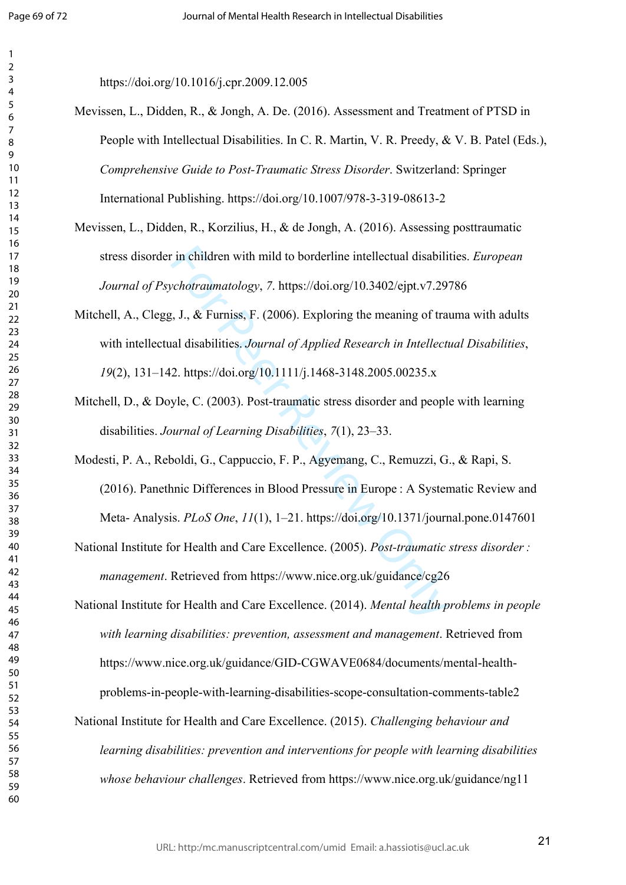https://doi.org/10.1016/j.cpr.2009.12.005

Mevissen, L., Didden, R., & Jongh, A. De. (2016). Assessment and Treatment of PTSD in People with Intellectual Disabilities. In C. R. Martin, V. R. Preedy, & V. B. Patel (Eds.), *Comprehensive Guide to Post-Traumatic Stress Disorder*. Switzerland: Springer International Publishing. https://doi.org/10.1007/978-3-319-08613-2

Mevissen, L., Didden, R., Korzilius, H., & de Jongh, A. (2016). Assessing posttraumatic stress disorder in children with mild to borderline intellectual disabilities. *European Journal of Psychotraumatology*, *7*. https://doi.org/10.3402/ejpt.v7.29786

Mitchell, A., Clegg, J., & Furniss, F. (2006). Exploring the meaning of trauma with adults with intellectual disabilities. *Journal of Applied Research in Intellectual Disabilities*, *19*(2), 131–142. https://doi.org/10.1111/j.1468-3148.2005.00235.x

Mitchell, D., & Doyle, C. (2003). Post-traumatic stress disorder and people with learning disabilities. *Journal of Learning Disabilities*, *7*(1), 23–33.

Modesti, P. A., Reboldi, G., Cappuccio, F. P., Agyemang, C., Remuzzi, G., & Rapi, S. (2016). Panethnic Differences in Blood Pressure in Europe : A Systematic Review and Meta- Analysis. *PLoS One*, *11*(1), 1–21. https://doi.org/10.1371/journal.pone.0147601

National Institute for Health and Care Excellence. (2005). *Post-traumatic stress disorder : management*. Retrieved from https://www.nice.org.uk/guidance/cg26

National Institute for Health and Care Excellence. (2014). *Mental health problems in people with learning disabilities: prevention, assessment and management*. Retrieved from https://www.nice.org.uk/guidance/GID-CGWAVE0684/documents/mental-health-problems-in-people-with-learning-disabilities-scope-consultation-comments-table2

National Institute for Health and Care Excellence. (2015). *Challenging behaviour and learning disabilities: prevention and interventions for people with learning disabilities whose behaviour challenges*. Retrieved from https://www.nice.org.uk/guidance/ng11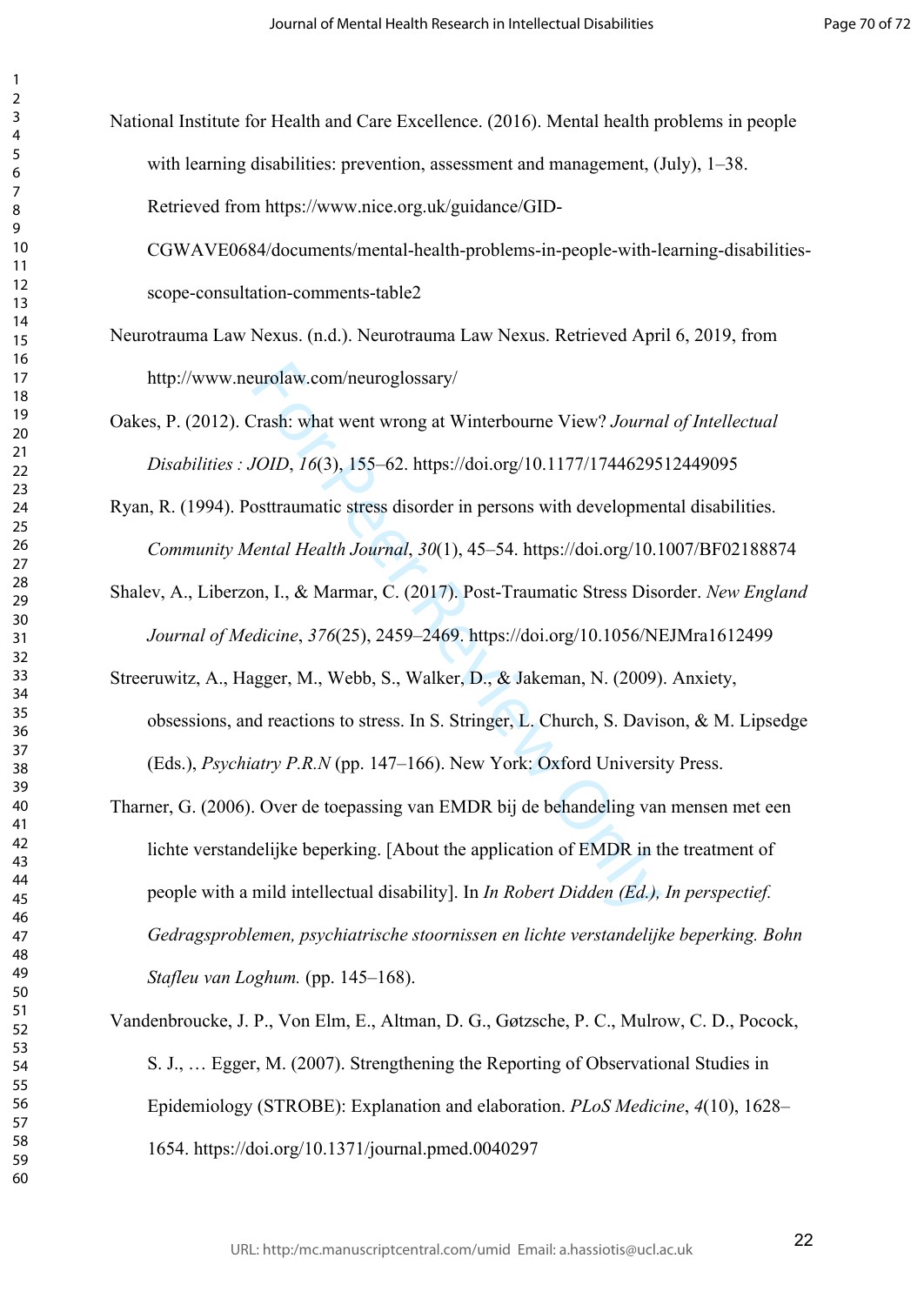National Institute for Health and Care Excellence. (2016). Mental health problems in people with learning disabilities: prevention, assessment and management, (July), 1–38. Retrieved from https://www.nice.org.uk/guidance/GID-CGWAVE0684/documents/mental-health-problems-in-people-with-learning-disabilities-scope-consultation-comments-table2

Neurotrauma Law Nexus. (n.d.). Neurotrauma Law Nexus. Retrieved April 6, 2019, from http://www.neurolaw.com/neuroglossary/

Oakes, P. (2012). Crash: what went wrong at Winterbourne View? *Journal of Intellectual Disabilities : JOID*, *16*(3), 155–62. https://doi.org/10.1177/1744629512449095

Ryan, R. (1994). Posttraumatic stress disorder in persons with developmental disabilities. *Community Mental Health Journal*, *30*(1), 45–54. https://doi.org/10.1007/BF02188874

Shalev, A., Liberzon, I., & Marmar, C. (2017). Post-Traumatic Stress Disorder. *New England Journal of Medicine*, *376*(25), 2459–2469. https://doi.org/10.1056/NEJMra1612499

Streeruwitz, A., Hagger, M., Webb, S., Walker, D., & Jakeman, N. (2009). Anxiety, obsessions, and reactions to stress. In S. Stringer, L. Church, S. Davison, & M. Lipsedge (Eds.), *Psychiatry P.R.N* (pp. 147–166). New York: Oxford University Press.

Tharner, G. (2006). Over de toepassing van EMDR bij de behandeling van mensen met een lichte verstandelijke beperking. [About the application of EMDR in the treatment of people with a mild intellectual disability]. In *In Robert Didden (Ed.), In perspectief. Gedragsproblemen, psychiatrische stoornissen en lichte verstandelijke beperking. Bohn Stafleu van Loghum.* (pp. 145–168).

Vandenbroucke, J. P., Von Elm, E., Altman, D. G., Gøtzsche, P. C., Mulrow, C. D., Pocock, S. J., … Egger, M. (2007). Strengthening the Reporting of Observational Studies in Epidemiology (STROBE): Explanation and elaboration. *PLoS Medicine*, *4*(10), 1628–1654. https://doi.org/10.1371/journal.pmed.0040297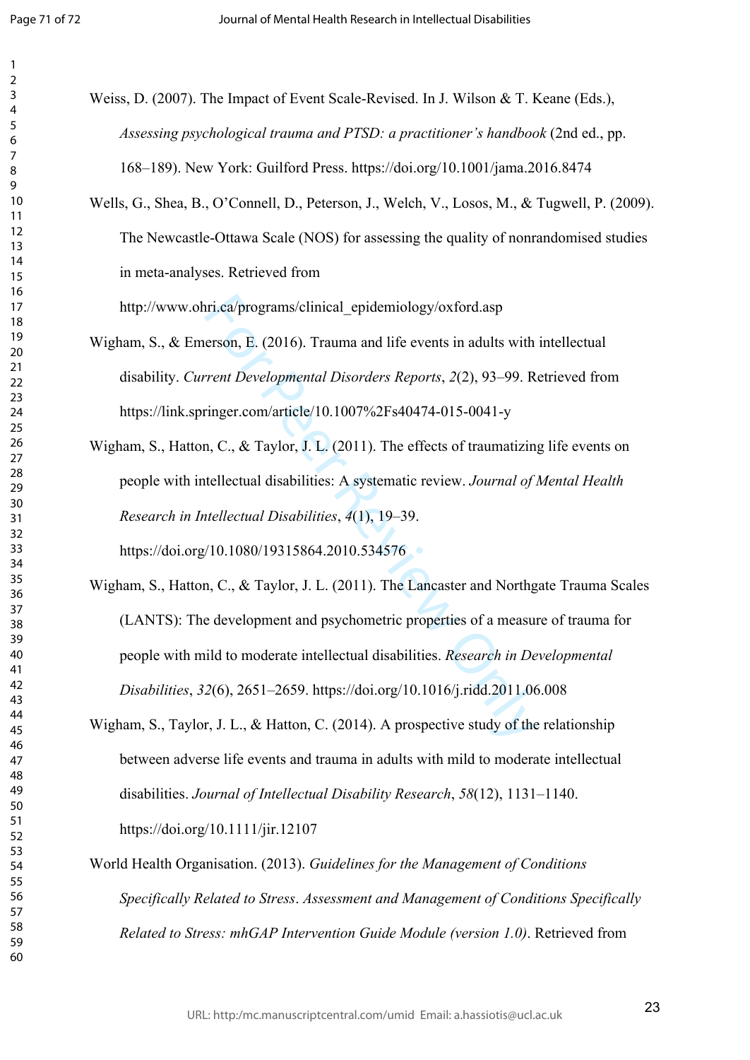Weiss, D. (2007). The Impact of Event Scale-Revised. In J. Wilson & T. Keane (Eds.), *Assessing psychological trauma and PTSD: a practitioner's handbook* (2nd ed., pp. 168–189). New York: Guilford Press. https://doi.org/10.1001/jama.2016.8474

Wells, G., Shea, B., O'Connell, D., Peterson, J., Welch, V., Losos, M., & Tugwell, P. (2009). The Newcastle-Ottawa Scale (NOS) for assessing the quality of nonrandomised studies in meta-analyses. Retrieved from http://www.ohri.ca/programs/clinical_epidemiology/oxford.asp

Wigham, S., & Emerson, E. (2016). Trauma and life events in adults with intellectual disability. *Current Developmental Disorders Reports*, *2*(2), 93–99. Retrieved from https://link.springer.com/article/10.1007%2Fs40474-015-0041-y

Wigham, S., Hatton, C., & Taylor, J. L. (2011). The effects of traumatizing life events on people with intellectual disabilities: A systematic review. *Journal of Mental Health Research in Intellectual Disabilities*, *4*(1), 19–39. https://doi.org/10.1080/19315864.2010.534576

Wigham, S., Hatton, C., & Taylor, J. L. (2011). The Lancaster and Northgate Trauma Scales (LANTS): The development and psychometric properties of a measure of trauma for people with mild to moderate intellectual disabilities. *Research in Developmental Disabilities*, *32*(6), 2651–2659. https://doi.org/10.1016/j.ridd.2011.06.008

Wigham, S., Taylor, J. L., & Hatton, C. (2014). A prospective study of the relationship between adverse life events and trauma in adults with mild to moderate intellectual disabilities. *Journal of Intellectual Disability Research*, *58*(12), 1131–1140. https://doi.org/10.1111/jir.12107

World Health Organisation. (2013). *Guidelines for the Management of Conditions Specifically Related to Stress*. *Assessment and Management of Conditions Specifically Related to Stress: mhGAP Intervention Guide Module (version 1.0)*. Retrieved from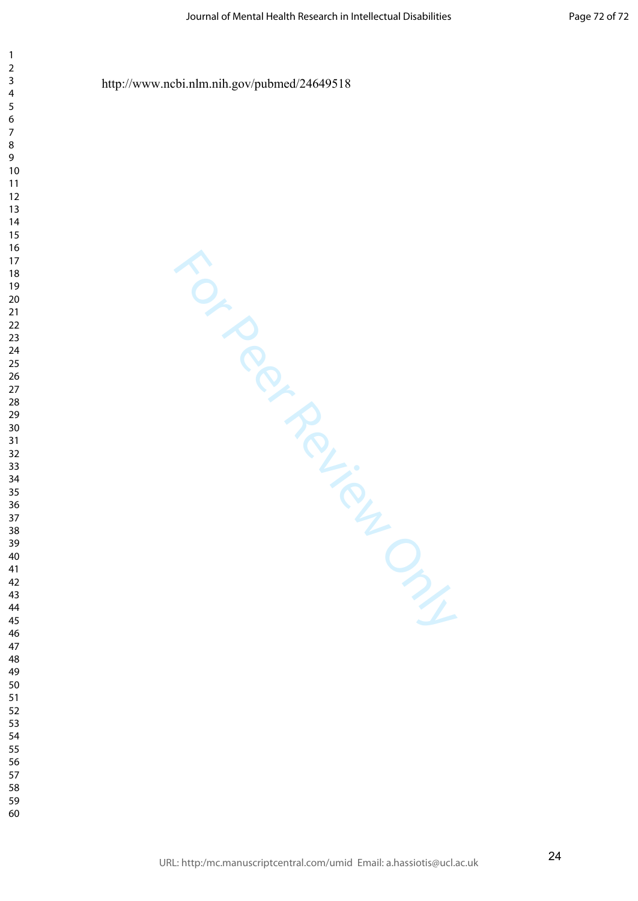http://www.ncbi.nlm.nih.gov/pubmed/24649518